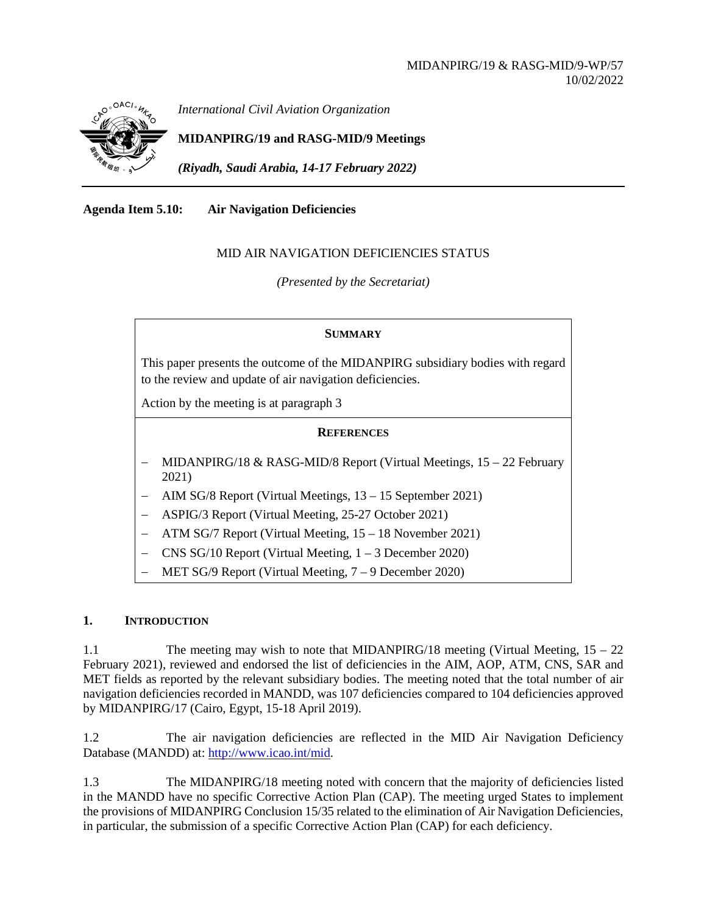MIDANPIRG/19 & RASG-MID/9-WP/57
10/02/2022

*International Civil Aviation Organization*

**MIDANPIRG/19 and RASG-MID/9 Meetings**

***(Riyadh, Saudi Arabia, 14-17 February 2022)***

**Agenda Item 5.10: Air Navigation Deficiencies**

MID AIR NAVIGATION DEFICIENCIES STATUS

*(Presented by the Secretariat)*

**SUMMARY**

This paper presents the outcome of the MIDANPIRG subsidiary bodies with regard to the review and update of air navigation deficiencies.

Action by the meeting is at paragraph 3

**REFERENCES**

- MIDANPIRG/18 & RASG-MID/8 Report (Virtual Meetings, 15 – 22 February 2021)
- AIM SG/8 Report (Virtual Meetings, 13 – 15 September 2021)
- ASPIG/3 Report (Virtual Meeting, 25-27 October 2021)
- ATM SG/7 Report (Virtual Meeting, 15 – 18 November 2021)
- CNS SG/10 Report (Virtual Meeting, 1 – 3 December 2020)
- MET SG/9 Report (Virtual Meeting, 7 – 9 December 2020)

## 1. INTRODUCTION

1.1 The meeting may wish to note that MIDANPIRG/18 meeting (Virtual Meeting, 15 – 22 February 2021), reviewed and endorsed the list of deficiencies in the AIM, AOP, ATM, CNS, SAR and MET fields as reported by the relevant subsidiary bodies. The meeting noted that the total number of air navigation deficiencies recorded in MANDD, was 107 deficiencies compared to 104 deficiencies approved by MIDANPIRG/17 (Cairo, Egypt, 15-18 April 2019).

1.2 The air navigation deficiencies are reflected in the MID Air Navigation Deficiency Database (MANDD) at: http://www.icao.int/mid.

1.3 The MIDANPIRG/18 meeting noted with concern that the majority of deficiencies listed in the MANDD have no specific Corrective Action Plan (CAP). The meeting urged States to implement the provisions of MIDANPIRG Conclusion 15/35 related to the elimination of Air Navigation Deficiencies, in particular, the submission of a specific Corrective Action Plan (CAP) for each deficiency.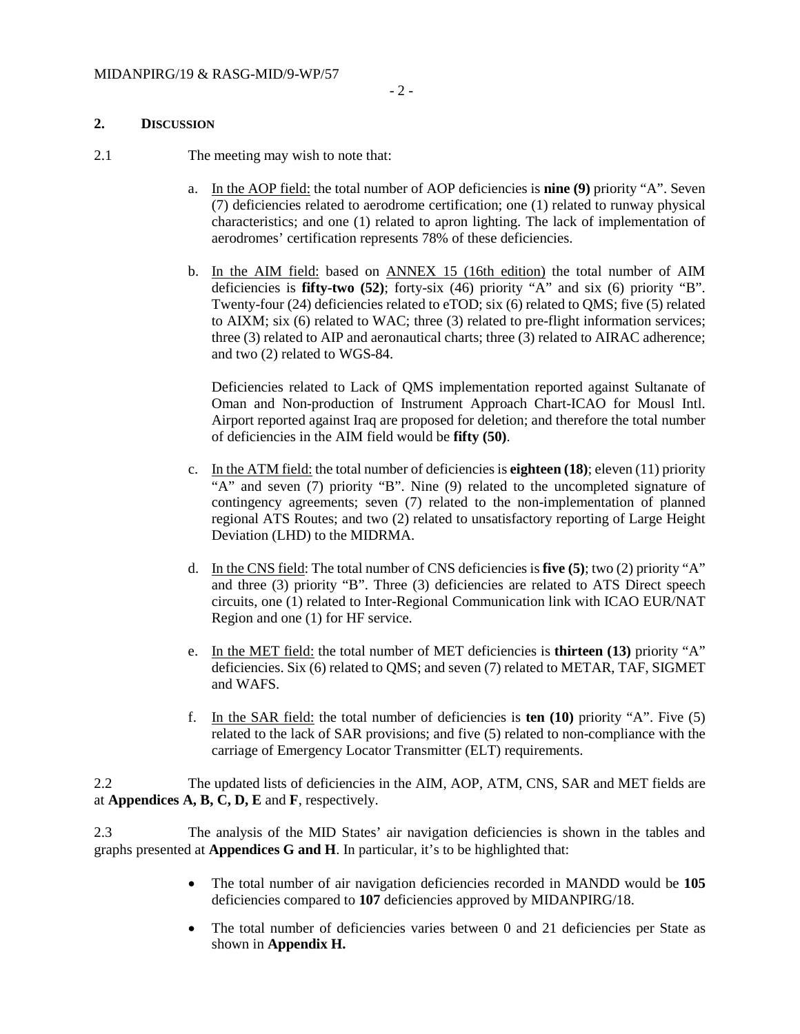## 2. DISCUSSION

2.1 The meeting may wish to note that:

a. <u>In the AOP field:</u> the total number of AOP deficiencies is **nine (9)** priority "A". Seven (7) deficiencies related to aerodrome certification; one (1) related to runway physical characteristics; and one (1) related to apron lighting. The lack of implementation of aerodromes' certification represents 78% of these deficiencies.

b. <u>In the AIM field:</u> based on <u>ANNEX 15 (16th edition)</u> the total number of AIM deficiencies is **fifty-two (52)**; forty-six (46) priority "A" and six (6) priority "B". Twenty-four (24) deficiencies related to eTOD; six (6) related to QMS; five (5) related to AIXM; six (6) related to WAC; three (3) related to pre-flight information services; three (3) related to AIP and aeronautical charts; three (3) related to AIRAC adherence; and two (2) related to WGS-84.

   Deficiencies related to Lack of QMS implementation reported against Sultanate of Oman and Non-production of Instrument Approach Chart-ICAO for Mousl Intl. Airport reported against Iraq are proposed for deletion; and therefore the total number of deficiencies in the AIM field would be **fifty (50)**.

c. <u>In the ATM field:</u> the total number of deficiencies is **eighteen (18)**; eleven (11) priority "A" and seven (7) priority "B". Nine (9) related to the uncompleted signature of contingency agreements; seven (7) related to the non-implementation of planned regional ATS Routes; and two (2) related to unsatisfactory reporting of Large Height Deviation (LHD) to the MIDRMA.

d. <u>In the CNS field</u>: The total number of CNS deficiencies is **five (5)**; two (2) priority "A" and three (3) priority "B". Three (3) deficiencies are related to ATS Direct speech circuits, one (1) related to Inter-Regional Communication link with ICAO EUR/NAT Region and one (1) for HF service.

e. <u>In the MET field:</u> the total number of MET deficiencies is **thirteen (13)** priority "A" deficiencies. Six (6) related to QMS; and seven (7) related to METAR, TAF, SIGMET and WAFS.

f. <u>In the SAR field:</u> the total number of deficiencies is **ten (10)** priority "A". Five (5) related to the lack of SAR provisions; and five (5) related to non-compliance with the carriage of Emergency Locator Transmitter (ELT) requirements.

2.2 The updated lists of deficiencies in the AIM, AOP, ATM, CNS, SAR and MET fields are at **Appendices A, B, C, D, E** and **F**, respectively.

2.3 The analysis of the MID States' air navigation deficiencies is shown in the tables and graphs presented at **Appendices G and H**. In particular, it's to be highlighted that:

- The total number of air navigation deficiencies recorded in MANDD would be **105** deficiencies compared to **107** deficiencies approved by MIDANPIRG/18.
- The total number of deficiencies varies between 0 and 21 deficiencies per State as shown in **Appendix H.**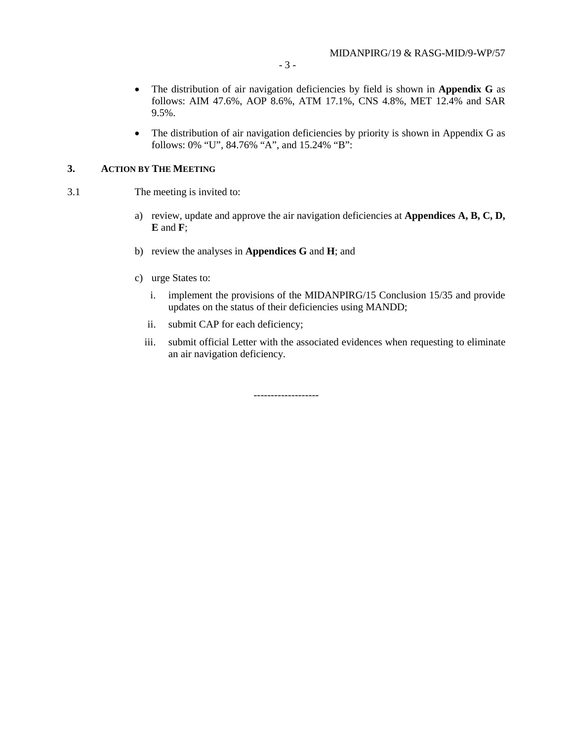- The distribution of air navigation deficiencies by field is shown in **Appendix G** as follows: AIM 47.6%, AOP 8.6%, ATM 17.1%, CNS 4.8%, MET 12.4% and SAR 9.5%.

- The distribution of air navigation deficiencies by priority is shown in Appendix G as follows: 0% "U", 84.76% "A", and 15.24% "B":

## 3. ACTION BY THE MEETING

3.1 The meeting is invited to:

a) review, update and approve the air navigation deficiencies at **Appendices A, B, C, D, E** and **F**;

b) review the analyses in **Appendices G** and **H**; and

c) urge States to:

   i. implement the provisions of the MIDANPIRG/15 Conclusion 15/35 and provide updates on the status of their deficiencies using MANDD;

   ii. submit CAP for each deficiency;

   iii. submit official Letter with the associated evidences when requesting to eliminate an air navigation deficiency.

------------------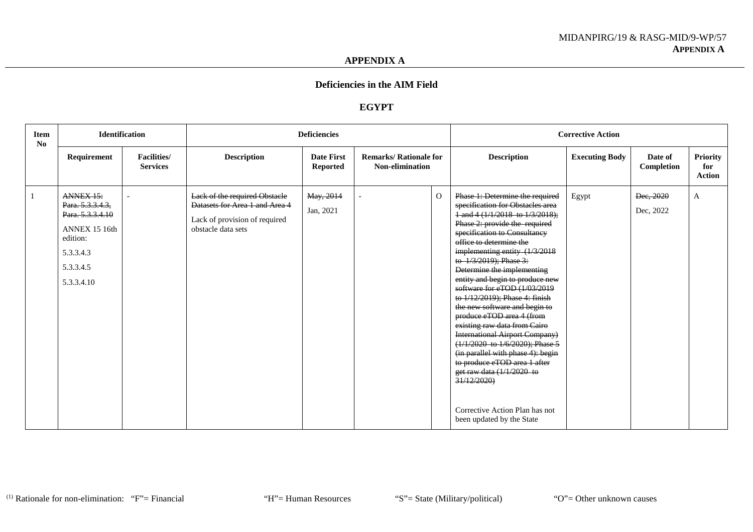## APPENDIX A

### Deficiencies in the AIM Field

### EGYPT

| Item No | Identification | | Deficiencies | | | | Corrective Action | | | |
|---|---|---|---|---|---|---|---|---|---|---|
| | Requirement | Facilities/ Services | Description | Date First Reported | Remarks/ Rationale for Non-elimination | | Description | Executing Body | Date of Completion | Priority for Action |
| 1 | ~~ANNEX 15: Para. 5.3.3.4.3, Para. 5.3.3.4.10~~<br>ANNEX 15 16th edition:<br>5.3.3.4.3<br>5.3.3.4.5<br>5.3.3.4.10 | - | ~~Lack of the required Obstacle Datasets for Area 1 and Area 4~~<br>Lack of provision of required obstacle data sets | ~~May, 2014~~<br>Jan, 2021 | - | O | ~~Phase 1: Determine the required specification for Obstacles area 1 and 4 (1/1/2018 to 1/3/2018); Phase 2: provide the required specification to Consultancy office to determine the implementing entity (1/3/2018 to 1/3/2019); Phase 3: Determine the implementing entity and begin to produce new software for eTOD (1/03/2019 to 1/12/2019); Phase 4: finish the new software and begin to produce eTOD area 4 (from existing raw data from Cairo International Airport Company) (1/1/2020 to 1/6/2020); Phase 5 (in parallel with phase 4): begin to produce eTOD area 1 after get raw data (1/1/2020 to 31/12/2020)~~<br><br>Corrective Action Plan has not been updated by the State | Egypt | ~~Dec, 2020~~<br>Dec, 2022 | A |

[(1)] Rationale for non-elimination: "F"= Financial "H"= Human Resources "S"= State (Military/political) "O"= Other unknown causes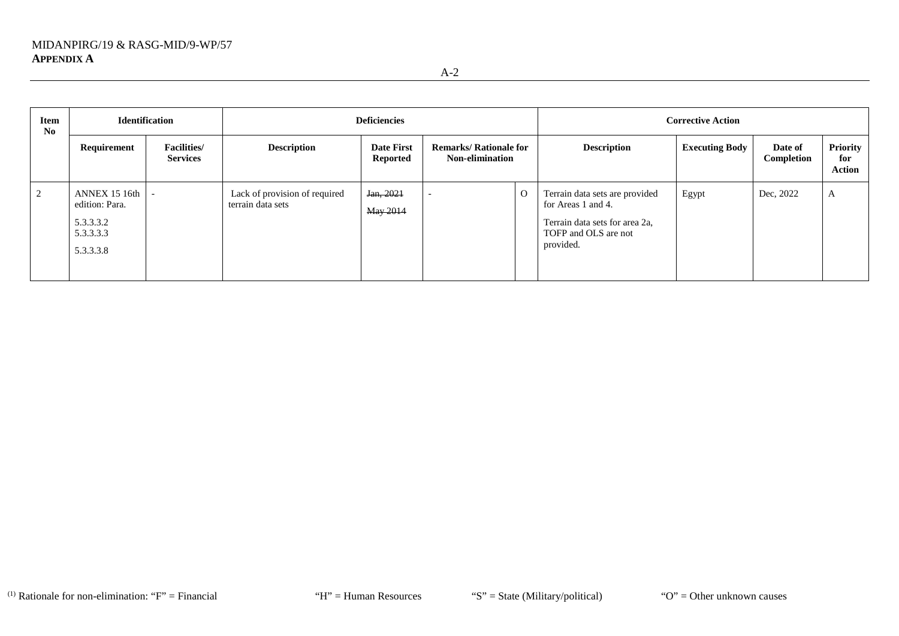| Item No | Identification | | Deficiencies | | | | Corrective Action | | | |
|---|---|---|---|---|---|---|---|---|---|---|
| | **Requirement** | **Facilities/ Services** | **Description** | **Date First Reported** | **Remarks/ Rationale for Non-elimination** | | **Description** | **Executing Body** | **Date of Completion** | **Priority for Action** |
| 2 | ANNEX 15 16th edition: Para. 5.3.3.3.2 5.3.3.3.3 5.3.3.3.8 | - | Lack of provision of required terrain data sets | ~~Jan, 2021~~ ~~May 2014~~ | - | O | Terrain data sets are provided for Areas 1 and 4. Terrain data sets for area 2a, TOFP and OLS are not provided. | Egypt | Dec, 2022 | A |

[(1)] Rationale for non-elimination: "F" = Financial "H" = Human Resources "S" = State (Military/political) "O" = Other unknown causes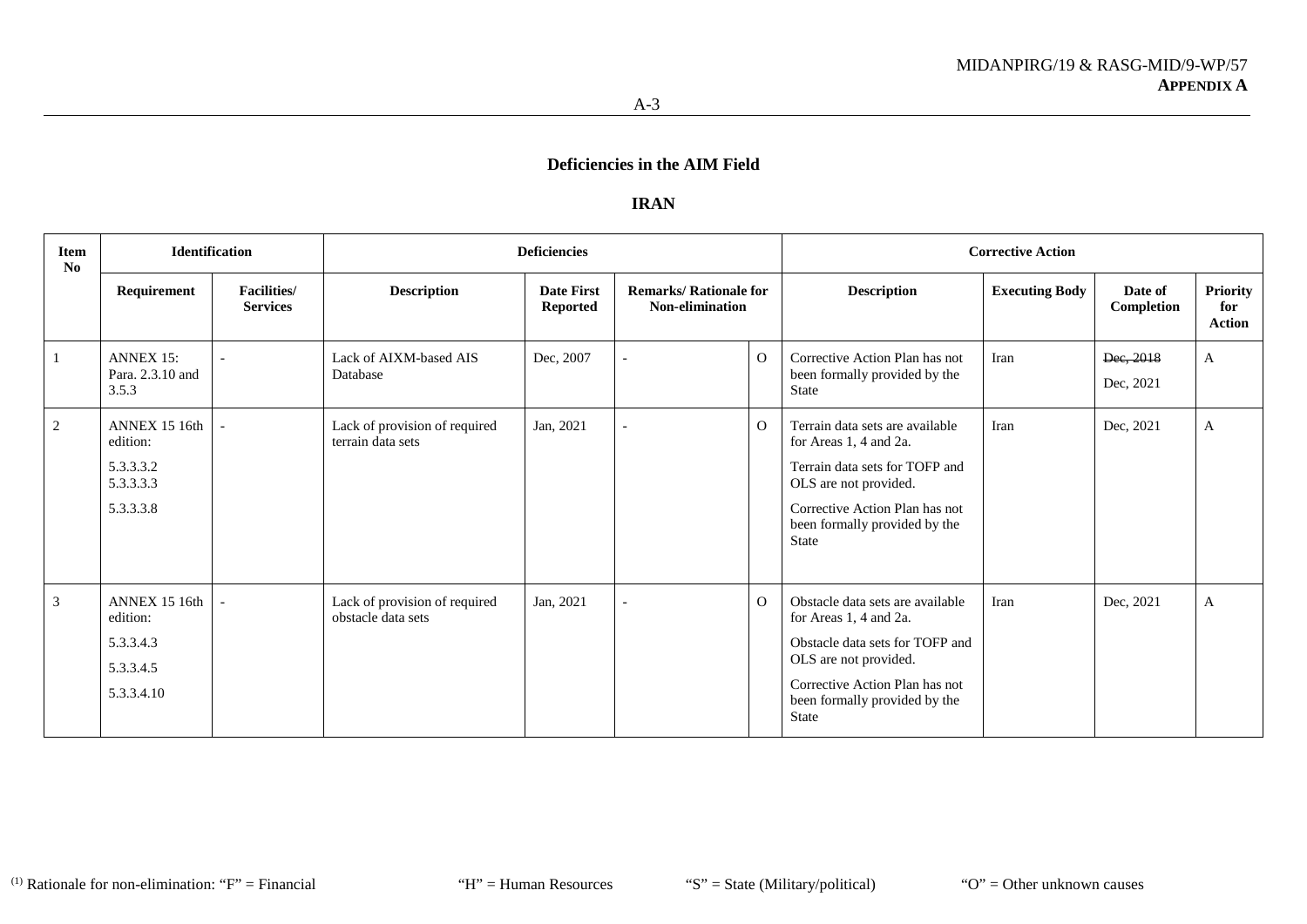## Deficiencies in the AIM Field

## IRAN

| Item No | Identification | | Deficiencies | | | | Corrective Action | | | |
|---|---|---|---|---|---|---|---|---|---|---|
| | Requirement | Facilities/ Services | Description | Date First Reported | Remarks/ Rationale for Non-elimination | | Description | Executing Body | Date of Completion | Priority for Action |
| 1 | ANNEX 15: Para. 2.3.10 and 3.5.3 | - | Lack of AIXM-based AIS Database | Dec, 2007 | - | O | Corrective Action Plan has not been formally provided by the State | Iran | ~~Dec, 2018~~ Dec, 2021 | A |
| 2 | ANNEX 15 16th edition: 5.3.3.3.2 5.3.3.3.3 5.3.3.3.8 | - | Lack of provision of required terrain data sets | Jan, 2021 | - | O | Terrain data sets are available for Areas 1, 4 and 2a. Terrain data sets for TOFP and OLS are not provided. Corrective Action Plan has not been formally provided by the State | Iran | Dec, 2021 | A |
| 3 | ANNEX 15 16th edition: 5.3.3.4.3 5.3.3.4.5 5.3.3.4.10 | - | Lack of provision of required obstacle data sets | Jan, 2021 | - | O | Obstacle data sets are available for Areas 1, 4 and 2a. Obstacle data sets for TOFP and OLS are not provided. Corrective Action Plan has not been formally provided by the State | Iran | Dec, 2021 | A |

(1) Rationale for non-elimination: "F" = Financial "H" = Human Resources "S" = State (Military/political) "O" = Other unknown causes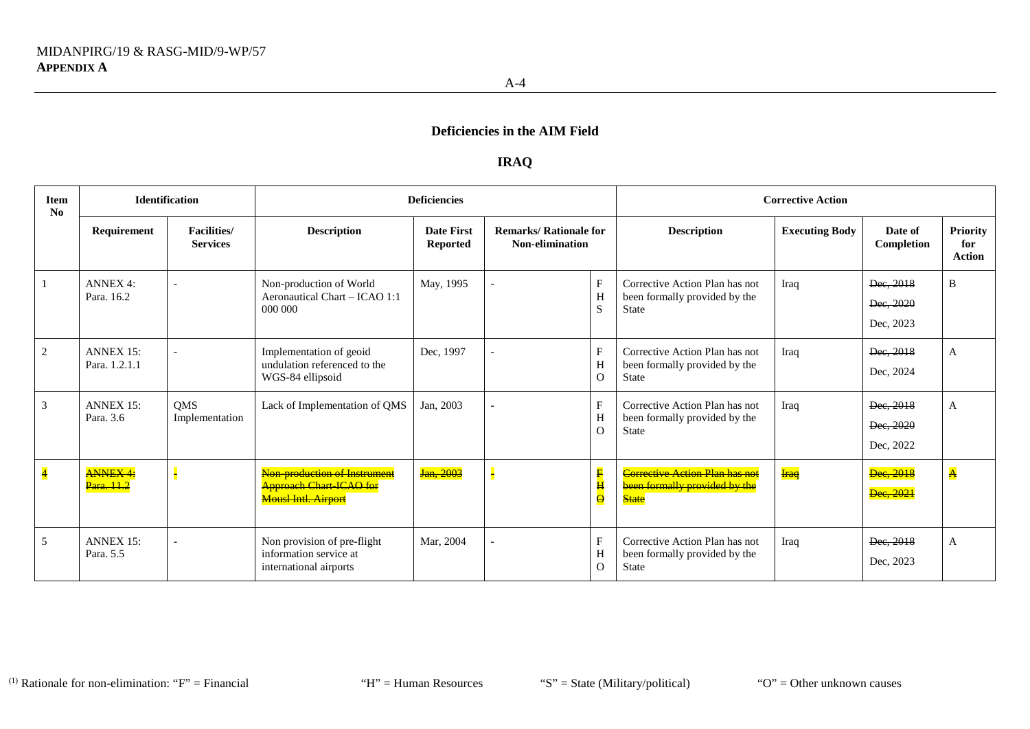## Deficiencies in the AIM Field

## IRAQ

| Item No | Identification | | Deficiencies | | | | Corrective Action | | | |
|---|---|---|---|---|---|---|---|---|---|---|
| | Requirement | Facilities/ Services | Description | Date First Reported | Remarks/ Rationale for Non-elimination | | Description | Executing Body | Date of Completion | Priority for Action |
| 1 | ANNEX 4: Para. 16.2 | - | Non-production of World Aeronautical Chart – ICAO 1:1 000 000 | May, 1995 | - | F H S | Corrective Action Plan has not been formally provided by the State | Iraq | ~~Dec, 2018~~ ~~Dec, 2020~~ Dec, 2023 | B |
| 2 | ANNEX 15: Para. 1.2.1.1 | - | Implementation of geoid undulation referenced to the WGS-84 ellipsoid | Dec, 1997 | - | F H O | Corrective Action Plan has not been formally provided by the State | Iraq | ~~Dec, 2018~~ Dec, 2024 | A |
| 3 | ANNEX 15: Para. 3.6 | QMS Implementation | Lack of Implementation of QMS | Jan, 2003 | - | F H O | Corrective Action Plan has not been formally provided by the State | Iraq | ~~Dec, 2018~~ ~~Dec, 2020~~ Dec, 2022 | A |
| 4 | ~~ANNEX 4: Para. 11.2~~ | ~~-~~ | ~~Non-production of Instrument Approach Chart-ICAO for Mousl Intl. Airport~~ | ~~Jan, 2003~~ | ~~-~~ | ~~F H O~~ | ~~Corrective Action Plan has not been formally provided by the State~~ | ~~Iraq~~ | ~~Dec, 2018~~ ~~Dec, 2021~~ | ~~A~~ |
| 5 | ANNEX 15: Para. 5.5 | - | Non provision of pre-flight information service at international airports | Mar, 2004 | - | F H O | Corrective Action Plan has not been formally provided by the State | Iraq | ~~Dec, 2018~~ Dec, 2023 | A |

(1) Rationale for non-elimination: "F" = Financial "H" = Human Resources "S" = State (Military/political) "O" = Other unknown causes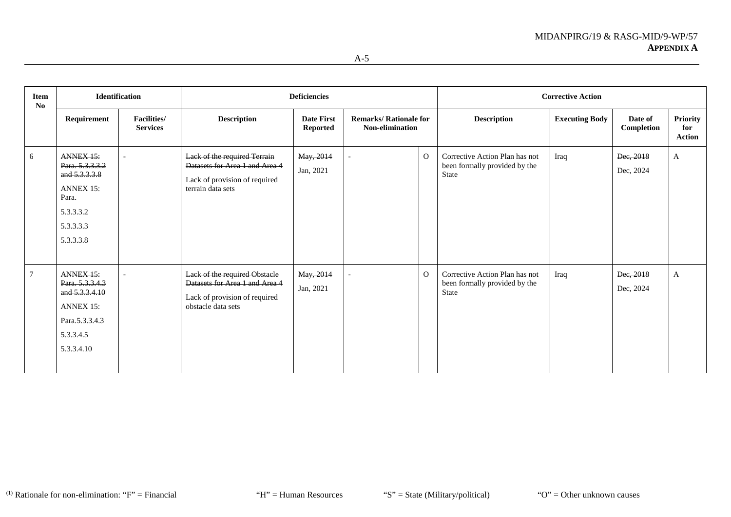| Item No | Identification | | Deficiencies | | | | Corrective Action | | | |
|---|---|---|---|---|---|---|---|---|---|---|
| | Requirement | Facilities/ Services | Description | Date First Reported | Remarks/ Rationale for Non-elimination | | Description | Executing Body | Date of Completion | Priority for Action |
| 6 | ~~ANNEX 15: Para. 5.3.3.3.2 and 5.3.3.3.8~~<br>ANNEX 15: Para.<br>5.3.3.3.2<br>5.3.3.3.3<br>5.3.3.3.8 | - | ~~Lack of the required Terrain Datasets for Area 1 and Area 4~~<br>Lack of provision of required terrain data sets | ~~May, 2014~~<br>Jan, 2021 | - | O | Corrective Action Plan has not been formally provided by the State | Iraq | ~~Dec, 2018~~<br>Dec, 2024 | A |
| 7 | ~~ANNEX 15: Para. 5.3.3.4.3 and 5.3.3.4.10~~<br>ANNEX 15:<br>Para.5.3.3.4.3<br>5.3.3.4.5<br>5.3.3.4.10 | - | ~~Lack of the required Obstacle Datasets for Area 1 and Area 4~~<br>Lack of provision of required obstacle data sets | ~~May, 2014~~<br>Jan, 2021 | - | O | Corrective Action Plan has not been formally provided by the State | Iraq | ~~Dec, 2018~~<br>Dec, 2024 | A |

(1) Rationale for non-elimination: "F" = Financial "H" = Human Resources "S" = State (Military/political) "O" = Other unknown causes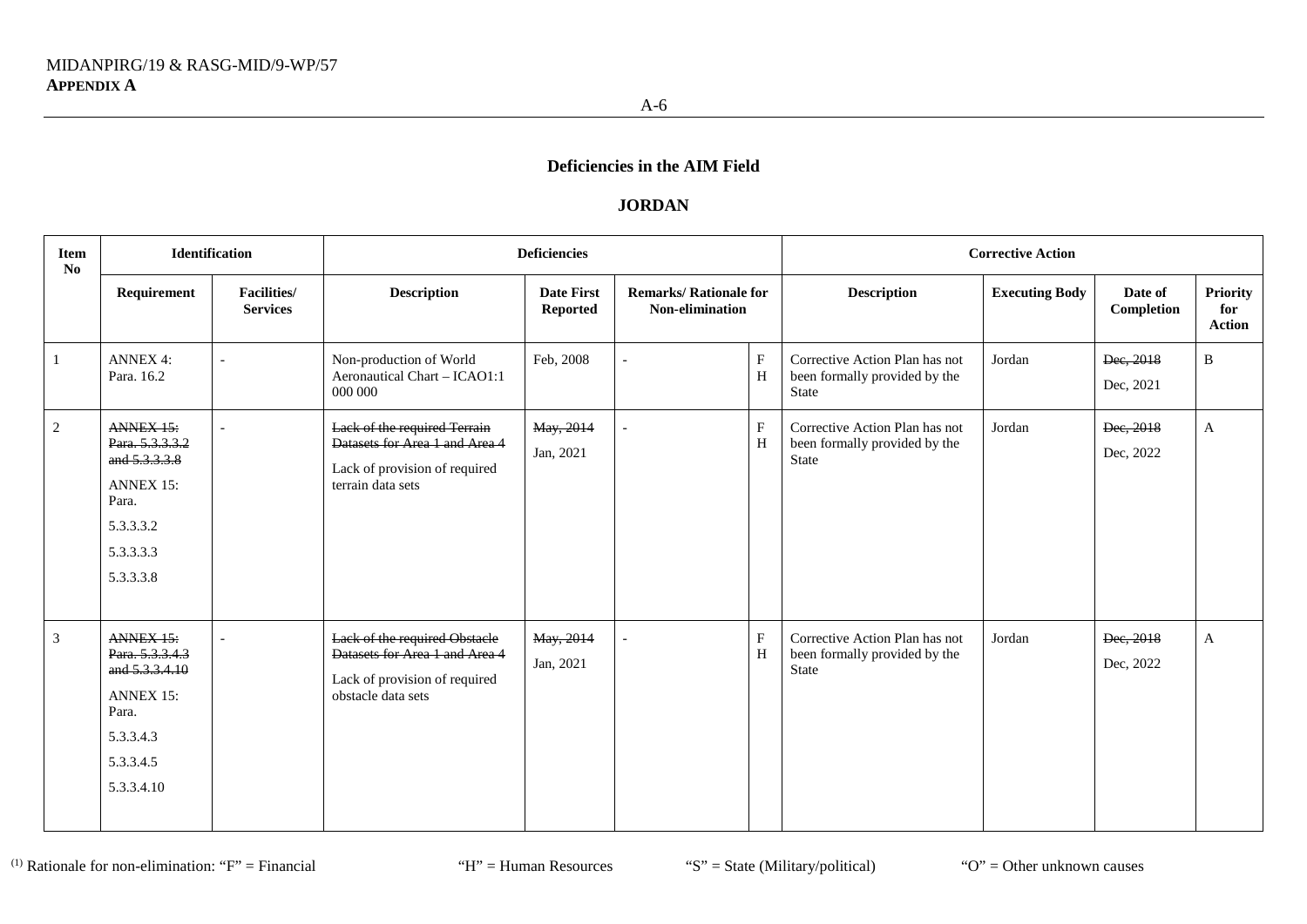## Deficiencies in the AIM Field

## JORDAN

| Item No | Identification | | Deficiencies | | | | Corrective Action | | | |
|---|---|---|---|---|---|---|---|---|---|---|
| | Requirement | Facilities/ Services | Description | Date First Reported | Remarks/ Rationale for Non-elimination | | Description | Executing Body | Date of Completion | Priority for Action |
| 1 | ANNEX 4: Para. 16.2 | - | Non-production of World Aeronautical Chart – ICAO1:1 000 000 | Feb, 2008 | - | F H | Corrective Action Plan has not been formally provided by the State | Jordan | ~~Dec, 2018~~ Dec, 2021 | B |
| 2 | ~~ANNEX 15: Para. 5.3.3.3.2 and 5.3.3.3.8~~ ANNEX 15: Para. 5.3.3.3.2 5.3.3.3.3 5.3.3.3.8 | - | ~~Lack of the required Terrain Datasets for Area 1 and Area 4~~ Lack of provision of required terrain data sets | ~~May, 2014~~ Jan, 2021 | - | F H | Corrective Action Plan has not been formally provided by the State | Jordan | ~~Dec, 2018~~ Dec, 2022 | A |
| 3 | ~~ANNEX 15: Para. 5.3.3.4.3 and 5.3.3.4.10~~ ANNEX 15: Para. 5.3.3.4.3 5.3.3.4.5 5.3.3.4.10 | - | ~~Lack of the required Obstacle Datasets for Area 1 and Area 4~~ Lack of provision of required obstacle data sets | ~~May, 2014~~ Jan, 2021 | - | F H | Corrective Action Plan has not been formally provided by the State | Jordan | ~~Dec, 2018~~ Dec, 2022 | A |

(1) Rationale for non-elimination: "F" = Financial "H" = Human Resources "S" = State (Military/political) "O" = Other unknown causes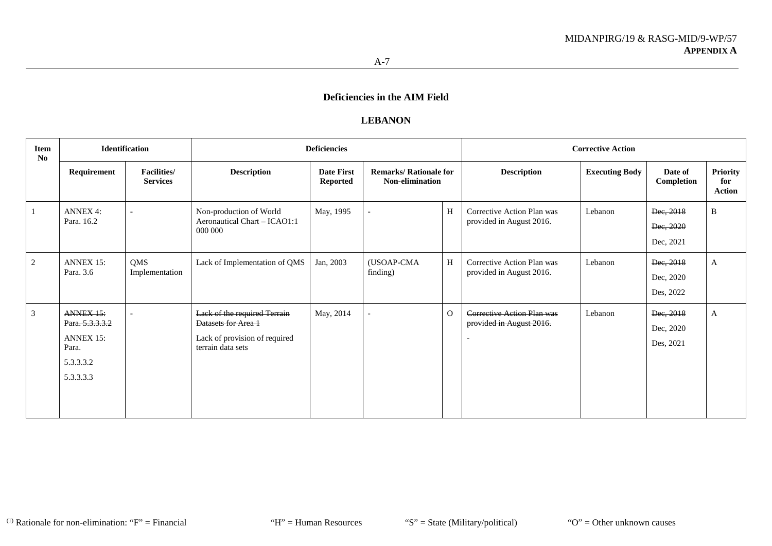## Deficiencies in the AIM Field

## LEBANON

| Item No | Identification | | Deficiencies | | | | Corrective Action | | | |
|---|---|---|---|---|---|---|---|---|---|---|
| | Requirement | Facilities/ Services | Description | Date First Reported | Remarks/ Rationale for Non-elimination | | Description | Executing Body | Date of Completion | Priority for Action |
| 1 | ANNEX 4: Para. 16.2 | - | Non-production of World Aeronautical Chart – ICAO1:1 000 000 | May, 1995 | - | H | Corrective Action Plan was provided in August 2016. | Lebanon | ~~Dec, 2018~~ ~~Dec, 2020~~ Dec, 2021 | B |
| 2 | ANNEX 15: Para. 3.6 | QMS Implementation | Lack of Implementation of QMS | Jan, 2003 | (USOAP-CMA finding) | H | Corrective Action Plan was provided in August 2016. | Lebanon | ~~Dec, 2018~~ Dec, 2020 Des, 2022 | A |
| 3 | ~~ANNEX 15: Para. 5.3.3.3.2~~ ANNEX 15: Para. 5.3.3.3.2 5.3.3.3.3 | - | ~~Lack of the required Terrain Datasets for Area 1~~ Lack of provision of required terrain data sets | May, 2014 | - | O | ~~Corrective Action Plan was provided in August 2016.~~ - | Lebanon | ~~Dec, 2018~~ Dec, 2020 Des, 2021 | A |

(1) Rationale for non-elimination: "F" = Financial "H" = Human Resources "S" = State (Military/political) "O" = Other unknown causes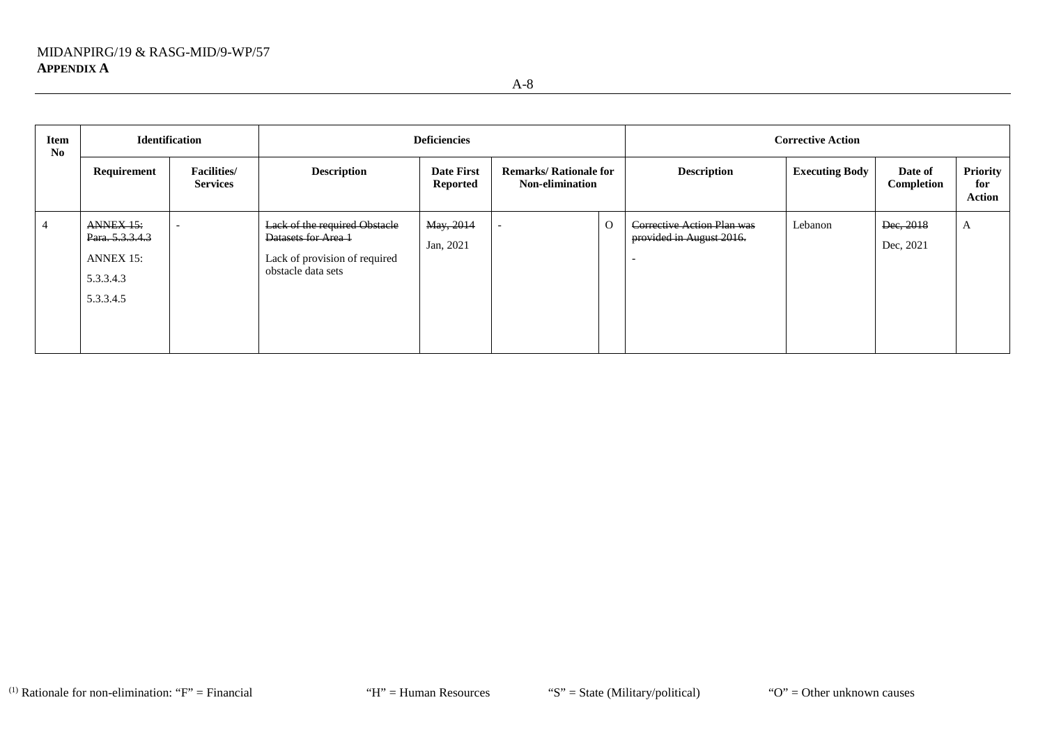| Item No | Identification | | Deficiencies | | | | Corrective Action | | | |
|---|---|---|---|---|---|---|---|---|---|---|
| | Requirement | Facilities/ Services | Description | Date First Reported | Remarks/ Rationale for Non-elimination | | Description | Executing Body | Date of Completion | Priority for Action |
| 4 | ~~ANNEX 15: Para. 5.3.3.4.3~~ ANNEX 15: 5.3.3.4.3 5.3.3.4.5 | - | ~~Lack of the required Obstacle Datasets for Area 1~~ Lack of provision of required obstacle data sets | ~~May, 2014~~ Jan, 2021 | - | O | ~~Corrective Action Plan was provided in August 2016.~~ - | Lebanon | ~~Dec, 2018~~ Dec, 2021 | A |

(1) Rationale for non-elimination: "F" = Financial "H" = Human Resources "S" = State (Military/political) "O" = Other unknown causes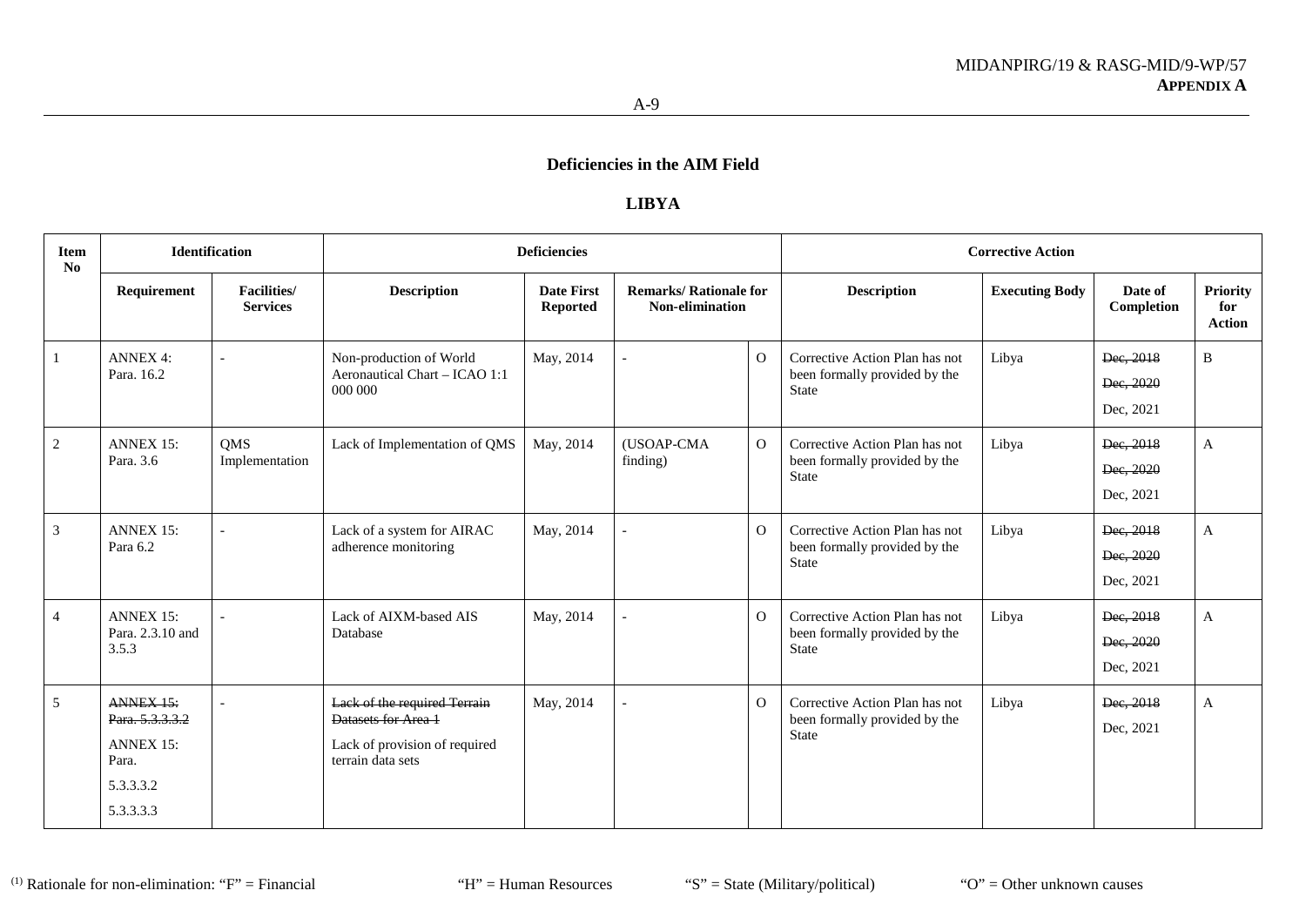## Deficiencies in the AIM Field

## LIBYA

| Item No | Identification | | Deficiencies | | | | Corrective Action | | | |
|---|---|---|---|---|---|---|---|---|---|---|
| | Requirement | Facilities/ Services | Description | Date First Reported | Remarks/ Rationale for Non-elimination | | Description | Executing Body | Date of Completion | Priority for Action |
| 1 | ANNEX 4: Para. 16.2 | - | Non-production of World Aeronautical Chart – ICAO 1:1 000 000 | May, 2014 | - | O | Corrective Action Plan has not been formally provided by the State | Libya | ~~Dec, 2018~~ ~~Dec, 2020~~ Dec, 2021 | B |
| 2 | ANNEX 15: Para. 3.6 | QMS Implementation | Lack of Implementation of QMS | May, 2014 | (USOAP-CMA finding) | O | Corrective Action Plan has not been formally provided by the State | Libya | ~~Dec, 2018~~ ~~Dec, 2020~~ Dec, 2021 | A |
| 3 | ANNEX 15: Para 6.2 | - | Lack of a system for AIRAC adherence monitoring | May, 2014 | - | O | Corrective Action Plan has not been formally provided by the State | Libya | ~~Dec, 2018~~ ~~Dec, 2020~~ Dec, 2021 | A |
| 4 | ANNEX 15: Para. 2.3.10 and 3.5.3 | - | Lack of AIXM-based AIS Database | May, 2014 | - | O | Corrective Action Plan has not been formally provided by the State | Libya | ~~Dec, 2018~~ ~~Dec, 2020~~ Dec, 2021 | A |
| 5 | ~~ANNEX 15: Para. 5.3.3.3.2~~ ANNEX 15: Para. 5.3.3.3.2 5.3.3.3.3 | - | ~~Lack of the required Terrain Datasets for Area 1~~ Lack of provision of required terrain data sets | May, 2014 | - | O | Corrective Action Plan has not been formally provided by the State | Libya | ~~Dec, 2018~~ Dec, 2021 | A |

[(1)] Rationale for non-elimination: "F" = Financial "H" = Human Resources "S" = State (Military/political) "O" = Other unknown causes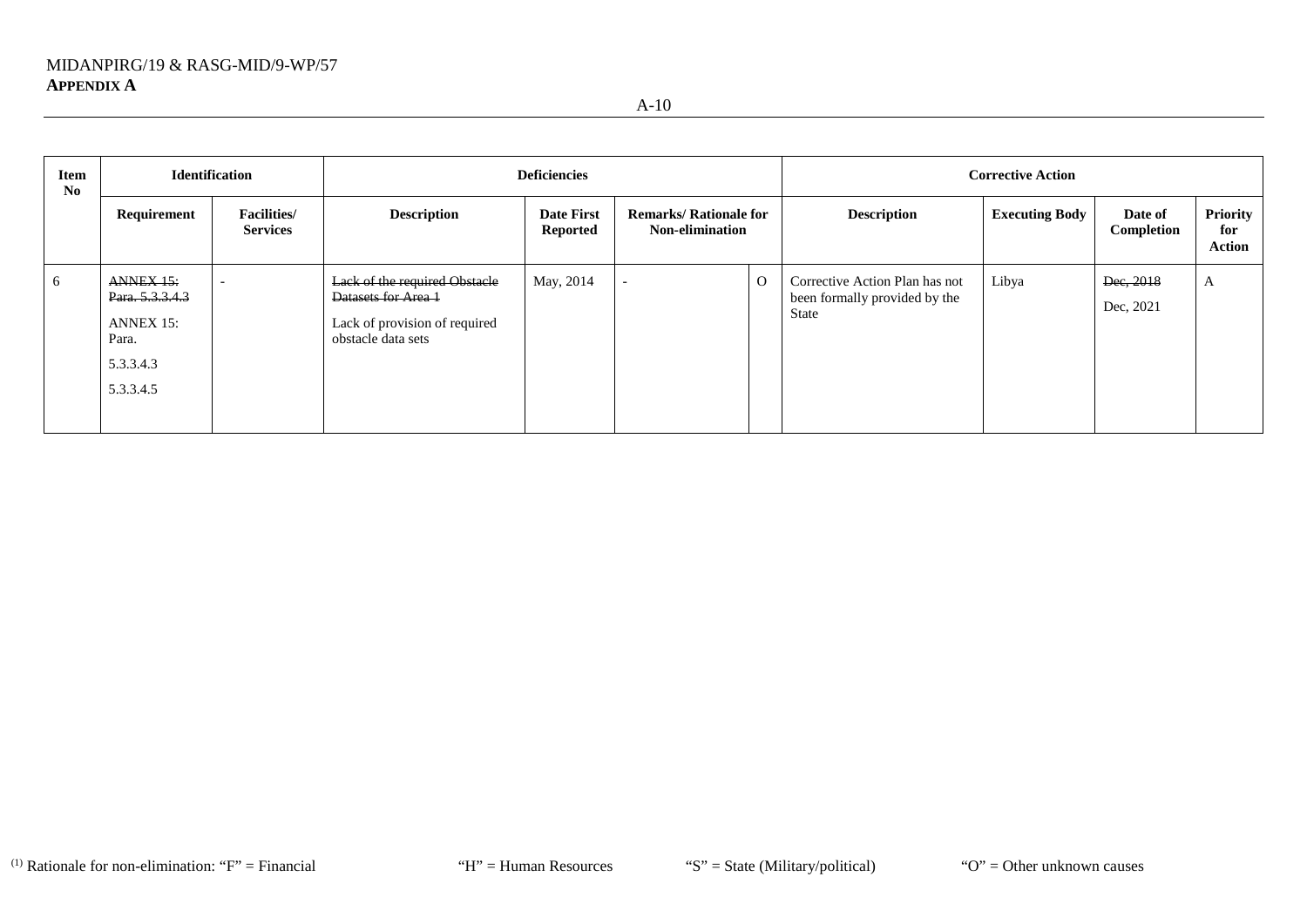| Item No | Identification | | Deficiencies | | | | Corrective Action | | | |
|---|---|---|---|---|---|---|---|---|---|---|
| | Requirement | Facilities/ Services | Description | Date First Reported | Remarks/ Rationale for Non-elimination | | Description | Executing Body | Date of Completion | Priority for Action |
| 6 | ~~ANNEX 15: Para. 5.3.3.4.3~~ ANNEX 15: Para. 5.3.3.4.3 5.3.3.4.5 | - | ~~Lack of the required Obstacle Datasets for Area 1~~ Lack of provision of required obstacle data sets | May, 2014 | - | O | Corrective Action Plan has not been formally provided by the State | Libya | ~~Dec, 2018~~ Dec, 2021 | A |

(1) Rationale for non-elimination: "F" = Financial "H" = Human Resources "S" = State (Military/political) "O" = Other unknown causes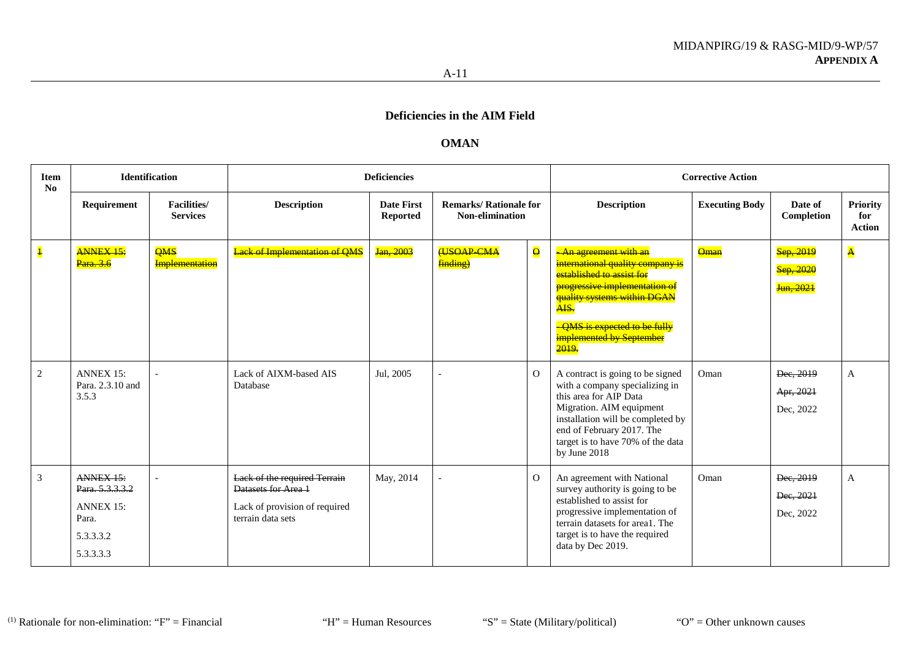## Deficiencies in the AIM Field

## OMAN

| Item No | Identification | | Deficiencies | | | | Corrective Action | | | |
|---|---|---|---|---|---|---|---|---|---|---|
| | Requirement | Facilities/ Services | Description | Date First Reported | Remarks/ Rationale for Non-elimination | | Description | Executing Body | Date of Completion | Priority for Action |
| ~~1~~ | ~~ANNEX 15: Para. 3.6~~ | ~~QMS Implementation~~ | ~~Lack of Implementation of QMS~~ | ~~Jan, 2003~~ | ~~(USOAP-CMA finding)~~ | ~~O~~ | ~~- An agreement with an international quality company is established to assist for progressive implementation of quality systems within DGAN AIS.~~<br>~~- QMS is expected to be fully implemented by September 2019.~~ | ~~Oman~~ | ~~Sep, 2019~~<br>~~Sep, 2020~~<br>~~Jun, 2021~~ | ~~A~~ |
| 2 | ANNEX 15: Para. 2.3.10 and 3.5.3 | - | Lack of AIXM-based AIS Database | Jul, 2005 | - | O | A contract is going to be signed with a company specializing in this area for AIP Data Migration. AIM equipment installation will be completed by end of February 2017. The target is to have 70% of the data by June 2018 | Oman | ~~Dec, 2019~~<br>~~Apr, 2021~~<br>Dec, 2022 | A |
| 3 | ~~ANNEX 15: Para. 5.3.3.3.2~~<br>ANNEX 15: Para. 5.3.3.3.2 5.3.3.3.3 | - | ~~Lack of the required Terrain Datasets for Area 1~~<br>Lack of provision of required terrain data sets | May, 2014 | - | O | An agreement with National survey authority is going to be established to assist for progressive implementation of terrain datasets for area1. The target is to have the required data by Dec 2019. | Oman | ~~Dec, 2019~~<br>~~Dec, 2021~~<br>Dec, 2022 | A |

(1) Rationale for non-elimination: "F" = Financial "H" = Human Resources "S" = State (Military/political) "O" = Other unknown causes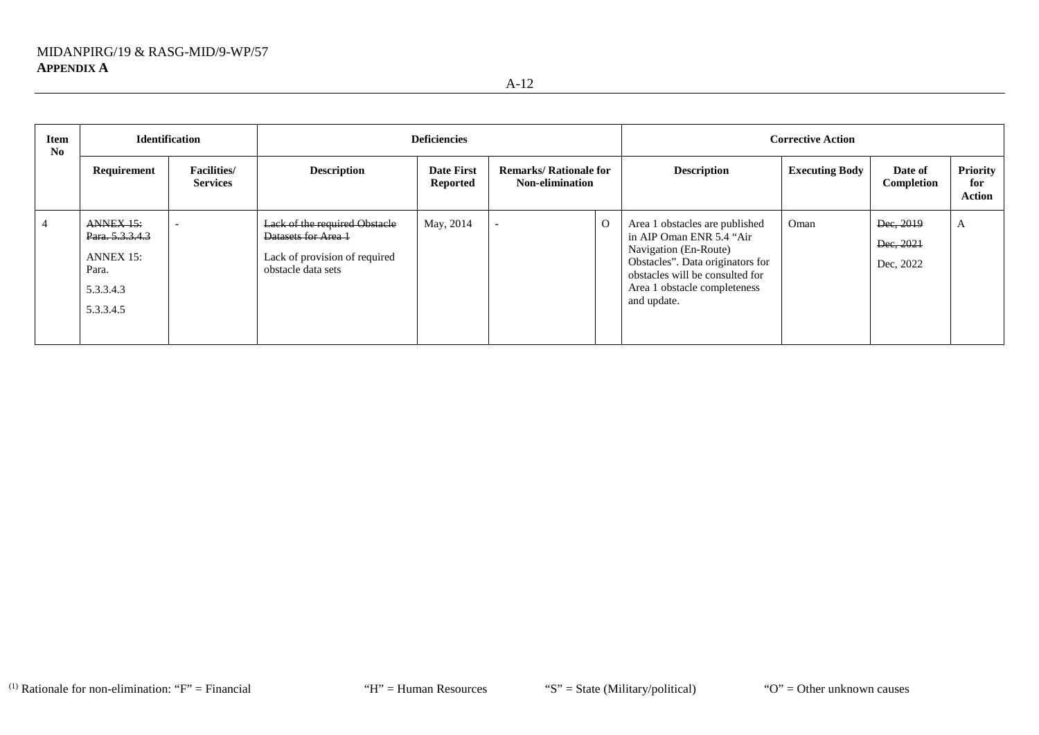| Item No | Identification | | Deficiencies | | | | Corrective Action | | | |
|---|---|---|---|---|---|---|---|---|---|---|
| | Requirement | Facilities/ Services | Description | Date First Reported | Remarks/ Rationale for Non-elimination | | Description | Executing Body | Date of Completion | Priority for Action |
| 4 | ~~ANNEX 15: Para. 5.3.3.4.3~~ ANNEX 15: Para. 5.3.3.4.3 5.3.3.4.5 | - | ~~Lack of the required Obstacle Datasets for Area 1~~ Lack of provision of required obstacle data sets | May, 2014 | - | O | Area 1 obstacles are published in AIP Oman ENR 5.4 "Air Navigation (En-Route) Obstacles". Data originators for obstacles will be consulted for Area 1 obstacle completeness and update. | Oman | ~~Dec, 2019~~ ~~Dec, 2021~~ Dec, 2022 | A |

[(1)] Rationale for non-elimination: "F" = Financial "H" = Human Resources "S" = State (Military/political) "O" = Other unknown causes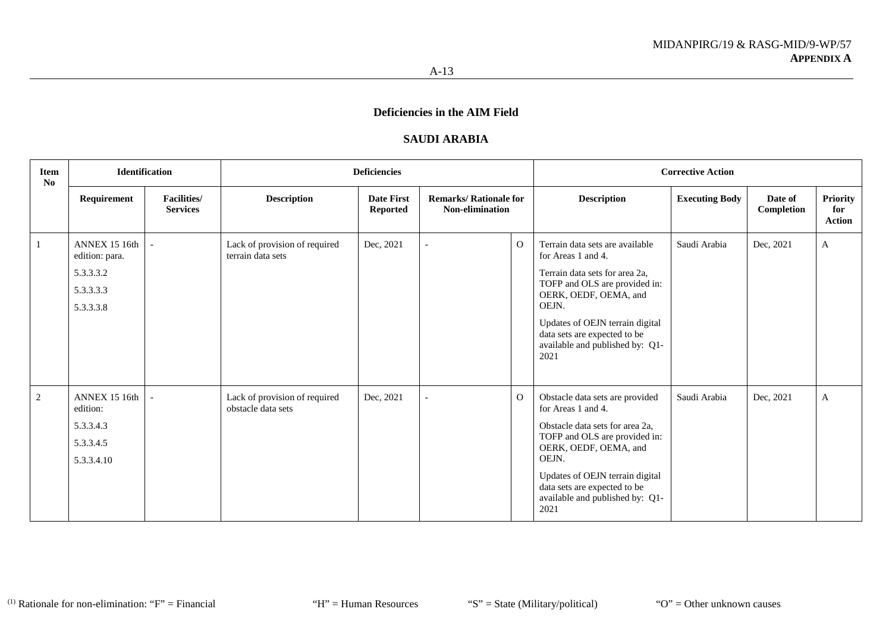## Deficiencies in the AIM Field

## SAUDI ARABIA

| Item No | Identification | | Deficiencies | | | | Corrective Action | | | |
|---|---|---|---|---|---|---|---|---|---|---|
| | Requirement | Facilities/ Services | Description | Date First Reported | Remarks/ Rationale for Non-elimination | | Description | Executing Body | Date of Completion | Priority for Action |
| 1 | ANNEX 15 16th edition: para. 5.3.3.3.2 5.3.3.3.3 5.3.3.3.8 | - | Lack of provision of required terrain data sets | Dec, 2021 | - | O | Terrain data sets are available for Areas 1 and 4. Terrain data sets for area 2a, TOFP and OLS are provided in: OERK, OEDF, OEMA, and OEJN. Updates of OEJN terrain digital data sets are expected to be available and published by: Q1-2021 | Saudi Arabia | Dec, 2021 | A |
| 2 | ANNEX 15 16th edition: 5.3.3.4.3 5.3.3.4.5 5.3.3.4.10 | - | Lack of provision of required obstacle data sets | Dec, 2021 | - | O | Obstacle data sets are provided for Areas 1 and 4. Obstacle data sets for area 2a, TOFP and OLS are provided in: OERK, OEDF, OEMA, and OEJN. Updates of OEJN terrain digital data sets are expected to be available and published by: Q1-2021 | Saudi Arabia | Dec, 2021 | A |

(1) Rationale for non-elimination: "F" = Financial "H" = Human Resources "S" = State (Military/political) "O" = Other unknown causes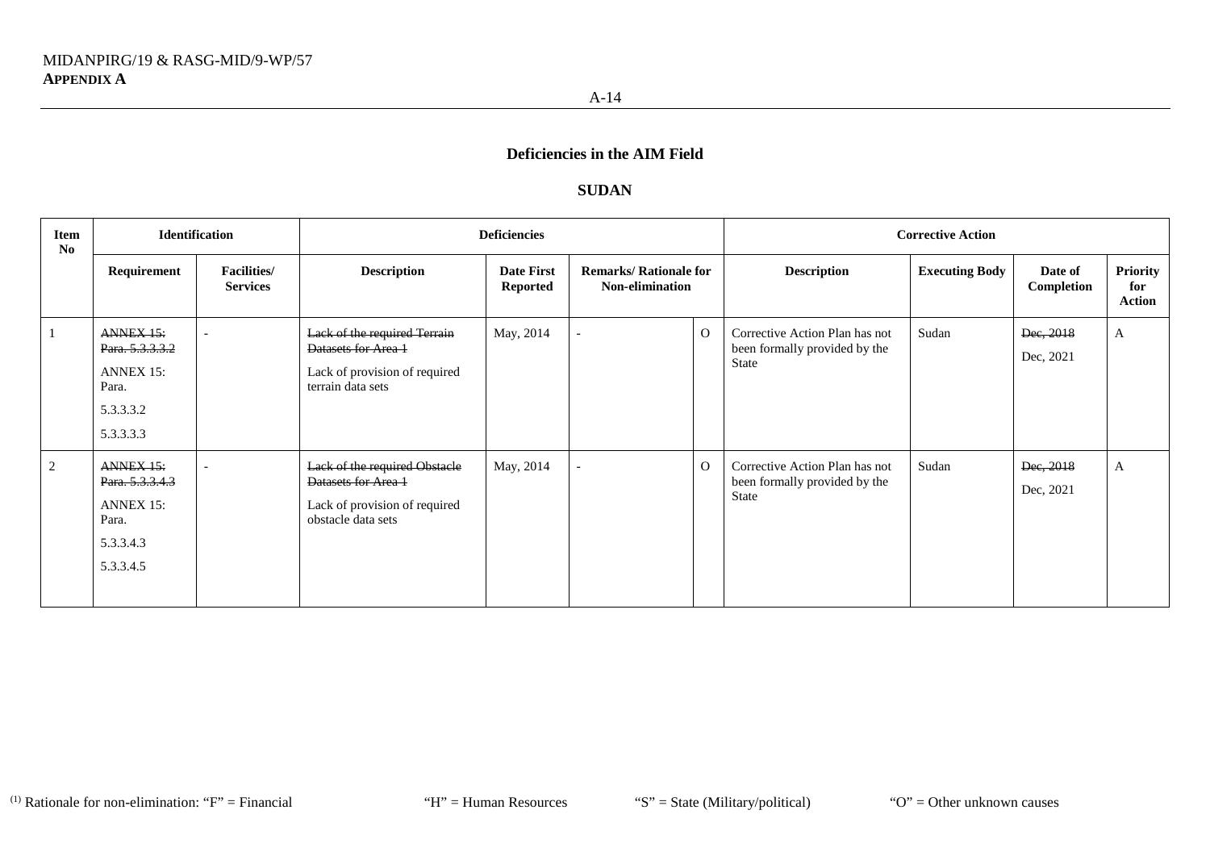## Deficiencies in the AIM Field

### SUDAN

| Item No | Identification | | Deficiencies | | | | Corrective Action | | | |
|---|---|---|---|---|---|---|---|---|---|---|
| | Requirement | Facilities/ Services | Description | Date First Reported | Remarks/ Rationale for Non-elimination | | Description | Executing Body | Date of Completion | Priority for Action |
| 1 | ~~ANNEX 15: Para. 5.3.3.3.2~~ ANNEX 15: Para. 5.3.3.3.2 5.3.3.3.3 | - | ~~Lack of the required Terrain Datasets for Area 1~~ Lack of provision of required terrain data sets | May, 2014 | - | O | Corrective Action Plan has not been formally provided by the State | Sudan | ~~Dec, 2018~~ Dec, 2021 | A |
| 2 | ~~ANNEX 15: Para. 5.3.3.4.3~~ ANNEX 15: Para. 5.3.3.4.3 5.3.3.4.5 | - | ~~Lack of the required Obstacle Datasets for Area 1~~ Lack of provision of required obstacle data sets | May, 2014 | - | O | Corrective Action Plan has not been formally provided by the State | Sudan | ~~Dec, 2018~~ Dec, 2021 | A |

[(1)] Rationale for non-elimination: "F" = Financial "H" = Human Resources "S" = State (Military/political) "O" = Other unknown causes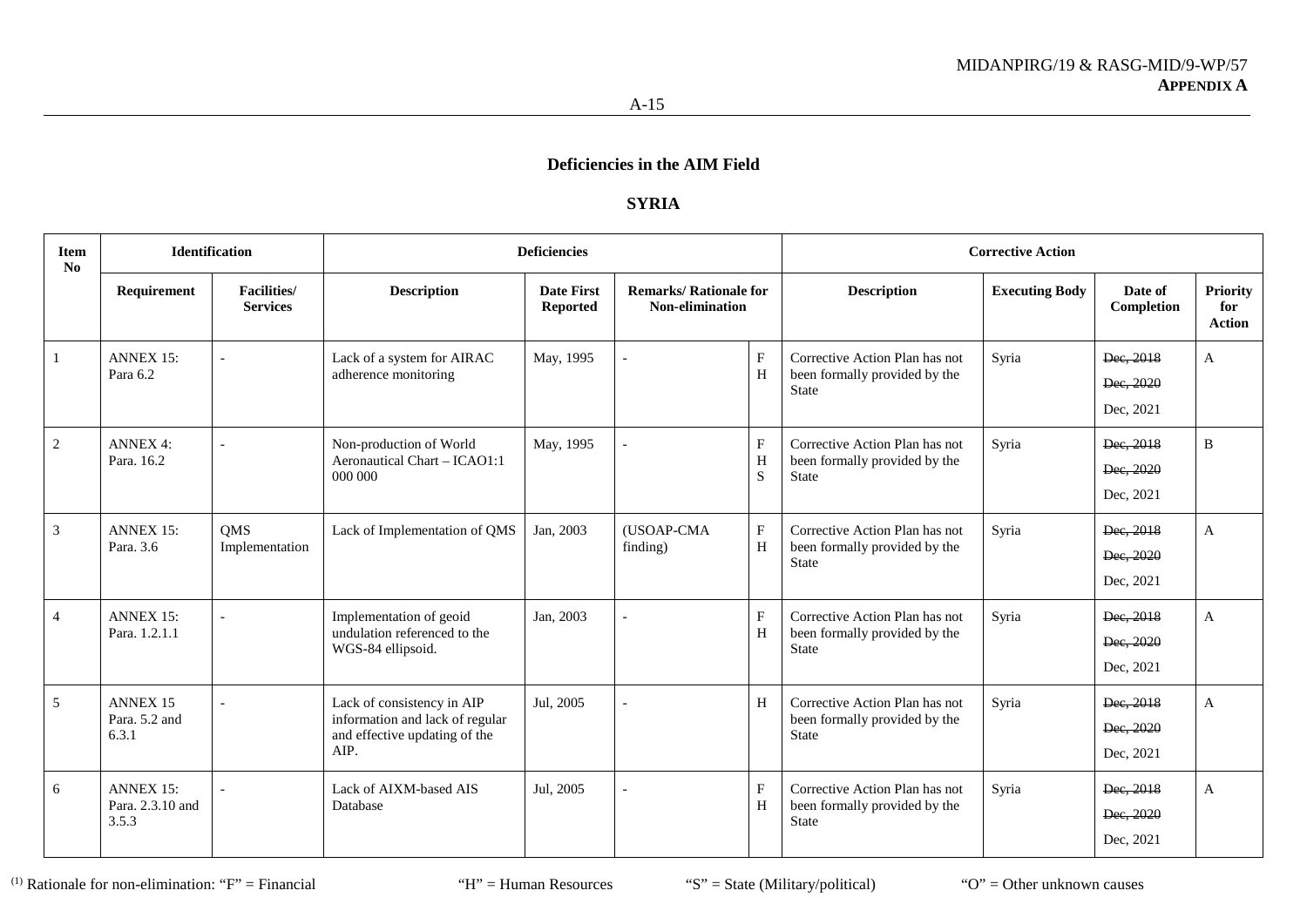## Deficiencies in the AIM Field

## SYRIA

| Item No | Identification | | Deficiencies | | | | Corrective Action | | | |
|---|---|---|---|---|---|---|---|---|---|---|
| | Requirement | Facilities/ Services | Description | Date First Reported | Remarks/ Rationale for Non-elimination | | Description | Executing Body | Date of Completion | Priority for Action |
| 1 | ANNEX 15: Para 6.2 | - | Lack of a system for AIRAC adherence monitoring | May, 1995 | - | F H | Corrective Action Plan has not been formally provided by the State | Syria | ~~Dec, 2018~~ ~~Dec, 2020~~ Dec, 2021 | A |
| 2 | ANNEX 4: Para. 16.2 | - | Non-production of World Aeronautical Chart – ICAO1:1 000 000 | May, 1995 | - | F H S | Corrective Action Plan has not been formally provided by the State | Syria | ~~Dec, 2018~~ ~~Dec, 2020~~ Dec, 2021 | B |
| 3 | ANNEX 15: Para. 3.6 | QMS Implementation | Lack of Implementation of QMS | Jan, 2003 | (USOAP-CMA finding) | F H | Corrective Action Plan has not been formally provided by the State | Syria | ~~Dec, 2018~~ ~~Dec, 2020~~ Dec, 2021 | A |
| 4 | ANNEX 15: Para. 1.2.1.1 | - | Implementation of geoid undulation referenced to the WGS-84 ellipsoid. | Jan, 2003 | - | F H | Corrective Action Plan has not been formally provided by the State | Syria | ~~Dec, 2018~~ ~~Dec, 2020~~ Dec, 2021 | A |
| 5 | ANNEX 15 Para. 5.2 and 6.3.1 | - | Lack of consistency in AIP information and lack of regular and effective updating of the AIP. | Jul, 2005 | - | H | Corrective Action Plan has not been formally provided by the State | Syria | ~~Dec, 2018~~ ~~Dec, 2020~~ Dec, 2021 | A |
| 6 | ANNEX 15: Para. 2.3.10 and 3.5.3 | - | Lack of AIXM-based AIS Database | Jul, 2005 | - | F H | Corrective Action Plan has not been formally provided by the State | Syria | ~~Dec, 2018~~ ~~Dec, 2020~~ Dec, 2021 | A |

(1) Rationale for non-elimination: "F" = Financial "H" = Human Resources "S" = State (Military/political) "O" = Other unknown causes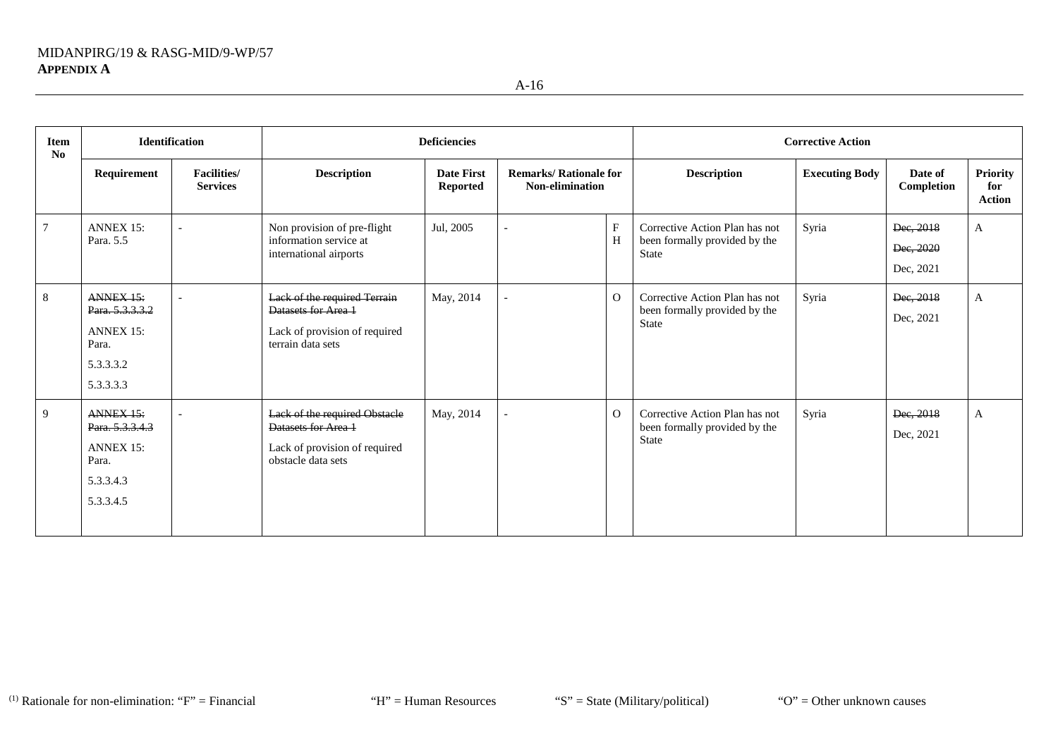| Item No | Identification | | Deficiencies | | | | Corrective Action | | | |
|---|---|---|---|---|---|---|---|---|---|---|
| | Requirement | Facilities/ Services | Description | Date First Reported | Remarks/ Rationale for Non-elimination | | Description | Executing Body | Date of Completion | Priority for Action |
| 7 | ANNEX 15: Para. 5.5 | - | Non provision of pre-flight information service at international airports | Jul, 2005 | - | F H | Corrective Action Plan has not been formally provided by the State | Syria | ~~Dec, 2018~~ ~~Dec, 2020~~ Dec, 2021 | A |
| 8 | ~~ANNEX 15: Para. 5.3.3.3.2~~ ANNEX 15: Para. 5.3.3.3.2 5.3.3.3.3 | - | ~~Lack of the required Terrain Datasets for Area 1~~ Lack of provision of required terrain data sets | May, 2014 | - | O | Corrective Action Plan has not been formally provided by the State | Syria | ~~Dec, 2018~~ Dec, 2021 | A |
| 9 | ~~ANNEX 15: Para. 5.3.3.4.3~~ ANNEX 15: Para. 5.3.3.4.3 5.3.3.4.5 | - | ~~Lack of the required Obstacle Datasets for Area 1~~ Lack of provision of required obstacle data sets | May, 2014 | - | O | Corrective Action Plan has not been formally provided by the State | Syria | ~~Dec, 2018~~ Dec, 2021 | A |

(1) Rationale for non-elimination: "F" = Financial "H" = Human Resources "S" = State (Military/political) "O" = Other unknown causes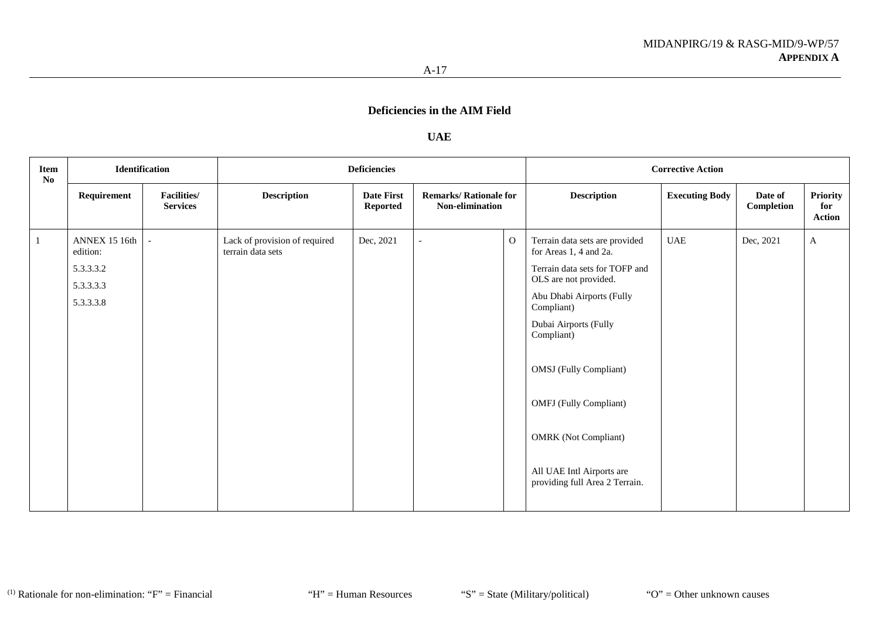## Deficiencies in the AIM Field

### UAE

| Item No | Identification | | Deficiencies | | | | Corrective Action | | | |
|---|---|---|---|---|---|---|---|---|---|---|
| | Requirement | Facilities/ Services | Description | Date First Reported | Remarks/ Rationale for Non-elimination | | Description | Executing Body | Date of Completion | Priority for Action |
| 1 | ANNEX 15 16th edition:<br>5.3.3.3.2<br>5.3.3.3.3<br>5.3.3.3.8 | - | Lack of provision of required terrain data sets | Dec, 2021 | - | O | Terrain data sets are provided for Areas 1, 4 and 2a.<br>Terrain data sets for TOFP and OLS are not provided.<br>Abu Dhabi Airports (Fully Compliant)<br>Dubai Airports (Fully Compliant)<br>OMSJ (Fully Compliant)<br>OMFJ (Fully Compliant)<br>OMRK (Not Compliant)<br>All UAE Intl Airports are providing full Area 2 Terrain. | UAE | Dec, 2021 | A |

(1) Rationale for non-elimination: "F" = Financial "H" = Human Resources "S" = State (Military/political) "O" = Other unknown causes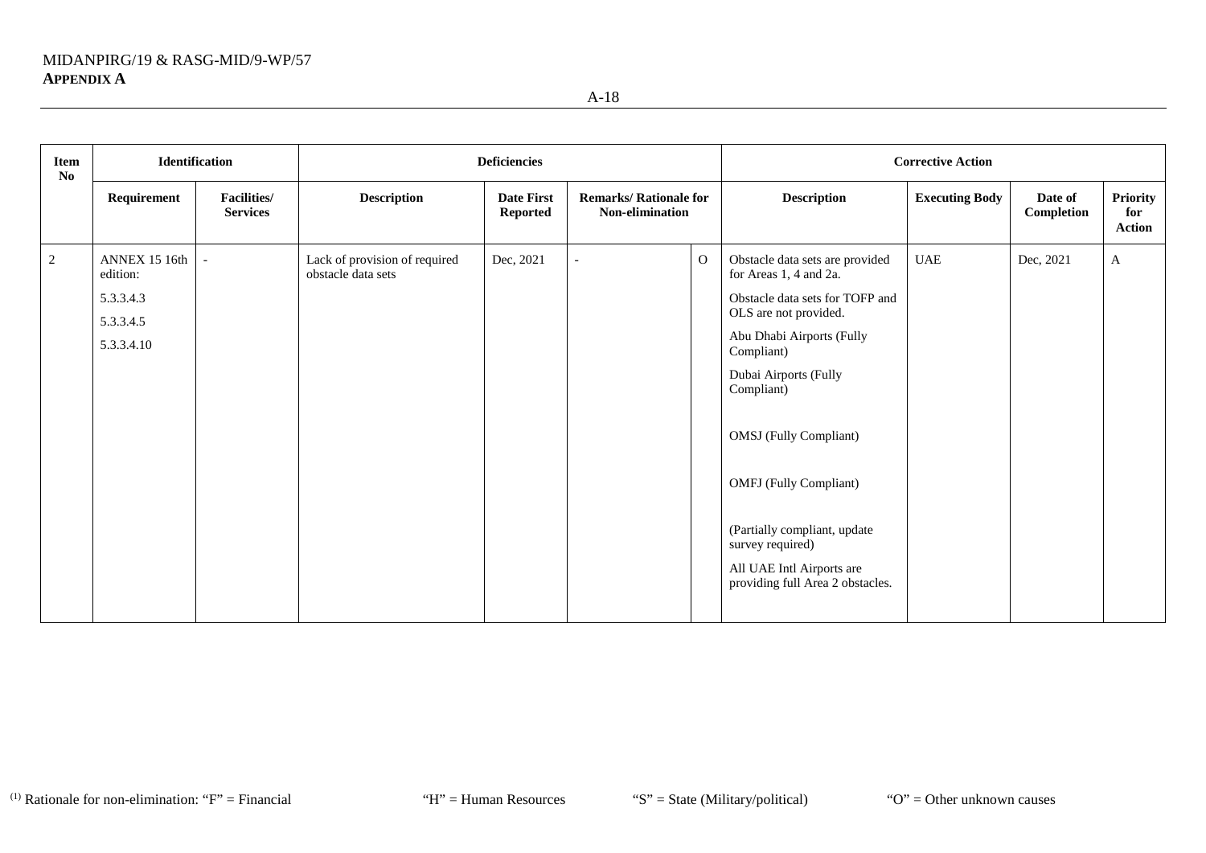| Item No | Identification | | Deficiencies | | | | Corrective Action | | | |
|---|---|---|---|---|---|---|---|---|---|---|
| | Requirement | Facilities/ Services | Description | Date First Reported | Remarks/ Rationale for Non-elimination | | Description | Executing Body | Date of Completion | Priority for Action |
| 2 | ANNEX 15 16th edition: 5.3.3.4.3 5.3.3.4.5 5.3.3.4.10 | - | Lack of provision of required obstacle data sets | Dec, 2021 | - | O | Obstacle data sets are provided for Areas 1, 4 and 2a. Obstacle data sets for TOFP and OLS are not provided. Abu Dhabi Airports (Fully Compliant) Dubai Airports (Fully Compliant) OMSJ (Fully Compliant) OMFJ (Fully Compliant) (Partially compliant, update survey required) All UAE Intl Airports are providing full Area 2 obstacles. | UAE | Dec, 2021 | A |

[(1)] Rationale for non-elimination: "F" = Financial "H" = Human Resources "S" = State (Military/political) "O" = Other unknown causes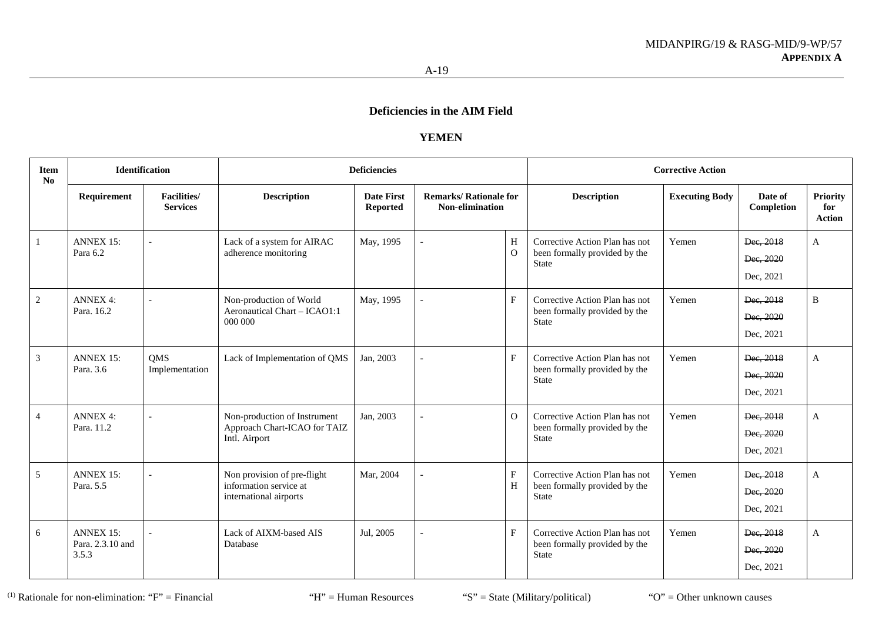## Deficiencies in the AIM Field

## YEMEN

| Item No | Identification | | Deficiencies | | | | Corrective Action | | | |
|---|---|---|---|---|---|---|---|---|---|---|
| | Requirement | Facilities/ Services | Description | Date First Reported | Remarks/ Rationale for Non-elimination | | Description | Executing Body | Date of Completion | Priority for Action |
| 1 | ANNEX 15: Para 6.2 | - | Lack of a system for AIRAC adherence monitoring | May, 1995 | - | H O | Corrective Action Plan has not been formally provided by the State | Yemen | ~~Dec, 2018~~ ~~Dec, 2020~~ Dec, 2021 | A |
| 2 | ANNEX 4: Para. 16.2 | - | Non-production of World Aeronautical Chart – ICAO1:1 000 000 | May, 1995 | - | F | Corrective Action Plan has not been formally provided by the State | Yemen | ~~Dec, 2018~~ ~~Dec, 2020~~ Dec, 2021 | B |
| 3 | ANNEX 15: Para. 3.6 | QMS Implementation | Lack of Implementation of QMS | Jan, 2003 | - | F | Corrective Action Plan has not been formally provided by the State | Yemen | ~~Dec, 2018~~ ~~Dec, 2020~~ Dec, 2021 | A |
| 4 | ANNEX 4: Para. 11.2 | - | Non-production of Instrument Approach Chart-ICAO for TAIZ Intl. Airport | Jan, 2003 | - | O | Corrective Action Plan has not been formally provided by the State | Yemen | ~~Dec, 2018~~ ~~Dec, 2020~~ Dec, 2021 | A |
| 5 | ANNEX 15: Para. 5.5 | - | Non provision of pre-flight information service at international airports | Mar, 2004 | - | F H | Corrective Action Plan has not been formally provided by the State | Yemen | ~~Dec, 2018~~ ~~Dec, 2020~~ Dec, 2021 | A |
| 6 | ANNEX 15: Para. 2.3.10 and 3.5.3 | - | Lack of AIXM-based AIS Database | Jul, 2005 | - | F | Corrective Action Plan has not been formally provided by the State | Yemen | ~~Dec, 2018~~ ~~Dec, 2020~~ Dec, 2021 | A |

(1) Rationale for non-elimination: "F" = Financial "H" = Human Resources "S" = State (Military/political) "O" = Other unknown causes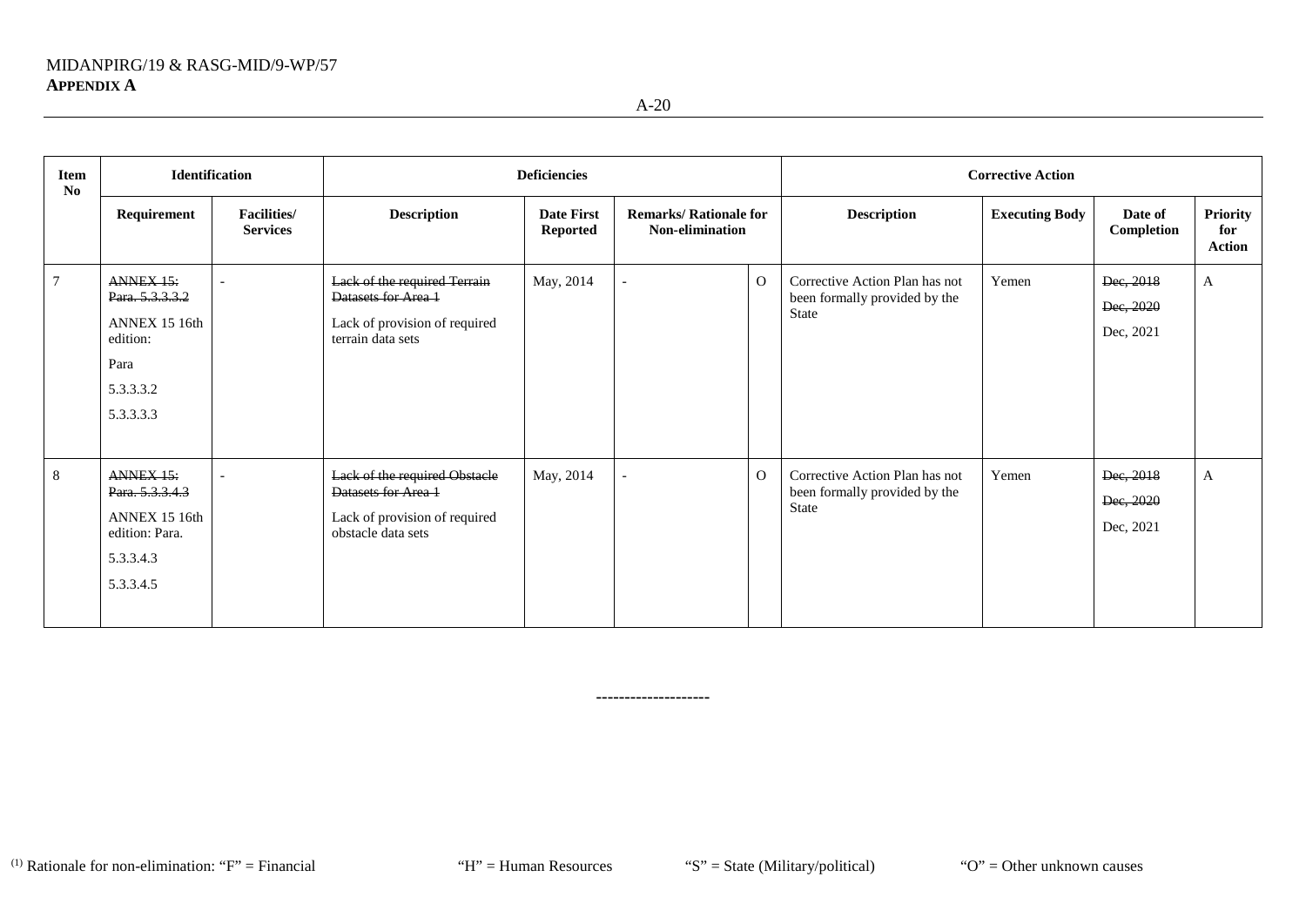| Item No | Identification | | Deficiencies | | | | Corrective Action | | | |
|---|---|---|---|---|---|---|---|---|---|---|
| | Requirement | Facilities/ Services | Description | Date First Reported | Remarks/ Rationale for Non-elimination | | Description | Executing Body | Date of Completion | Priority for Action |
| 7 | ~~ANNEX 15: Para. 5.3.3.3.2~~<br>ANNEX 15 16th edition:<br>Para<br>5.3.3.3.2<br>5.3.3.3.3 | - | ~~Lack of the required Terrain Datasets for Area 1~~<br>Lack of provision of required terrain data sets | May, 2014 | - | O | Corrective Action Plan has not been formally provided by the State | Yemen | ~~Dec, 2018~~<br>~~Dec, 2020~~<br>Dec, 2021 | A |
| 8 | ~~ANNEX 15: Para. 5.3.3.4.3~~<br>ANNEX 15 16th edition: Para.<br>5.3.3.4.3<br>5.3.3.4.5 | - | ~~Lack of the required Obstacle Datasets for Area 1~~<br>Lack of provision of required obstacle data sets | May, 2014 | - | O | Corrective Action Plan has not been formally provided by the State | Yemen | ~~Dec, 2018~~<br>~~Dec, 2020~~<br>Dec, 2021 | A |

--------------------

(1) Rationale for non-elimination: "F" = Financial "H" = Human Resources "S" = State (Military/political) "O" = Other unknown causes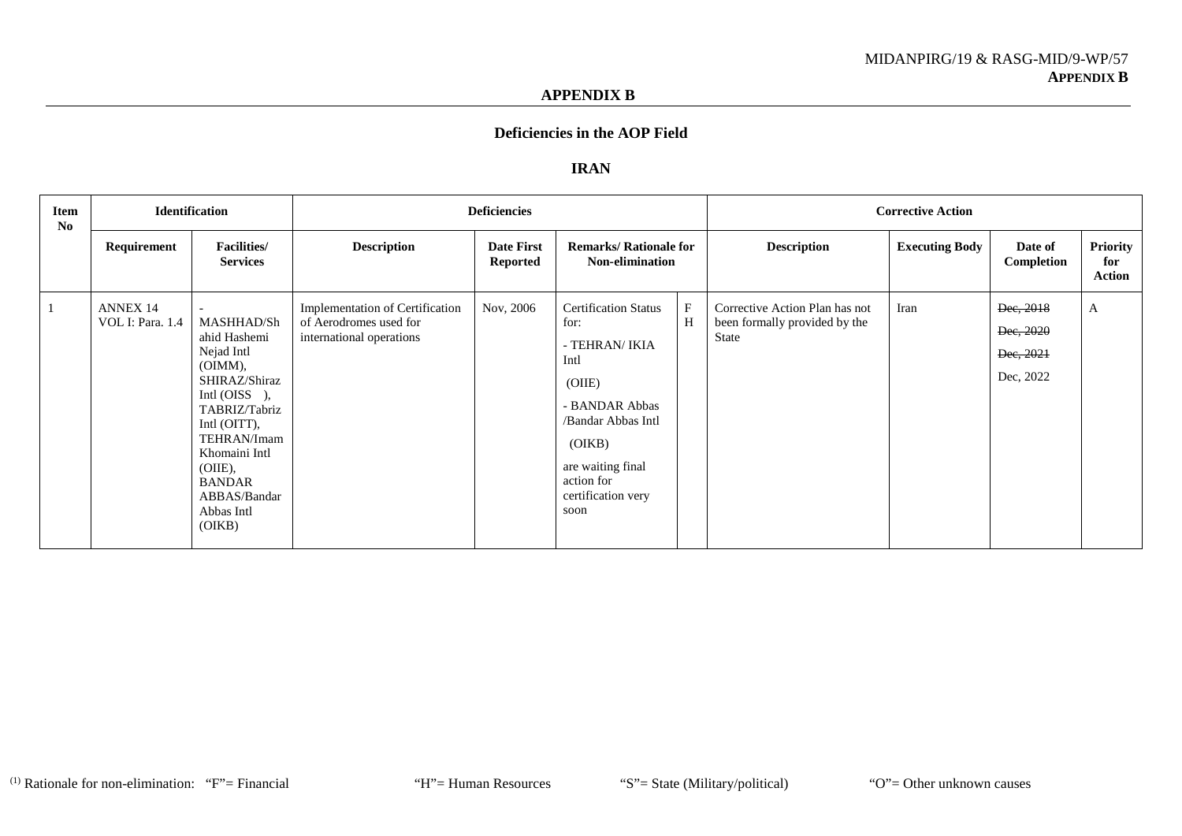**APPENDIX B**

## Deficiencies in the AOP Field

## IRAN

| Item No | Identification | | Deficiencies | | | | Corrective Action | | | |
|---|---|---|---|---|---|---|---|---|---|---|
| | Requirement | Facilities/ Services | Description | Date First Reported | Remarks/ Rationale for Non-elimination | | Description | Executing Body | Date of Completion | Priority for Action |
| 1 | ANNEX 14 VOL I: Para. 1.4 | - MASHHAD/Shahid Hashemi Nejad Intl (OIMM), SHIRAZ/Shiraz Intl (OISS ), TABRIZ/Tabriz Intl (OITT), TEHRAN/Imam Khomaini Intl (OIIE), BANDAR ABBAS/Bandar Abbas Intl (OIKB) | Implementation of Certification of Aerodromes used for international operations | Nov, 2006 | Certification Status for: - TEHRAN/ IKIA Intl (OIIE) - BANDAR Abbas /Bandar Abbas Intl (OIKB) are waiting final action for certification very soon | F H | Corrective Action Plan has not been formally provided by the State | Iran | ~~Dec, 2018~~ ~~Dec, 2020~~ ~~Dec, 2021~~ Dec, 2022 | A |

(1) Rationale for non-elimination: "F"= Financial "H"= Human Resources "S"= State (Military/political) "O"= Other unknown causes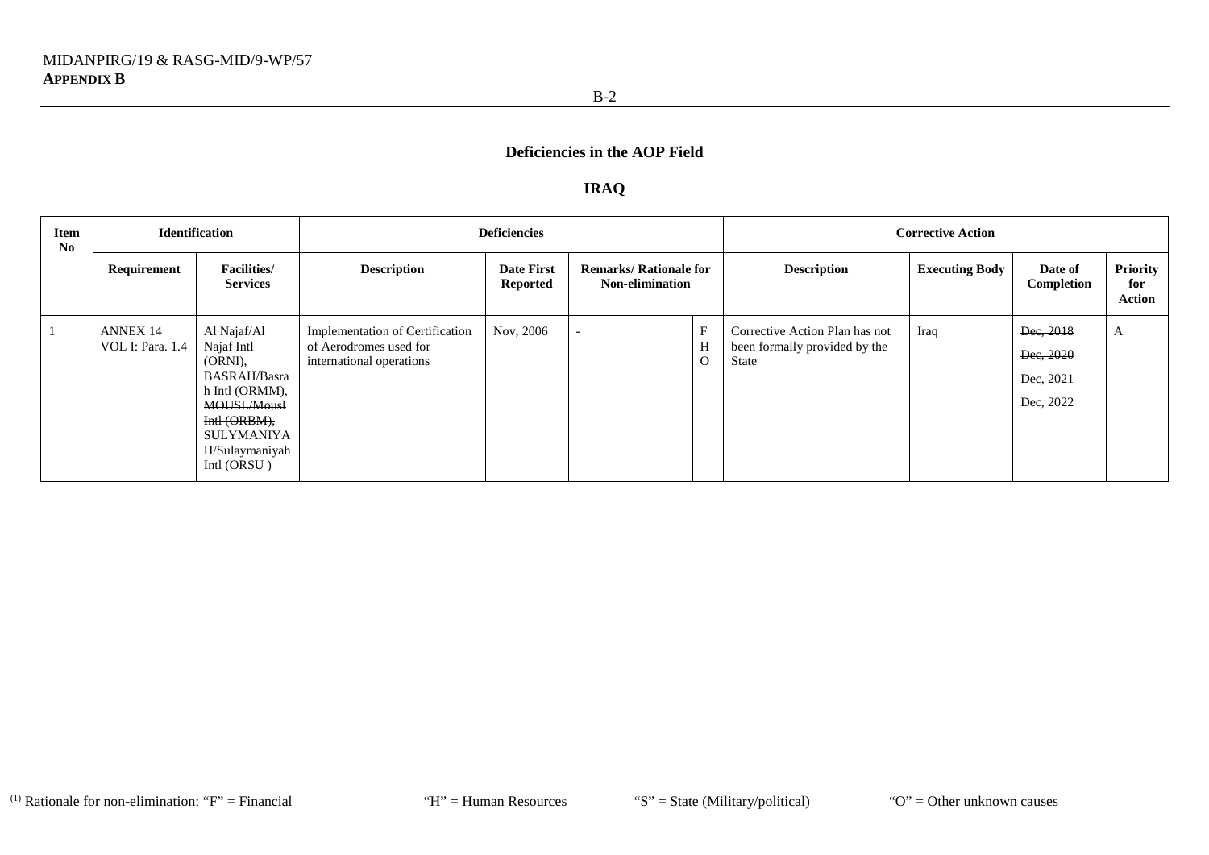## Deficiencies in the AOP Field

### IRAQ

| Item No | Identification | | Deficiencies | | | | Corrective Action | | | |
|---|---|---|---|---|---|---|---|---|---|---|
| | Requirement | Facilities/ Services | Description | Date First Reported | Remarks/ Rationale for Non-elimination | | Description | Executing Body | Date of Completion | Priority for Action |
| 1 | ANNEX 14 VOL I: Para. 1.4 | Al Najaf/Al Najaf Intl (ORNI), BASRAH/Basrah Intl (ORMM), ~~MOUSL/Mousl Intl (ORBM),~~ SULYMANIYAH/Sulaymaniyah Intl (ORSU ) | Implementation of Certification of Aerodromes used for international operations | Nov, 2006 | - | F H O | Corrective Action Plan has not been formally provided by the State | Iraq | ~~Dec, 2018~~ ~~Dec, 2020~~ ~~Dec, 2021~~ Dec, 2022 | A |

(1) Rationale for non-elimination: "F" = Financial "H" = Human Resources "S" = State (Military/political) "O" = Other unknown causes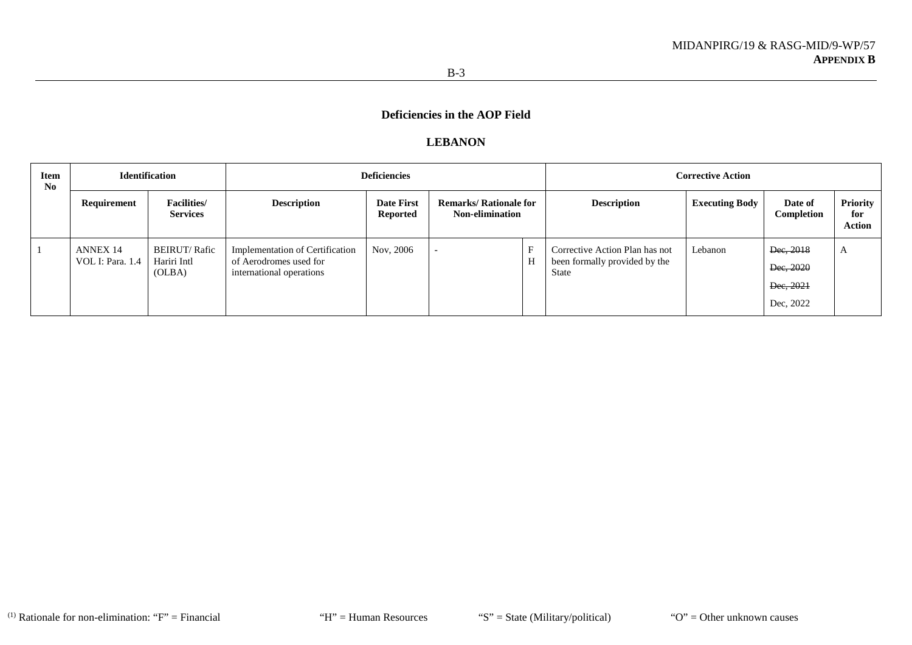**Deficiencies in the AOP Field**

**LEBANON**

| Item No | Identification | | Deficiencies | | | | Corrective Action | | | |
|---|---|---|---|---|---|---|---|---|---|---|
| | Requirement | Facilities/ Services | Description | Date First Reported | Remarks/ Rationale for Non-elimination | | Description | Executing Body | Date of Completion | Priority for Action |
| 1 | ANNEX 14 VOL I: Para. 1.4 | BEIRUT/ Rafic Hariri Intl (OLBA) | Implementation of Certification of Aerodromes used for international operations | Nov, 2006 | - | F H | Corrective Action Plan has not been formally provided by the State | Lebanon | ~~Dec, 2018~~ ~~Dec, 2020~~ ~~Dec, 2021~~ Dec, 2022 | A |

(1) Rationale for non-elimination: "F" = Financial "H" = Human Resources "S" = State (Military/political) "O" = Other unknown causes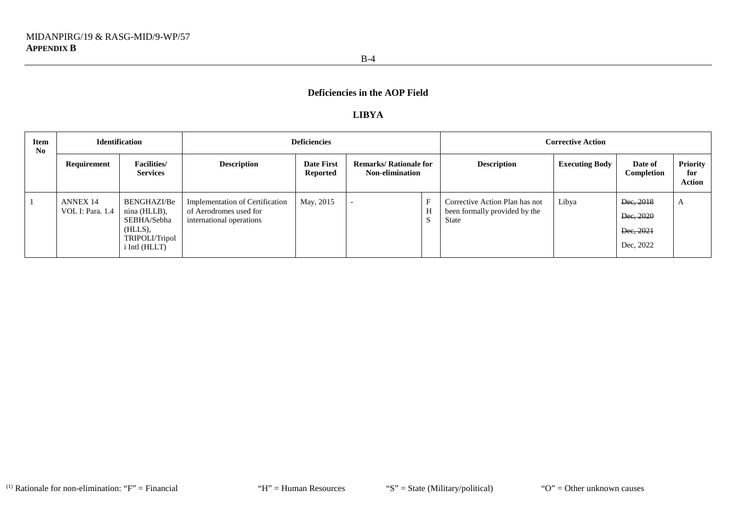## Deficiencies in the AOP Field

## LIBYA

| Item No | Identification | | Deficiencies | | | | Corrective Action | | | |
|---|---|---|---|---|---|---|---|---|---|---|
| | Requirement | Facilities/ Services | Description | Date First Reported | Remarks/ Rationale for Non-elimination | | Description | Executing Body | Date of Completion | Priority for Action |
| 1 | ANNEX 14 VOL I: Para. 1.4 | BENGHAZI/Benina (HLLB), SEBHA/Sebha (HLLS), TRIPOLI/Tripoli Intl (HLLT) | Implementation of Certification of Aerodromes used for international operations | May, 2015 | - | F H S | Corrective Action Plan has not been formally provided by the State | Libya | ~~Dec, 2018~~ ~~Dec, 2020~~ ~~Dec, 2021~~ Dec, 2022 | A |

(1) Rationale for non-elimination: "F" = Financial "H" = Human Resources "S" = State (Military/political) "O" = Other unknown causes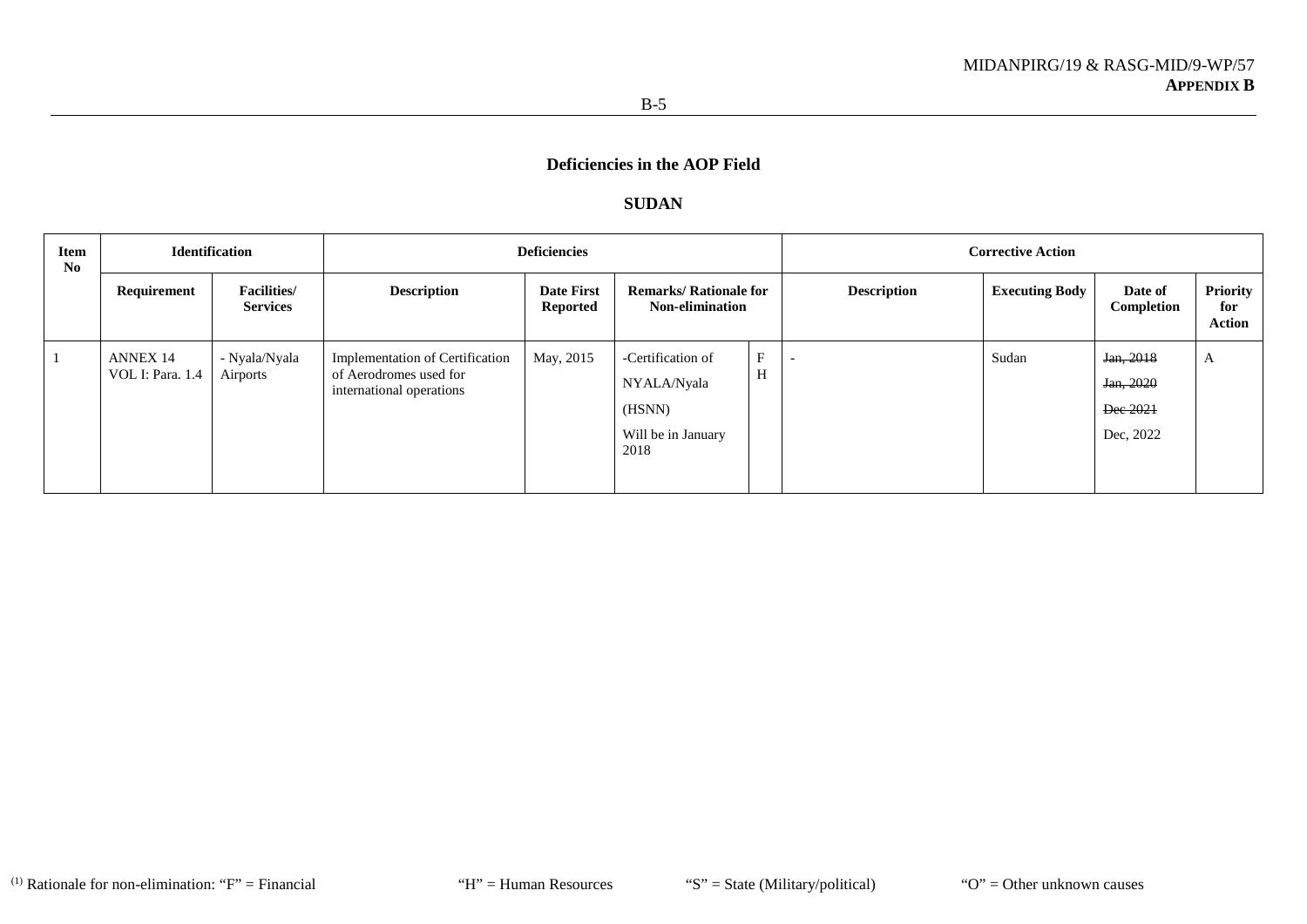## Deficiencies in the AOP Field

### SUDAN

| Item No | Identification | | Deficiencies | | | | Corrective Action | | | |
|---|---|---|---|---|---|---|---|---|---|---|
| | Requirement | Facilities/ Services | Description | Date First Reported | Remarks/ Rationale for Non-elimination | | Description | Executing Body | Date of Completion | Priority for Action |
| 1 | ANNEX 14 VOL I: Para. 1.4 | - Nyala/Nyala Airports | Implementation of Certification of Aerodromes used for international operations | May, 2015 | -Certification of NYALA/Nyala (HSNN) Will be in January 2018 | F H | - | Sudan | ~~Jan, 2018~~ ~~Jan, 2020~~ ~~Dec 2021~~ Dec, 2022 | A |

(1) Rationale for non-elimination: "F" = Financial "H" = Human Resources "S" = State (Military/political) "O" = Other unknown causes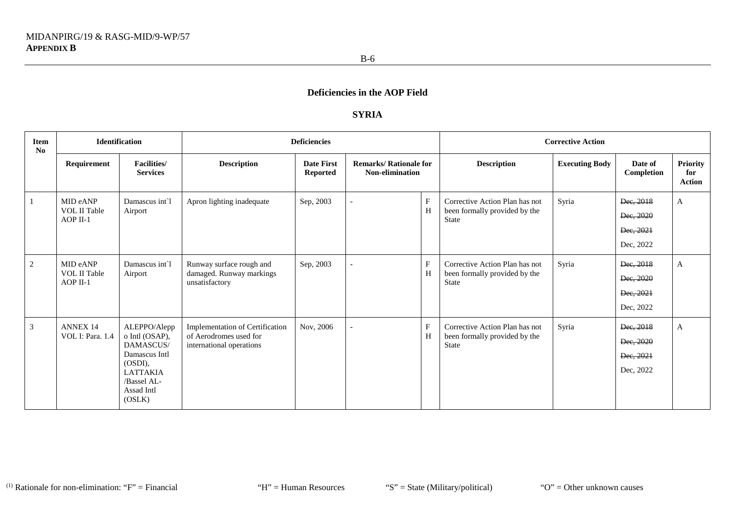## Deficiencies in the AOP Field

## SYRIA

| Item No | Identification | | Deficiencies | | | | Corrective Action | | | |
|---|---|---|---|---|---|---|---|---|---|---|
| | Requirement | Facilities/ Services | Description | Date First Reported | Remarks/ Rationale for Non-elimination | | Description | Executing Body | Date of Completion | Priority for Action |
| 1 | MID eANP VOL II Table AOP II-1 | Damascus int`l Airport | Apron lighting inadequate | Sep, 2003 | - | F H | Corrective Action Plan has not been formally provided by the State | Syria | ~~Dec, 2018~~ ~~Dec, 2020~~ ~~Dec, 2021~~ Dec, 2022 | A |
| 2 | MID eANP VOL II Table AOP II-1 | Damascus int`l Airport | Runway surface rough and damaged. Runway markings unsatisfactory | Sep, 2003 | - | F H | Corrective Action Plan has not been formally provided by the State | Syria | ~~Dec, 2018~~ ~~Dec, 2020~~ ~~Dec, 2021~~ Dec, 2022 | A |
| 3 | ANNEX 14 VOL I: Para. 1.4 | ALEPPO/Aleppo Intl (OSAP), DAMASCUS/ Damascus Intl (OSDI), LATTAKIA /Bassel AL-Assad Intl (OSLK) | Implementation of Certification of Aerodromes used for international operations | Nov, 2006 | - | F H | Corrective Action Plan has not been formally provided by the State | Syria | ~~Dec, 2018~~ ~~Dec, 2020~~ ~~Dec, 2021~~ Dec, 2022 | A |

(1) Rationale for non-elimination: "F" = Financial "H" = Human Resources "S" = State (Military/political) "O" = Other unknown causes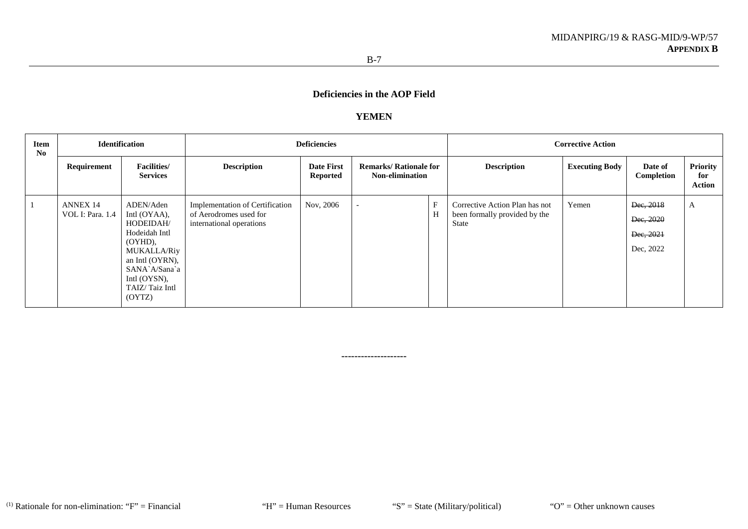### Deficiencies in the AOP Field

### YEMEN

| Item No | Identification | | Deficiencies | | | | Corrective Action | | | |
|---|---|---|---|---|---|---|---|---|---|---|
| | Requirement | Facilities/ Services | Description | Date First Reported | Remarks/ Rationale for Non-elimination | | Description | Executing Body | Date of Completion | Priority for Action |
| 1 | ANNEX 14 VOL I: Para. 1.4 | ADEN/Aden Intl (OYAA), HODEIDAH/ Hodeidah Intl (OYHD), MUKALLA/Riyan Intl (OYRN), SANA`A/Sana`a Intl (OYSN), TAIZ/ Taiz Intl (OYTZ) | Implementation of Certification of Aerodromes used for international operations | Nov, 2006 | - | F H | Corrective Action Plan has not been formally provided by the State | Yemen | ~~Dec, 2018~~ ~~Dec, 2020~~ ~~Dec, 2021~~ Dec, 2022 | A |

--------------------

(1) Rationale for non-elimination: "F" = Financial "H" = Human Resources "S" = State (Military/political) "O" = Other unknown causes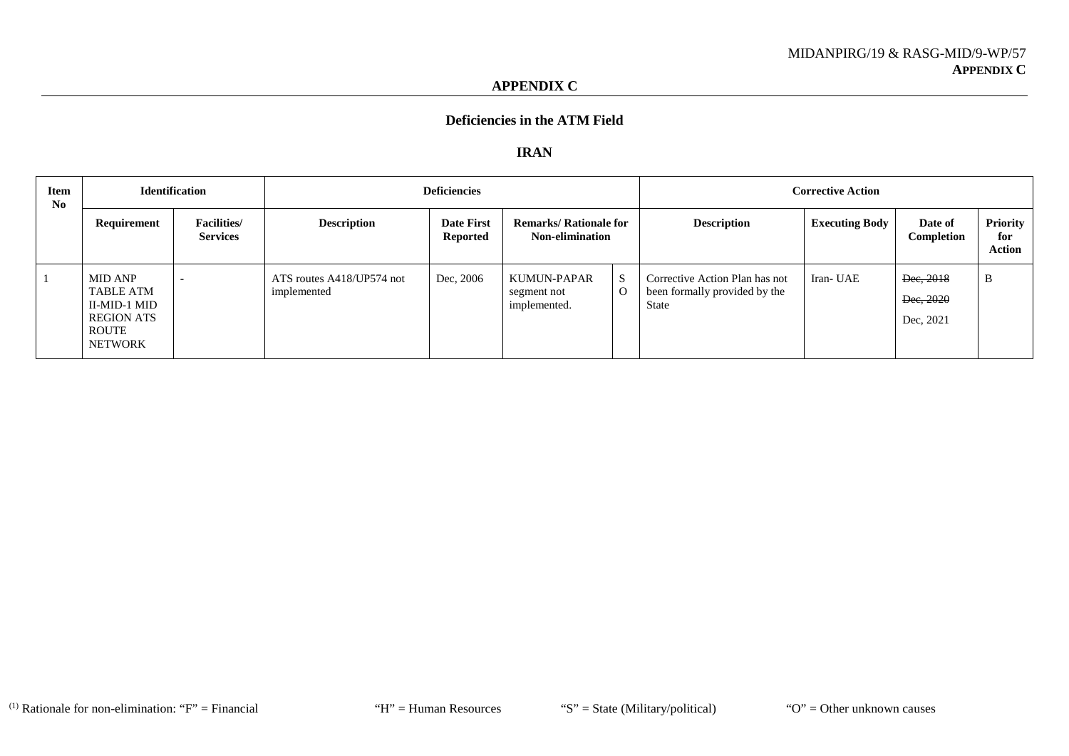## APPENDIX C

### Deficiencies in the ATM Field

### IRAN

| Item No | Identification | | Deficiencies | | | | Corrective Action | | | |
|---|---|---|---|---|---|---|---|---|---|---|
| | Requirement | Facilities/ Services | Description | Date First Reported | Remarks/ Rationale for Non-elimination | | Description | Executing Body | Date of Completion | Priority for Action |
| 1 | MID ANP TABLE ATM II-MID-1 MID REGION ATS ROUTE NETWORK | - | ATS routes A418/UP574 not implemented | Dec, 2006 | KUMUN-PAPAR segment not implemented. | S O | Corrective Action Plan has not been formally provided by the State | Iran- UAE | ~~Dec, 2018~~ ~~Dec, 2020~~ Dec, 2021 | B |

(1) Rationale for non-elimination: "F" = Financial "H" = Human Resources "S" = State (Military/political) "O" = Other unknown causes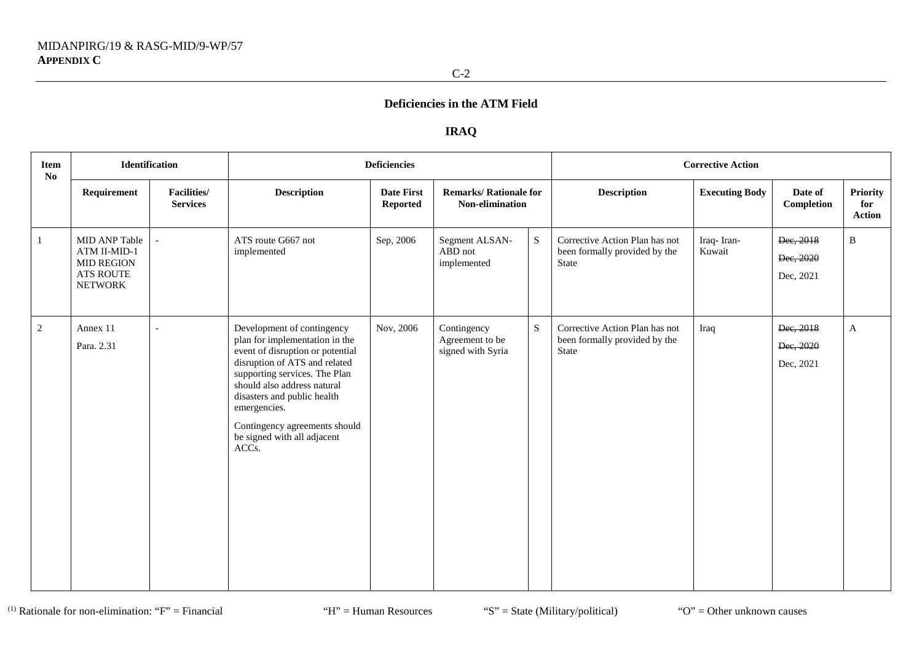## Deficiencies in the ATM Field

## IRAQ

| Item No | Identification | | Deficiencies | | | | Corrective Action | | | |
|---|---|---|---|---|---|---|---|---|---|---|
| | Requirement | Facilities/ Services | Description | Date First Reported | Remarks/ Rationale for Non-elimination | | Description | Executing Body | Date of Completion | Priority for Action |
| 1 | MID ANP Table ATM II-MID-1 MID REGION ATS ROUTE NETWORK | - | ATS route G667 not implemented | Sep, 2006 | Segment ALSAN-ABD not implemented | S | Corrective Action Plan has not been formally provided by the State | Iraq- Iran-Kuwait | ~~Dec, 2018~~ ~~Dec, 2020~~ Dec, 2021 | B |
| 2 | Annex 11 Para. 2.31 | - | Development of contingency plan for implementation in the event of disruption or potential disruption of ATS and related supporting services. The Plan should also address natural disasters and public health emergencies. Contingency agreements should be signed with all adjacent ACCs. | Nov, 2006 | Contingency Agreement to be signed with Syria | S | Corrective Action Plan has not been formally provided by the State | Iraq | ~~Dec, 2018~~ ~~Dec, 2020~~ Dec, 2021 | A |

(1) Rationale for non-elimination: "F" = Financial "H" = Human Resources "S" = State (Military/political) "O" = Other unknown causes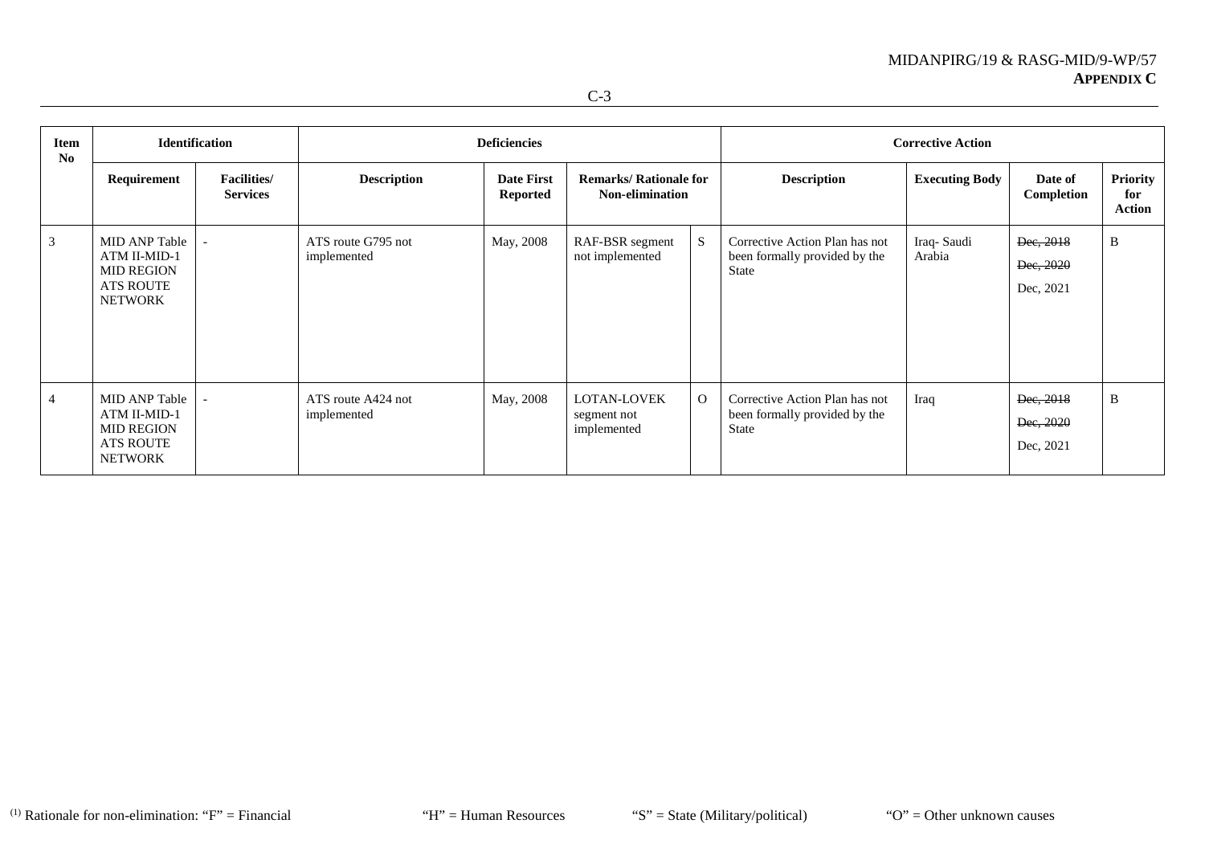| Item No | Identification | | Deficiencies | | | | Corrective Action | | | |
|---|---|---|---|---|---|---|---|---|---|---|
| | **Requirement** | **Facilities/ Services** | **Description** | **Date First Reported** | **Remarks/ Rationale for Non-elimination** | | **Description** | **Executing Body** | **Date of Completion** | **Priority for Action** |
| 3 | MID ANP Table ATM II-MID-1 MID REGION ATS ROUTE NETWORK | - | ATS route G795 not implemented | May, 2008 | RAF-BSR segment not implemented | S | Corrective Action Plan has not been formally provided by the State | Iraq- Saudi Arabia | ~~Dec, 2018~~ ~~Dec, 2020~~ Dec, 2021 | B |
| 4 | MID ANP Table ATM II-MID-1 MID REGION ATS ROUTE NETWORK | - | ATS route A424 not implemented | May, 2008 | LOTAN-LOVEK segment not implemented | O | Corrective Action Plan has not been formally provided by the State | Iraq | ~~Dec, 2018~~ ~~Dec, 2020~~ Dec, 2021 | B |

[(1)] Rationale for non-elimination: "F" = Financial "H" = Human Resources "S" = State (Military/political) "O" = Other unknown causes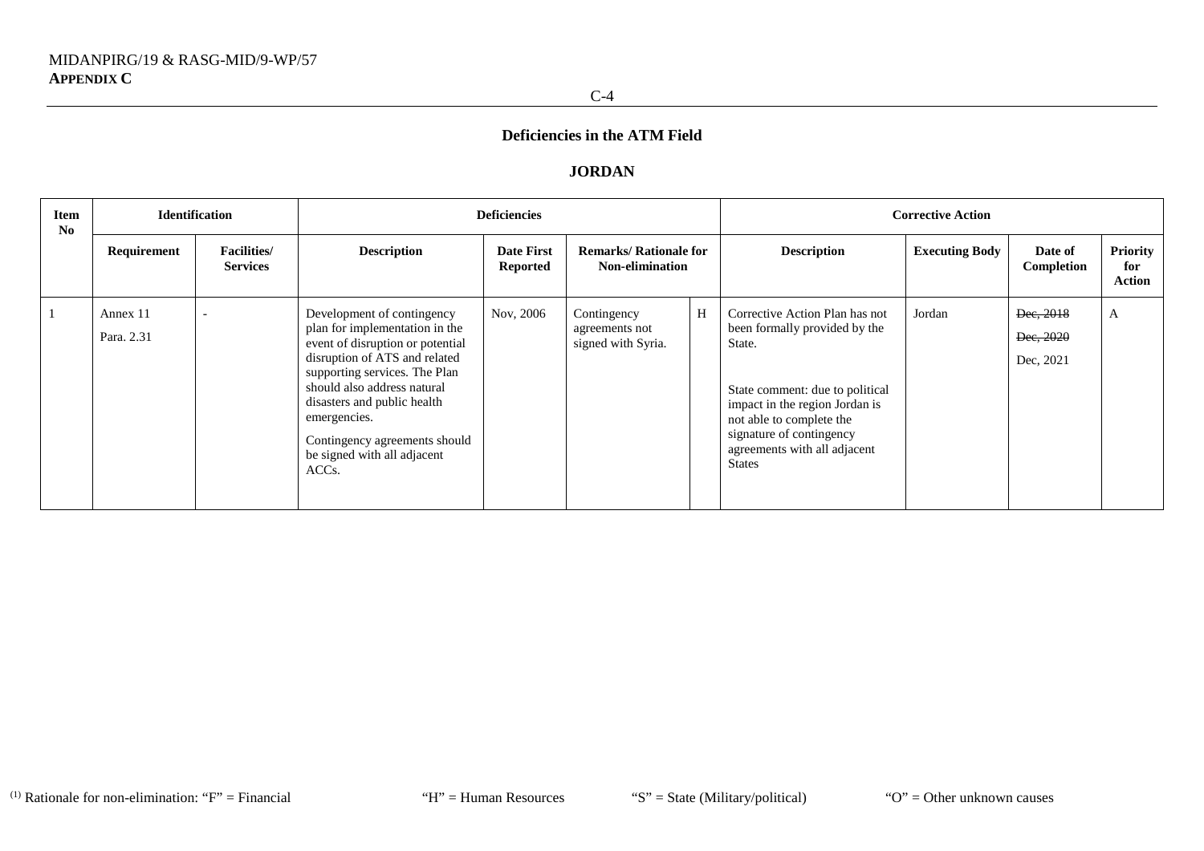## Deficiencies in the ATM Field

## JORDAN

| Item No | Identification | | Deficiencies | | | | Corrective Action | | | |
|---|---|---|---|---|---|---|---|---|---|---|
| | Requirement | Facilities/ Services | Description | Date First Reported | Remarks/ Rationale for Non-elimination | | Description | Executing Body | Date of Completion | Priority for Action |
| 1 | Annex 11 Para. 2.31 | - | Development of contingency plan for implementation in the event of disruption or potential disruption of ATS and related supporting services. The Plan should also address natural disasters and public health emergencies. Contingency agreements should be signed with all adjacent ACCs. | Nov, 2006 | Contingency agreements not signed with Syria. | H | Corrective Action Plan has not been formally provided by the State. State comment: due to political impact in the region Jordan is not able to complete the signature of contingency agreements with all adjacent States | Jordan | ~~Dec, 2018~~ ~~Dec, 2020~~ Dec, 2021 | A |

(1) Rationale for non-elimination: "F" = Financial "H" = Human Resources "S" = State (Military/political) "O" = Other unknown causes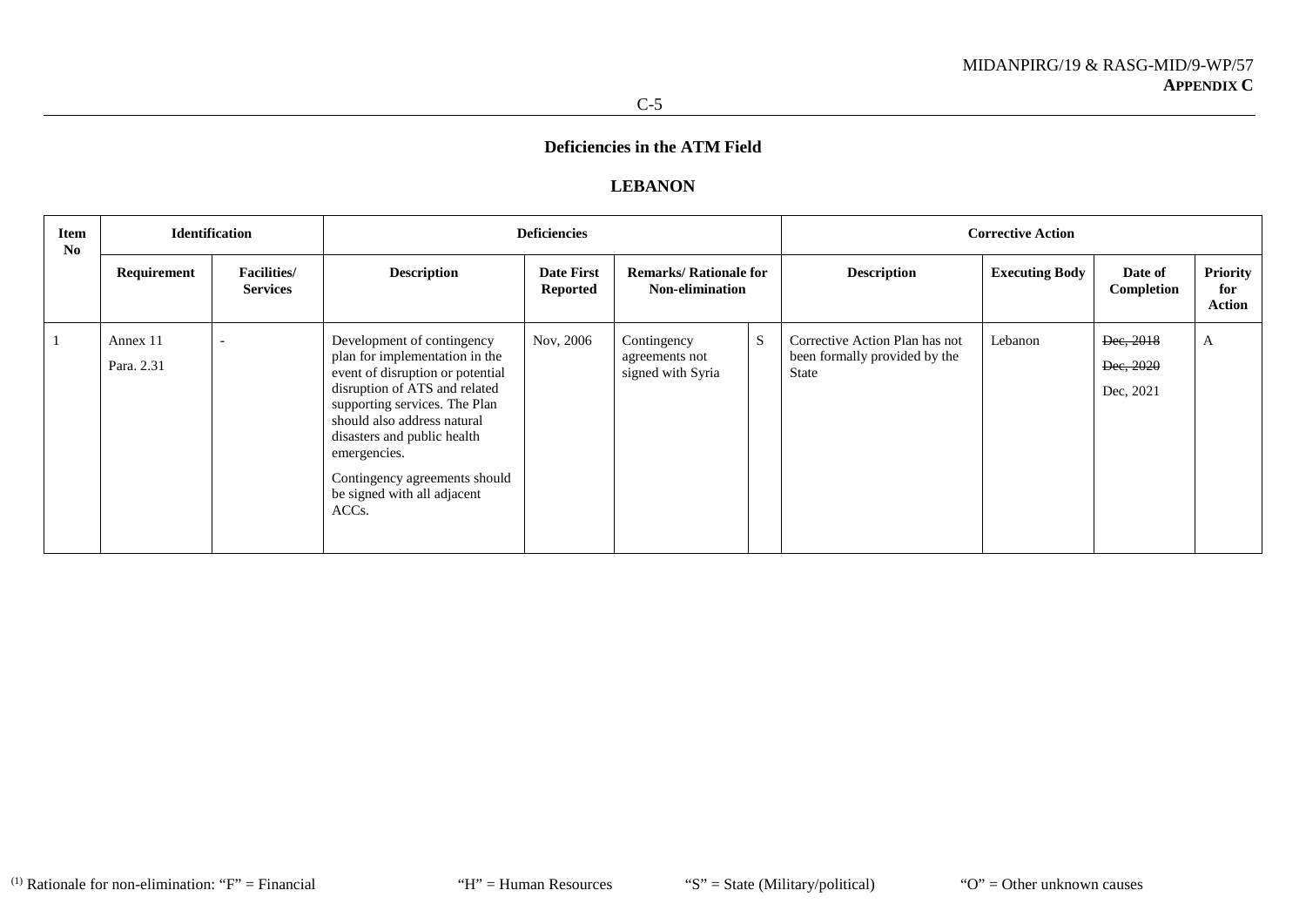## Deficiencies in the ATM Field

### LEBANON

| Item No | Identification | | Deficiencies | | | | Corrective Action | | | |
|---|---|---|---|---|---|---|---|---|---|---|
| | Requirement | Facilities/ Services | Description | Date First Reported | Remarks/ Rationale for Non-elimination | | Description | Executing Body | Date of Completion | Priority for Action |
| 1 | Annex 11 Para. 2.31 | - | Development of contingency plan for implementation in the event of disruption or potential disruption of ATS and related supporting services. The Plan should also address natural disasters and public health emergencies.<br><br>Contingency agreements should be signed with all adjacent ACCs. | Nov, 2006 | Contingency agreements not signed with Syria | S | Corrective Action Plan has not been formally provided by the State | Lebanon | ~~Dec, 2018~~<br>~~Dec, 2020~~<br>Dec, 2021 | A |

(1) Rationale for non-elimination: "F" = Financial "H" = Human Resources "S" = State (Military/political) "O" = Other unknown causes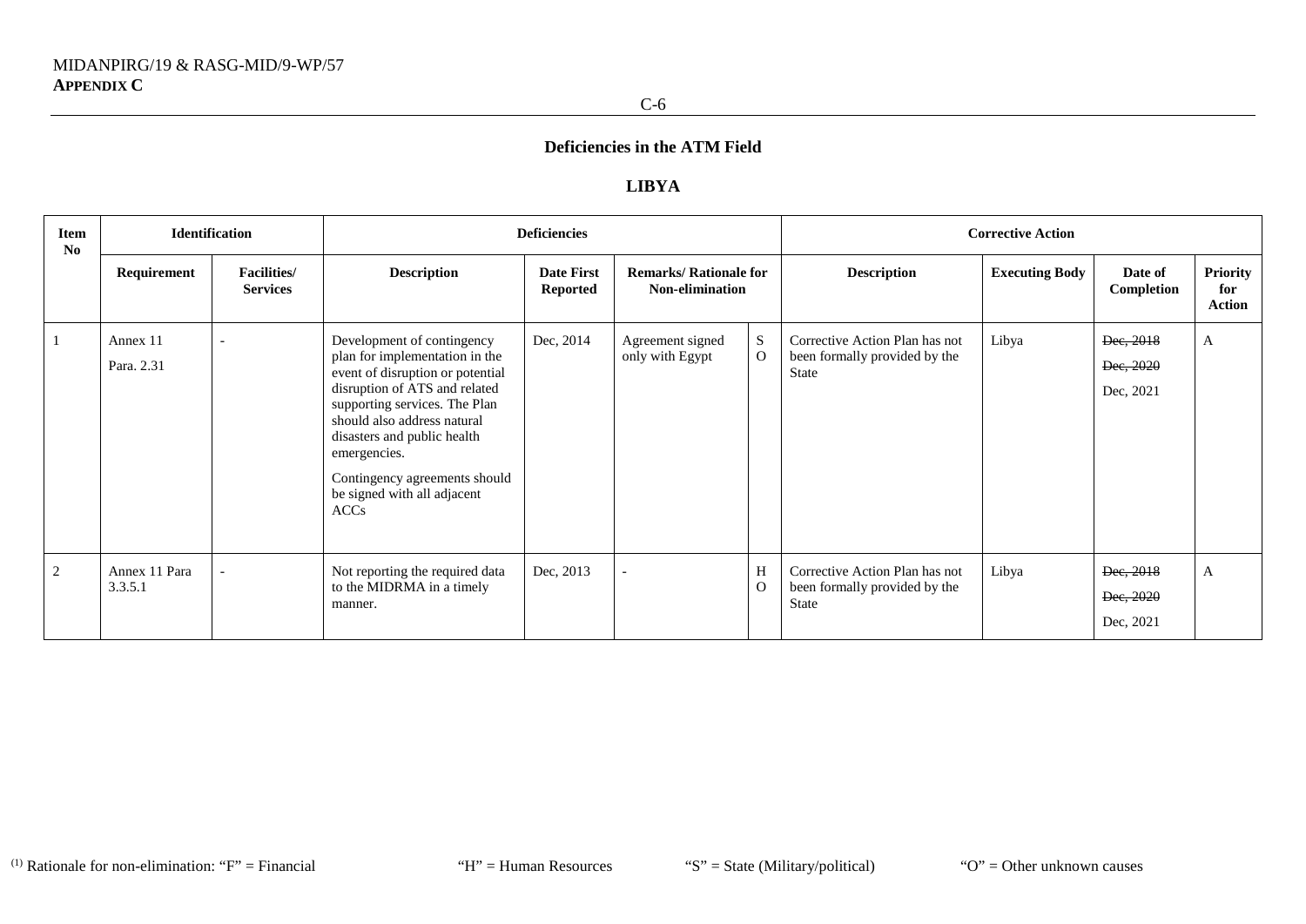## Deficiencies in the ATM Field

## LIBYA

| Item No | Identification | | Deficiencies | | | | Corrective Action | | | |
|---|---|---|---|---|---|---|---|---|---|---|
| | Requirement | Facilities/ Services | Description | Date First Reported | Remarks/ Rationale for Non-elimination | | Description | Executing Body | Date of Completion | Priority for Action |
| 1 | Annex 11 Para. 2.31 | - | Development of contingency plan for implementation in the event of disruption or potential disruption of ATS and related supporting services. The Plan should also address natural disasters and public health emergencies.<br><br>Contingency agreements should be signed with all adjacent ACCs | Dec, 2014 | Agreement signed only with Egypt | S O | Corrective Action Plan has not been formally provided by the State | Libya | ~~Dec, 2018~~<br>~~Dec, 2020~~<br>Dec, 2021 | A |
| 2 | Annex 11 Para 3.3.5.1 | - | Not reporting the required data to the MIDRMA in a timely manner. | Dec, 2013 | - | H O | Corrective Action Plan has not been formally provided by the State | Libya | ~~Dec, 2018~~<br>~~Dec, 2020~~<br>Dec, 2021 | A |

(1) Rationale for non-elimination: "F" = Financial "H" = Human Resources "S" = State (Military/political) "O" = Other unknown causes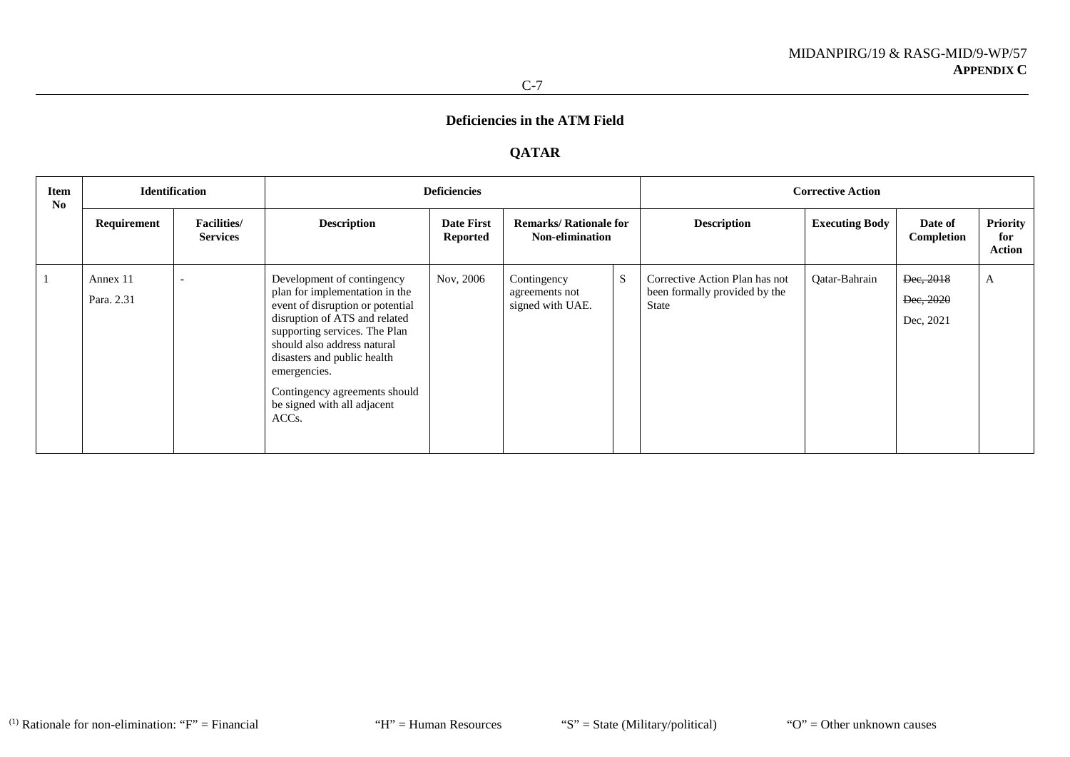## Deficiencies in the ATM Field

## QATAR

| Item No | Identification | | Deficiencies | | | | Corrective Action | | | |
|---|---|---|---|---|---|---|---|---|---|---|
| | Requirement | Facilities/ Services | Description | Date First Reported | Remarks/ Rationale for Non-elimination | | Description | Executing Body | Date of Completion | Priority for Action |
| 1 | Annex 11 Para. 2.31 | - | Development of contingency plan for implementation in the event of disruption or potential disruption of ATS and related supporting services. The Plan should also address natural disasters and public health emergencies. Contingency agreements should be signed with all adjacent ACCs. | Nov, 2006 | Contingency agreements not signed with UAE. | S | Corrective Action Plan has not been formally provided by the State | Qatar-Bahrain | ~~Dec, 2018~~ ~~Dec, 2020~~ Dec, 2021 | A |

(1) Rationale for non-elimination: "F" = Financial "H" = Human Resources "S" = State (Military/political) "O" = Other unknown causes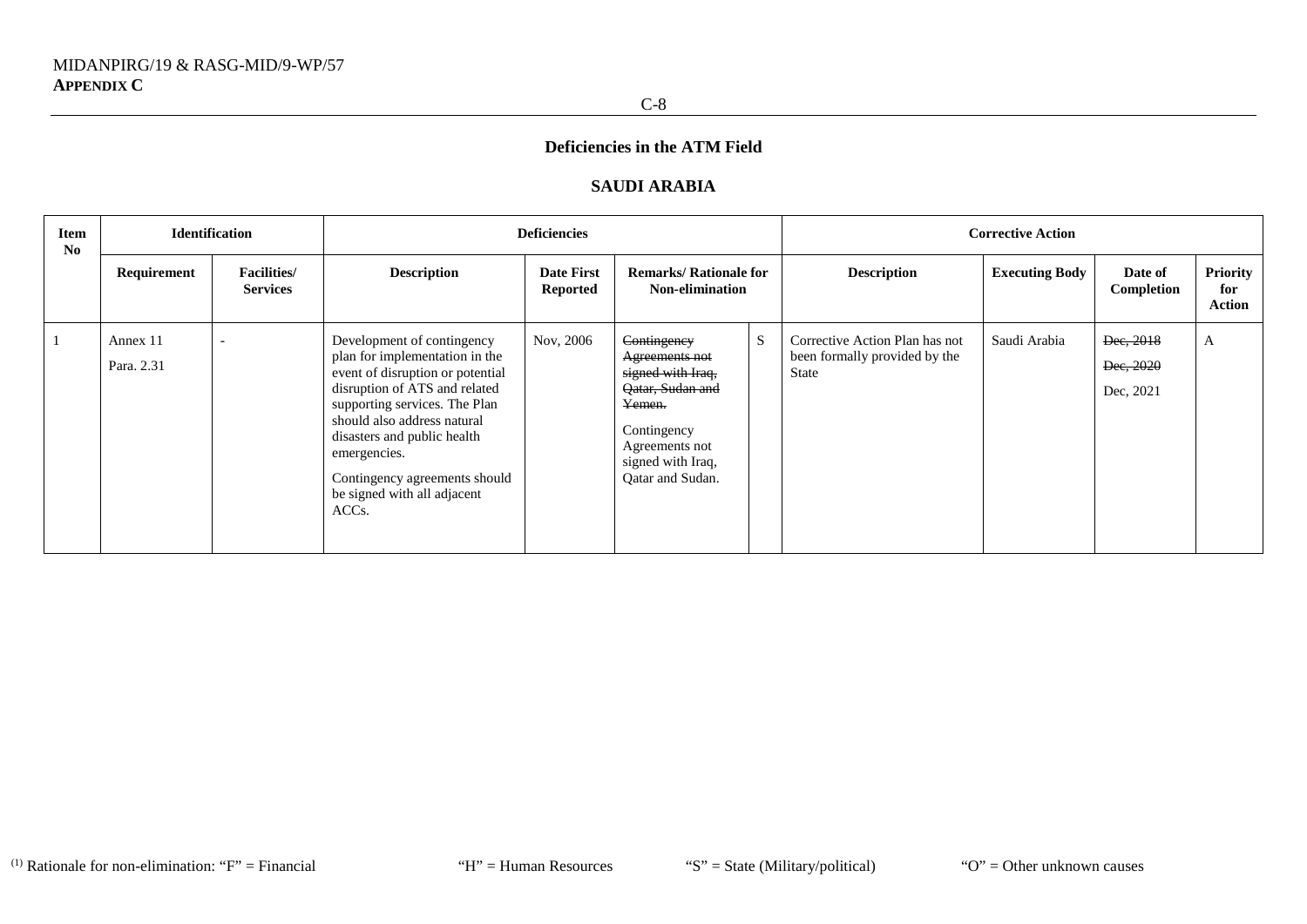## Deficiencies in the ATM Field

## SAUDI ARABIA

| Item No | Identification | | Deficiencies | | | | Corrective Action | | | |
|---|---|---|---|---|---|---|---|---|---|---|
| | Requirement | Facilities/ Services | Description | Date First Reported | Remarks/ Rationale for Non-elimination | | Description | Executing Body | Date of Completion | Priority for Action |
| 1 | Annex 11<br>Para. 2.31 | - | Development of contingency plan for implementation in the event of disruption or potential disruption of ATS and related supporting services. The Plan should also address natural disasters and public health emergencies.<br>Contingency agreements should be signed with all adjacent ACCs. | Nov, 2006 | ~~Contingency Agreements not signed with Iraq, Qatar, Sudan and Yemen.~~<br>Contingency Agreements not signed with Iraq, Qatar and Sudan. | S | Corrective Action Plan has not been formally provided by the State | Saudi Arabia | ~~Dec, 2018~~<br>~~Dec, 2020~~<br>Dec, 2021 | A |

(1) Rationale for non-elimination: "F" = Financial "H" = Human Resources "S" = State (Military/political) "O" = Other unknown causes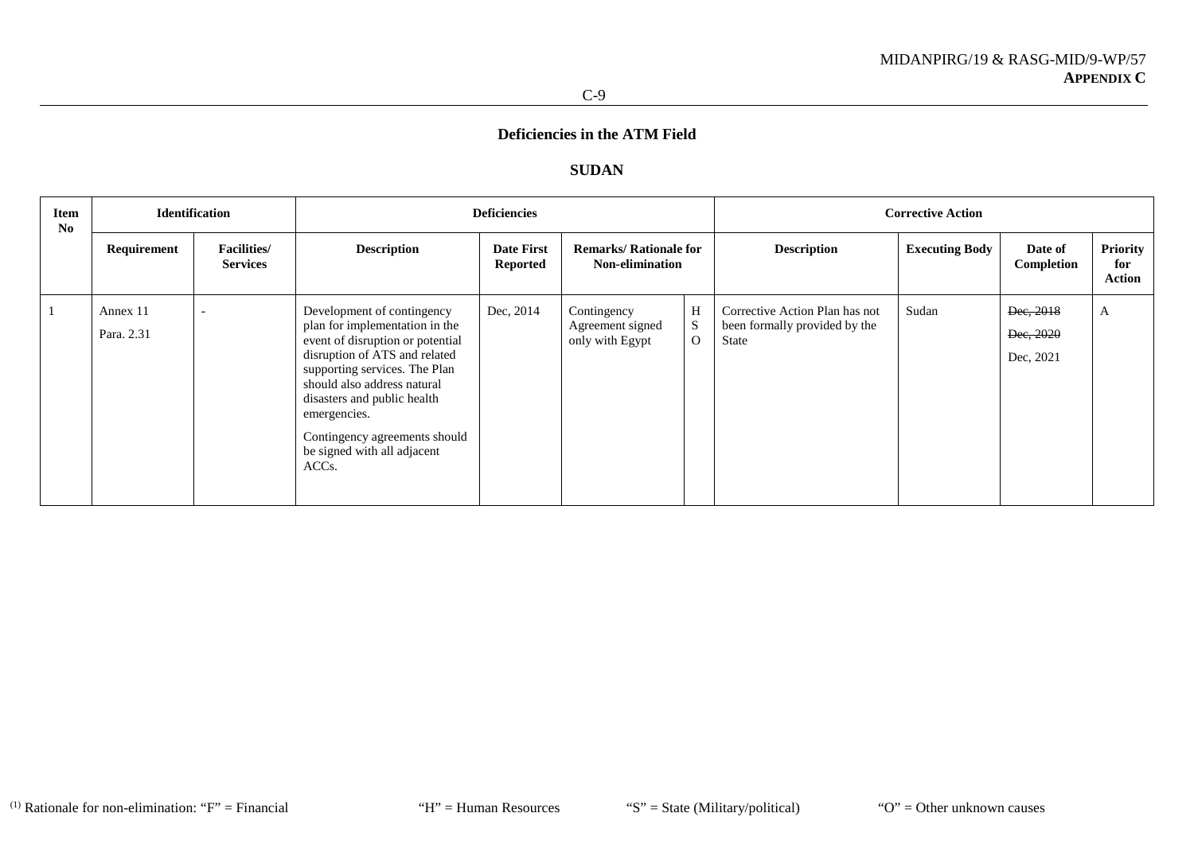## Deficiencies in the ATM Field

## SUDAN

| Item No | Identification | | Deficiencies | | | | Corrective Action | | | |
|---|---|---|---|---|---|---|---|---|---|---|
| | Requirement | Facilities/ Services | Description | Date First Reported | Remarks/ Rationale for Non-elimination | | Description | Executing Body | Date of Completion | Priority for Action |
| 1 | Annex 11<br>Para. 2.31 | - | Development of contingency plan for implementation in the event of disruption or potential disruption of ATS and related supporting services. The Plan should also address natural disasters and public health emergencies.<br>Contingency agreements should be signed with all adjacent ACCs. | Dec, 2014 | Contingency Agreement signed only with Egypt | H<br>S<br>O | Corrective Action Plan has not been formally provided by the State | Sudan | ~~Dec, 2018~~<br>~~Dec, 2020~~<br>Dec, 2021 | A |

[(1)] Rationale for non-elimination: "F" = Financial "H" = Human Resources "S" = State (Military/political) "O" = Other unknown causes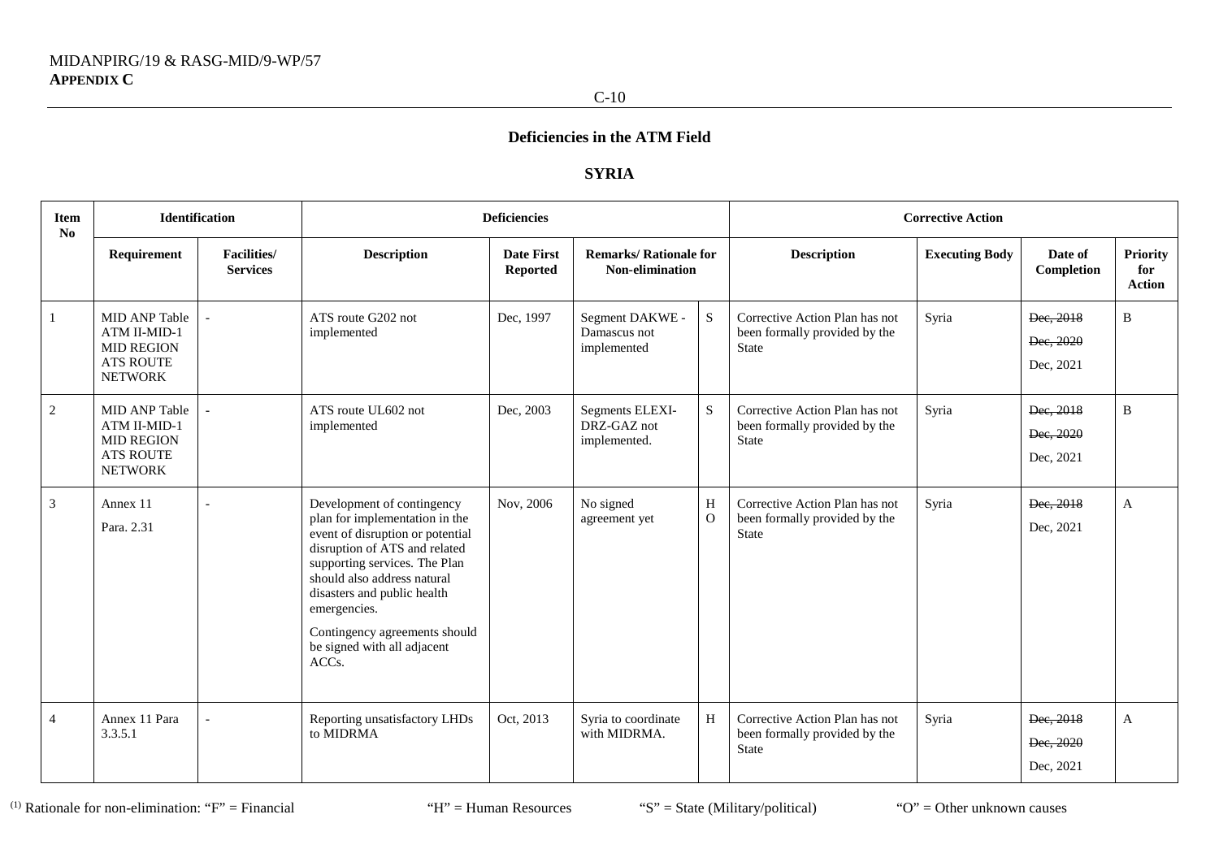## Deficiencies in the ATM Field

## SYRIA

| Item No | Identification | | Deficiencies | | | | Corrective Action | | | |
|---|---|---|---|---|---|---|---|---|---|---|
| | Requirement | Facilities/ Services | Description | Date First Reported | Remarks/ Rationale for Non-elimination | | Description | Executing Body | Date of Completion | Priority for Action |
| 1 | MID ANP Table ATM II-MID-1 MID REGION ATS ROUTE NETWORK | - | ATS route G202 not implemented | Dec, 1997 | Segment DAKWE - Damascus not implemented | S | Corrective Action Plan has not been formally provided by the State | Syria | ~~Dec, 2018~~ ~~Dec, 2020~~ Dec, 2021 | B |
| 2 | MID ANP Table ATM II-MID-1 MID REGION ATS ROUTE NETWORK | - | ATS route UL602 not implemented | Dec, 2003 | Segments ELEXI-DRZ-GAZ not implemented. | S | Corrective Action Plan has not been formally provided by the State | Syria | ~~Dec, 2018~~ ~~Dec, 2020~~ Dec, 2021 | B |
| 3 | Annex 11 Para. 2.31 | - | Development of contingency plan for implementation in the event of disruption or potential disruption of ATS and related supporting services. The Plan should also address natural disasters and public health emergencies. Contingency agreements should be signed with all adjacent ACCs. | Nov, 2006 | No signed agreement yet | H O | Corrective Action Plan has not been formally provided by the State | Syria | ~~Dec, 2018~~ Dec, 2021 | A |
| 4 | Annex 11 Para 3.3.5.1 | - | Reporting unsatisfactory LHDs to MIDRMA | Oct, 2013 | Syria to coordinate with MIDRMA. | H | Corrective Action Plan has not been formally provided by the State | Syria | ~~Dec, 2018~~ ~~Dec, 2020~~ Dec, 2021 | A |

(1) Rationale for non-elimination: "F" = Financial "H" = Human Resources "S" = State (Military/political) "O" = Other unknown causes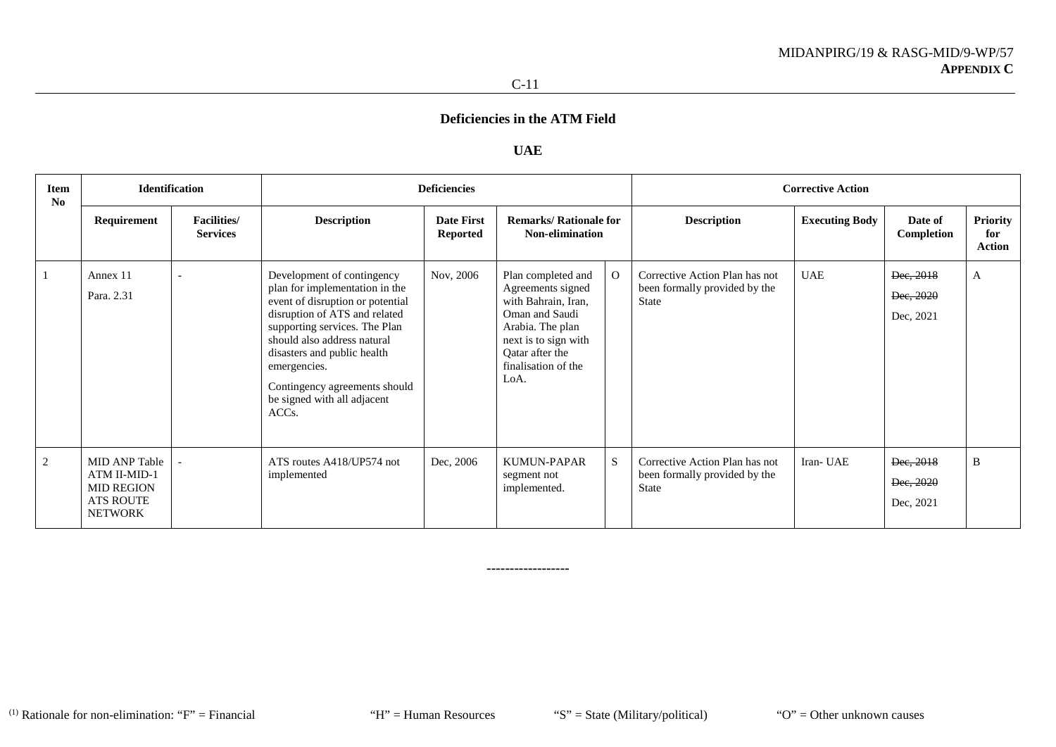## Deficiencies in the ATM Field

### UAE

| Item No | Identification | | Deficiencies | | | | Corrective Action | | | |
|---|---|---|---|---|---|---|---|---|---|---|
| | Requirement | Facilities/ Services | Description | Date First Reported | Remarks/ Rationale for Non-elimination | | Description | Executing Body | Date of Completion | Priority for Action |
| 1 | Annex 11 Para. 2.31 | - | Development of contingency plan for implementation in the event of disruption or potential disruption of ATS and related supporting services. The Plan should also address natural disasters and public health emergencies. Contingency agreements should be signed with all adjacent ACCs. | Nov, 2006 | Plan completed and Agreements signed with Bahrain, Iran, Oman and Saudi Arabia. The plan next is to sign with Qatar after the finalisation of the LoA. | O | Corrective Action Plan has not been formally provided by the State | UAE | ~~Dec, 2018~~ ~~Dec, 2020~~ Dec, 2021 | A |
| 2 | MID ANP Table ATM II-MID-1 MID REGION ATS ROUTE NETWORK | - | ATS routes A418/UP574 not implemented | Dec, 2006 | KUMUN-PAPAR segment not implemented. | S | Corrective Action Plan has not been formally provided by the State | Iran- UAE | ~~Dec, 2018~~ ~~Dec, 2020~~ Dec, 2021 | B |

------------------

(1) Rationale for non-elimination: "F" = Financial "H" = Human Resources "S" = State (Military/political) "O" = Other unknown causes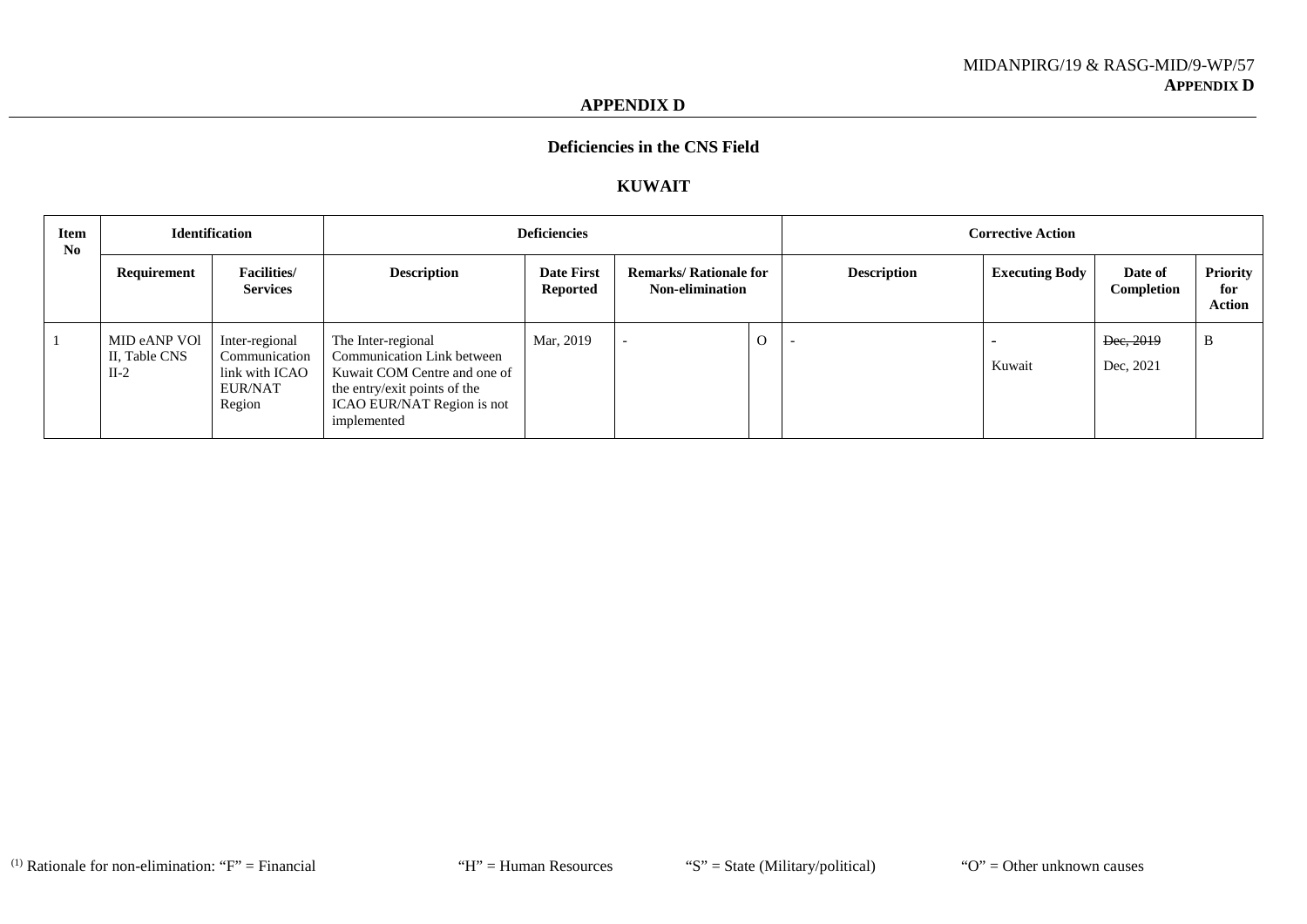## APPENDIX D

### Deficiencies in the CNS Field

### KUWAIT

| Item No | Identification | | Deficiencies | | | | Corrective Action | | | |
|---|---|---|---|---|---|---|---|---|---|---|
| | Requirement | Facilities/ Services | Description | Date First Reported | Remarks/ Rationale for Non-elimination | | Description | Executing Body | Date of Completion | Priority for Action |
| 1 | MID eANP VOl II, Table CNS II-2 | Inter-regional Communication link with ICAO EUR/NAT Region | The Inter-regional Communication Link between Kuwait COM Centre and one of the entry/exit points of the ICAO EUR/NAT Region is not implemented | Mar, 2019 | - | O | - | - Kuwait | ~~Dec, 2019~~ Dec, 2021 | B |

[(1)] Rationale for non-elimination: "F" = Financial "H" = Human Resources "S" = State (Military/political) "O" = Other unknown causes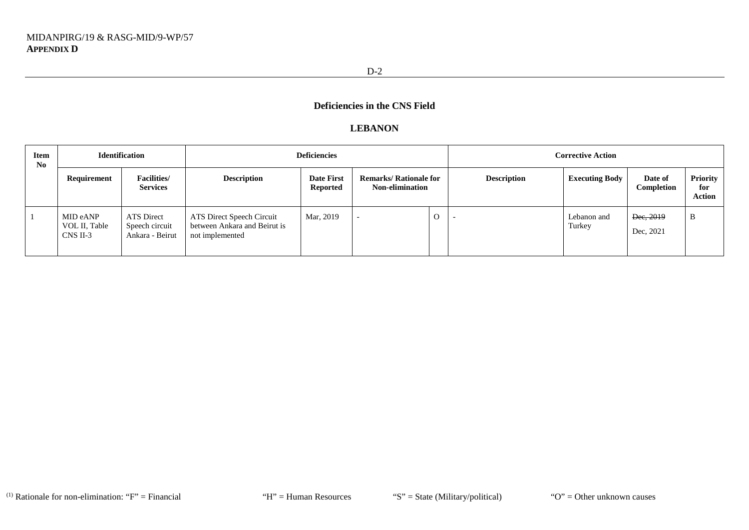## Deficiencies in the CNS Field

## LEBANON

| Item No | Identification | | Deficiencies | | | | Corrective Action | | | |
|---|---|---|---|---|---|---|---|---|---|---|
| | Requirement | Facilities/ Services | Description | Date First Reported | Remarks/ Rationale for Non-elimination | | Description | Executing Body | Date of Completion | Priority for Action |
| 1 | MID eANP VOL II, Table CNS II-3 | ATS Direct Speech circuit Ankara - Beirut | ATS Direct Speech Circuit between Ankara and Beirut is not implemented | Mar, 2019 | - | O | - | Lebanon and Turkey | ~~Dec, 2019~~ Dec, 2021 | B |

(1) Rationale for non-elimination: "F" = Financial "H" = Human Resources "S" = State (Military/political) "O" = Other unknown causes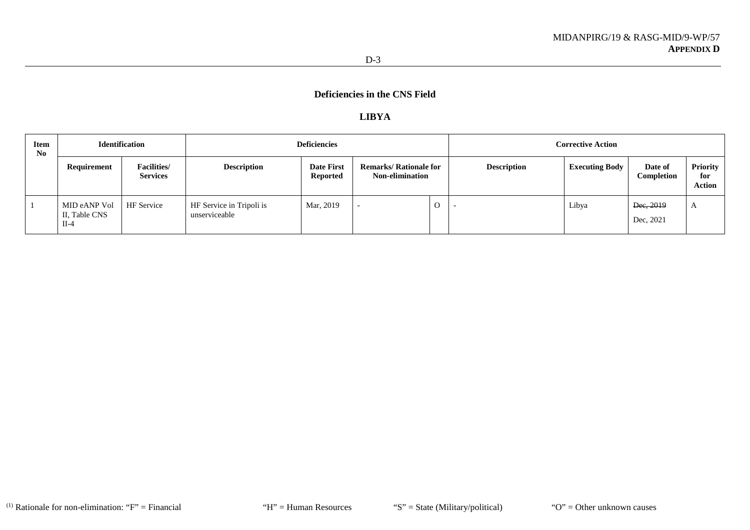## Deficiencies in the CNS Field

### LIBYA

| Item No | Identification | | Deficiencies | | | | Corrective Action | | | |
|---|---|---|---|---|---|---|---|---|---|---|
| | Requirement | Facilities/ Services | Description | Date First Reported | Remarks/ Rationale for Non-elimination | | Description | Executing Body | Date of Completion | Priority for Action |
| 1 | MID eANP Vol II, Table CNS II-4 | HF Service | HF Service in Tripoli is unserviceable | Mar, 2019 | - | O | - | Libya | ~~Dec, 2019~~ Dec, 2021 | A |

[(1)] Rationale for non-elimination: "F" = Financial "H" = Human Resources "S" = State (Military/political) "O" = Other unknown causes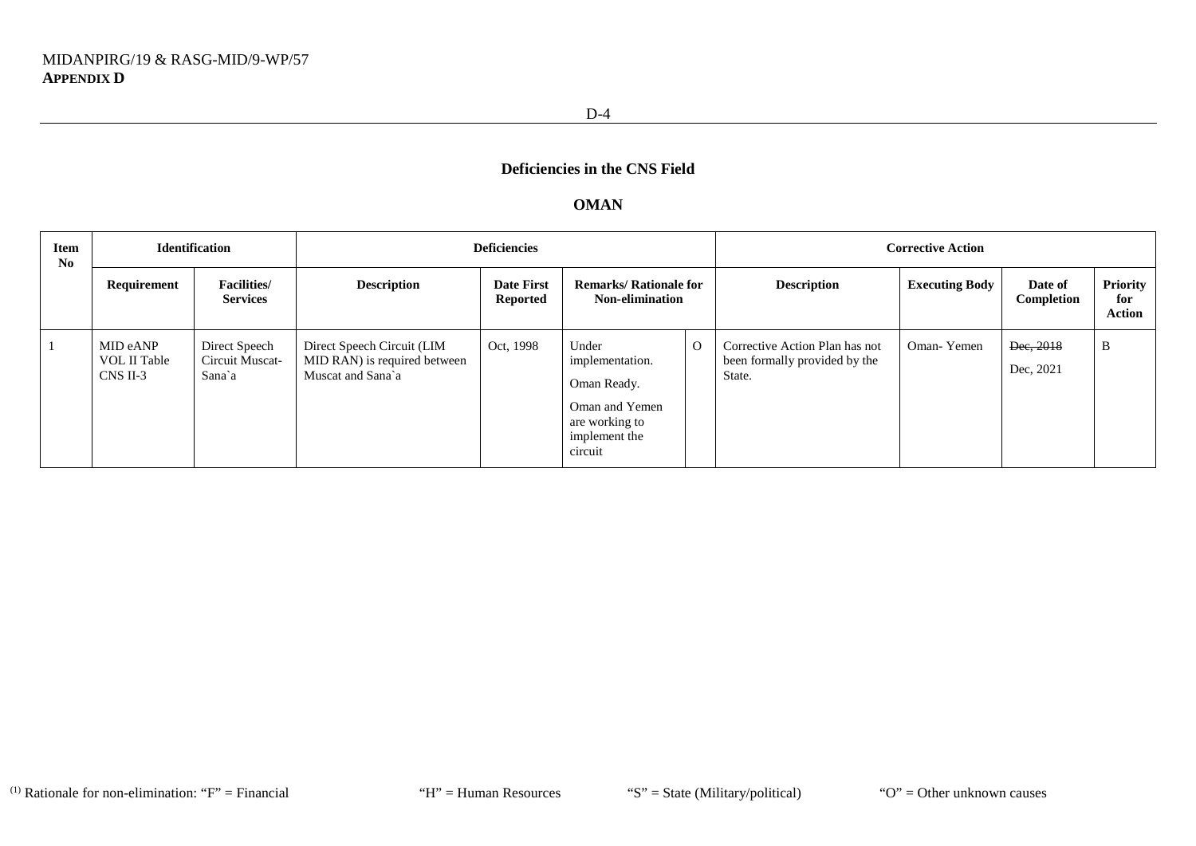## Deficiencies in the CNS Field

## OMAN

| Item No | Identification | | Deficiencies | | | | Corrective Action | | | |
|---|---|---|---|---|---|---|---|---|---|---|
| | Requirement | Facilities/ Services | Description | Date First Reported | Remarks/ Rationale for Non-elimination | | Description | Executing Body | Date of Completion | Priority for Action |
| 1 | MID eANP VOL II Table CNS II-3 | Direct Speech Circuit Muscat-Sana`a | Direct Speech Circuit (LIM MID RAN) is required between Muscat and Sana`a | Oct, 1998 | Under implementation. Oman Ready. Oman and Yemen are working to implement the circuit | O | Corrective Action Plan has not been formally provided by the State. | Oman- Yemen | ~~Dec, 2018~~ Dec, 2021 | B |

(1) Rationale for non-elimination: "F" = Financial "H" = Human Resources "S" = State (Military/political) "O" = Other unknown causes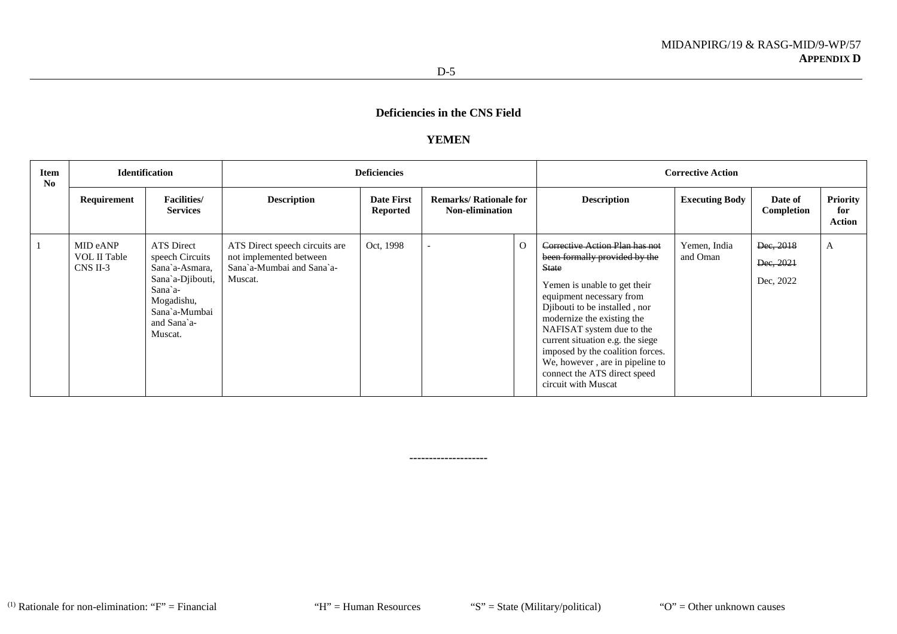## Deficiencies in the CNS Field

## YEMEN

| Item No | Identification | | Deficiencies | | | | Corrective Action | | | |
|---|---|---|---|---|---|---|---|---|---|---|
| | Requirement | Facilities/ Services | Description | Date First Reported | Remarks/ Rationale for Non-elimination | | Description | Executing Body | Date of Completion | Priority for Action |
| 1 | MID eANP VOL II Table CNS II-3 | ATS Direct speech Circuits Sana`a-Asmara, Sana`a-Djibouti, Sana`a-Mogadishu, Sana`a-Mumbai and Sana`a-Muscat. | ATS Direct speech circuits are not implemented between Sana`a-Mumbai and Sana`a-Muscat. | Oct, 1998 | - | O | ~~Corrective Action Plan has not been formally provided by the State~~ Yemen is unable to get their equipment necessary from Djibouti to be installed , nor modernize the existing the NAFISAT system due to the current situation e.g. the siege imposed by the coalition forces. We, however , are in pipeline to connect the ATS direct speed circuit with Muscat | Yemen, India and Oman | ~~Dec, 2018~~ ~~Dec, 2021~~ Dec, 2022 | A |

--------------------

(1) Rationale for non-elimination: "F" = Financial "H" = Human Resources "S" = State (Military/political) "O" = Other unknown causes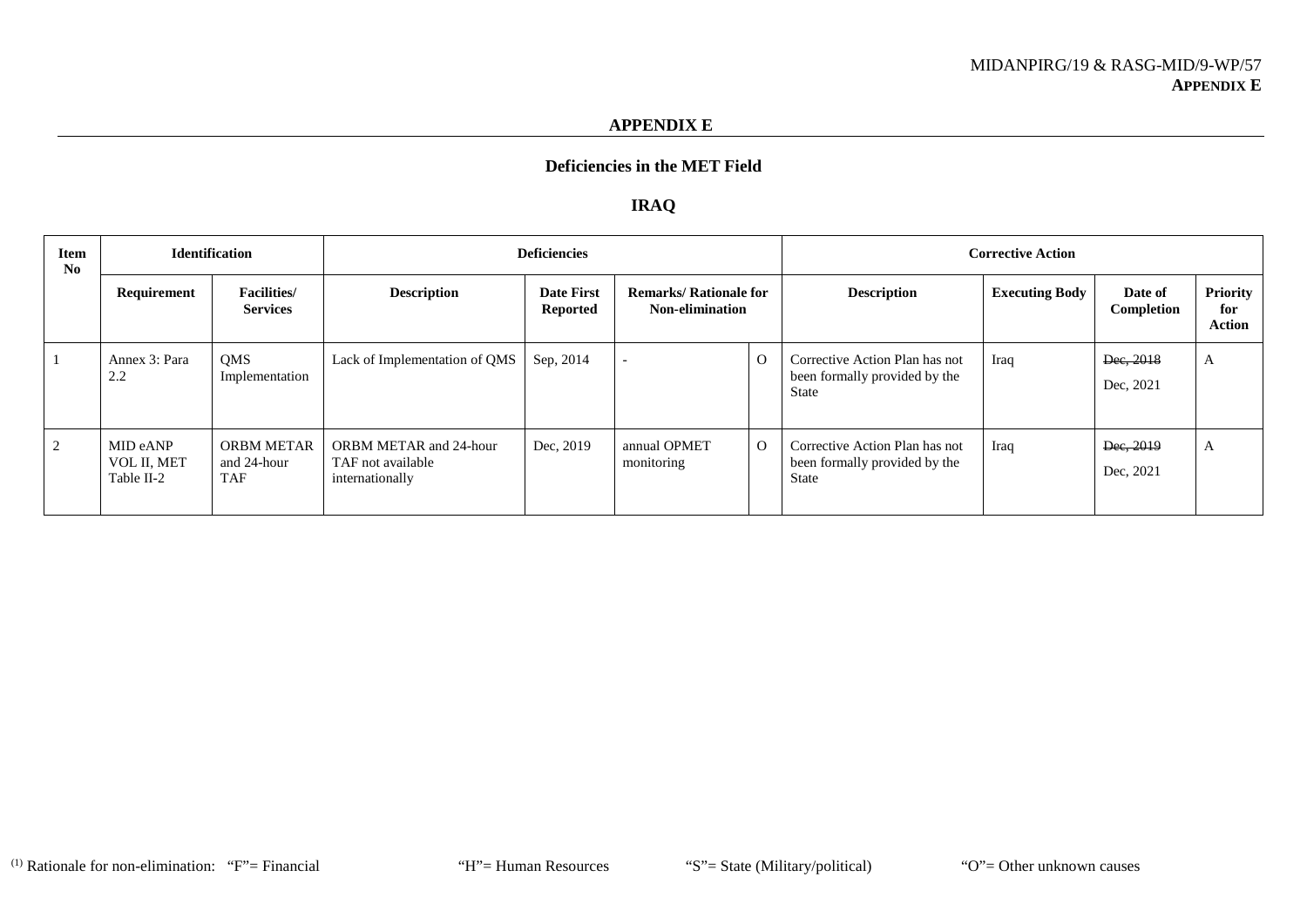## APPENDIX E

### Deficiencies in the MET Field

### IRAQ

| Item No | Identification | | Deficiencies | | | | Corrective Action | | | |
|---|---|---|---|---|---|---|---|---|---|---|
| | Requirement | Facilities/ Services | Description | Date First Reported | Remarks/ Rationale for Non-elimination | | Description | Executing Body | Date of Completion | Priority for Action |
| 1 | Annex 3: Para 2.2 | QMS Implementation | Lack of Implementation of QMS | Sep, 2014 | - | O | Corrective Action Plan has not been formally provided by the State | Iraq | ~~Dec, 2018~~ Dec, 2021 | A |
| 2 | MID eANP VOL II, MET Table II-2 | ORBM METAR and 24-hour TAF | ORBM METAR and 24-hour TAF not available internationally | Dec, 2019 | annual OPMET monitoring | O | Corrective Action Plan has not been formally provided by the State | Iraq | ~~Dec, 2019~~ Dec, 2021 | A |

(1) Rationale for non-elimination: "F"= Financial "H"= Human Resources "S"= State (Military/political) "O"= Other unknown causes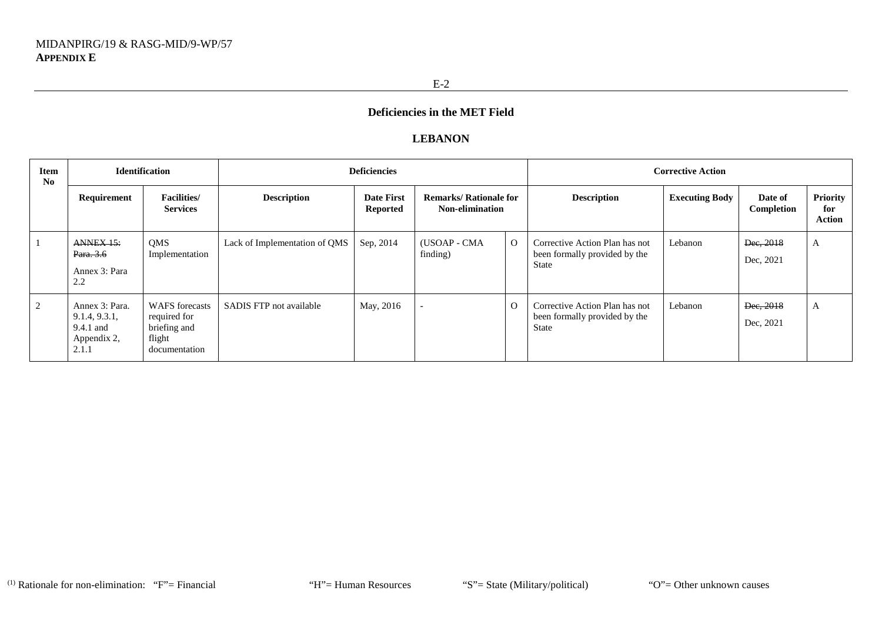## Deficiencies in the MET Field

### LEBANON

| Item No | Identification | | Deficiencies | | | | Corrective Action | | | |
|---|---|---|---|---|---|---|---|---|---|---|
| | Requirement | Facilities/ Services | Description | Date First Reported | Remarks/ Rationale for Non-elimination | | Description | Executing Body | Date of Completion | Priority for Action |
| 1 | ~~ANNEX 15: Para. 3.6~~ Annex 3: Para 2.2 | QMS Implementation | Lack of Implementation of QMS | Sep, 2014 | (USOAP - CMA finding) | O | Corrective Action Plan has not been formally provided by the State | Lebanon | ~~Dec, 2018~~ Dec, 2021 | A |
| 2 | Annex 3: Para. 9.1.4, 9.3.1, 9.4.1 and Appendix 2, 2.1.1 | WAFS forecasts required for briefing and flight documentation | SADIS FTP not available | May, 2016 | - | O | Corrective Action Plan has not been formally provided by the State | Lebanon | ~~Dec, 2018~~ Dec, 2021 | A |

(1) Rationale for non-elimination: "F"= Financial "H"= Human Resources "S"= State (Military/political) "O"= Other unknown causes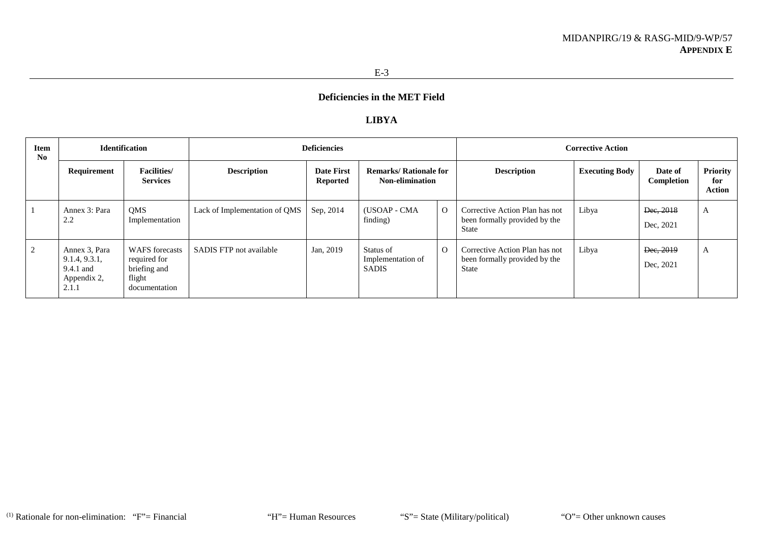## Deficiencies in the MET Field

## LIBYA

| Item No | Identification | | Deficiencies | | | | Corrective Action | | | |
|---|---|---|---|---|---|---|---|---|---|---|
| | **Requirement** | **Facilities/ Services** | **Description** | **Date First Reported** | **Remarks/ Rationale for Non-elimination** | | **Description** | **Executing Body** | **Date of Completion** | **Priority for Action** |
| 1 | Annex 3: Para 2.2 | QMS Implementation | Lack of Implementation of QMS | Sep, 2014 | (USOAP - CMA finding) | O | Corrective Action Plan has not been formally provided by the State | Libya | ~~Dec, 2018~~ Dec, 2021 | A |
| 2 | Annex 3, Para 9.1.4, 9.3.1, 9.4.1 and Appendix 2, 2.1.1 | WAFS forecasts required for briefing and flight documentation | SADIS FTP not available | Jan, 2019 | Status of Implementation of SADIS | O | Corrective Action Plan has not been formally provided by the State | Libya | ~~Dec, 2019~~ Dec, 2021 | A |

(1) Rationale for non-elimination: "F"= Financial "H"= Human Resources "S"= State (Military/political) "O"= Other unknown causes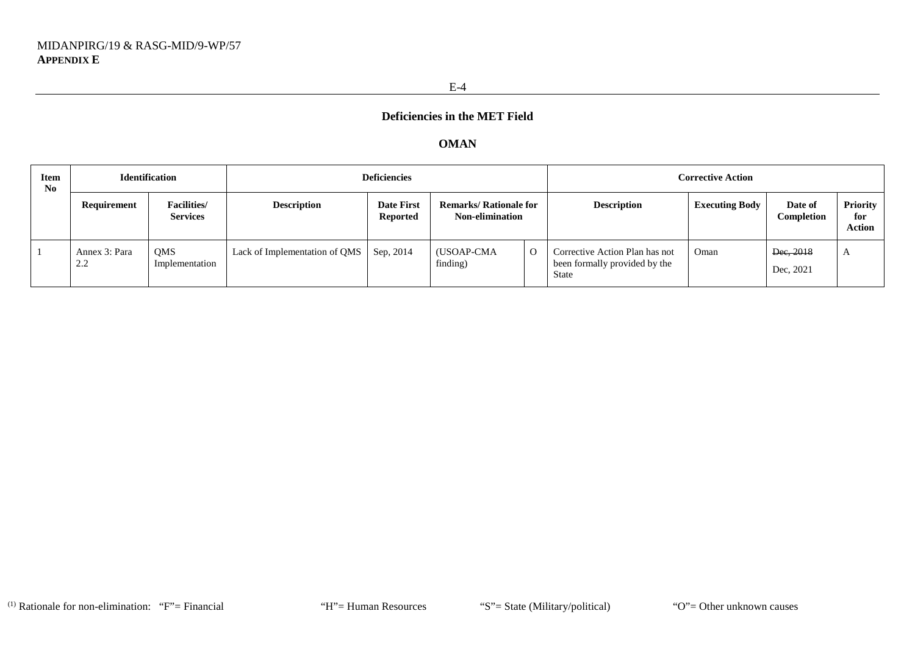## Deficiencies in the MET Field

## OMAN

| Item No | Identification | | Deficiencies | | | | Corrective Action | | | |
|---|---|---|---|---|---|---|---|---|---|---|
| | Requirement | Facilities/ Services | Description | Date First Reported | Remarks/ Rationale for Non-elimination | | Description | Executing Body | Date of Completion | Priority for Action |
| 1 | Annex 3: Para 2.2 | QMS Implementation | Lack of Implementation of QMS | Sep, 2014 | (USOAP-CMA finding) | O | Corrective Action Plan has not been formally provided by the State | Oman | ~~Dec, 2018~~ Dec, 2021 | A |

[(1)] Rationale for non-elimination: "F"= Financial "H"= Human Resources "S"= State (Military/political) "O"= Other unknown causes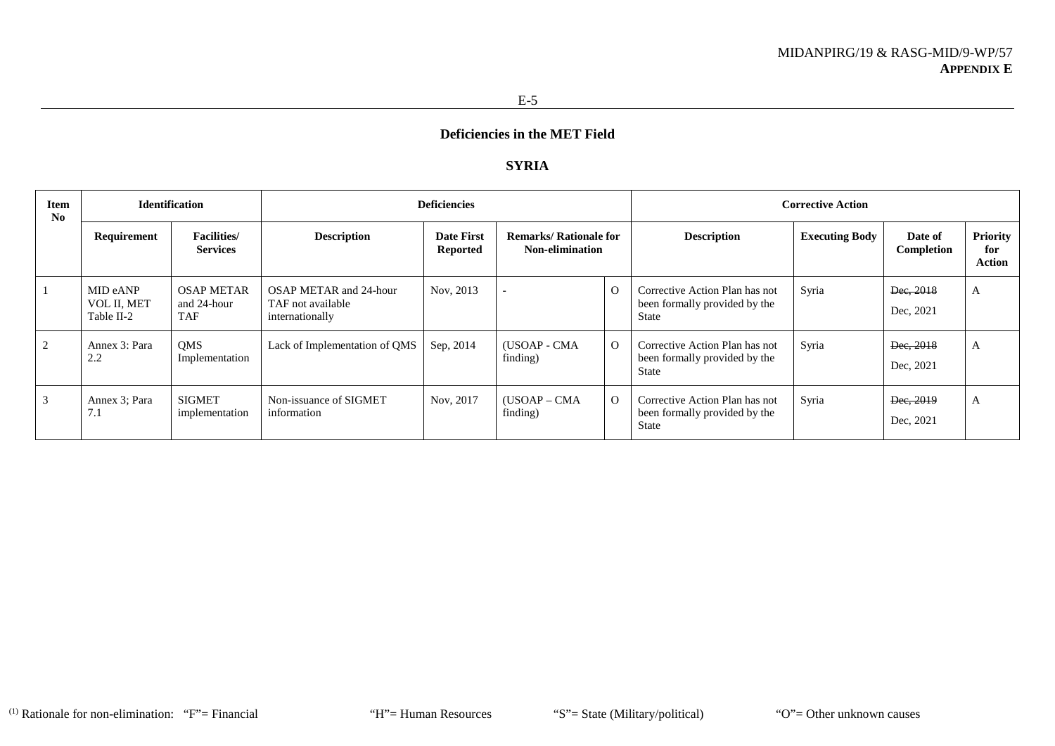## Deficiencies in the MET Field

## SYRIA

| Item No | Identification | | Deficiencies | | | | Corrective Action | | | |
|---|---|---|---|---|---|---|---|---|---|---|
| | Requirement | Facilities/ Services | Description | Date First Reported | Remarks/ Rationale for Non-elimination | | Description | Executing Body | Date of Completion | Priority for Action |
| 1 | MID eANP VOL II, MET Table II-2 | OSAP METAR and 24-hour TAF | OSAP METAR and 24-hour TAF not available internationally | Nov, 2013 | - | O | Corrective Action Plan has not been formally provided by the State | Syria | ~~Dec, 2018~~ Dec, 2021 | A |
| 2 | Annex 3: Para 2.2 | QMS Implementation | Lack of Implementation of QMS | Sep, 2014 | (USOAP - CMA finding) | O | Corrective Action Plan has not been formally provided by the State | Syria | ~~Dec, 2018~~ Dec, 2021 | A |
| 3 | Annex 3; Para 7.1 | SIGMET implementation | Non-issuance of SIGMET information | Nov, 2017 | (USOAP – CMA finding) | O | Corrective Action Plan has not been formally provided by the State | Syria | ~~Dec, 2019~~ Dec, 2021 | A |

(1) Rationale for non-elimination: "F"= Financial "H"= Human Resources "S"= State (Military/political) "O"= Other unknown causes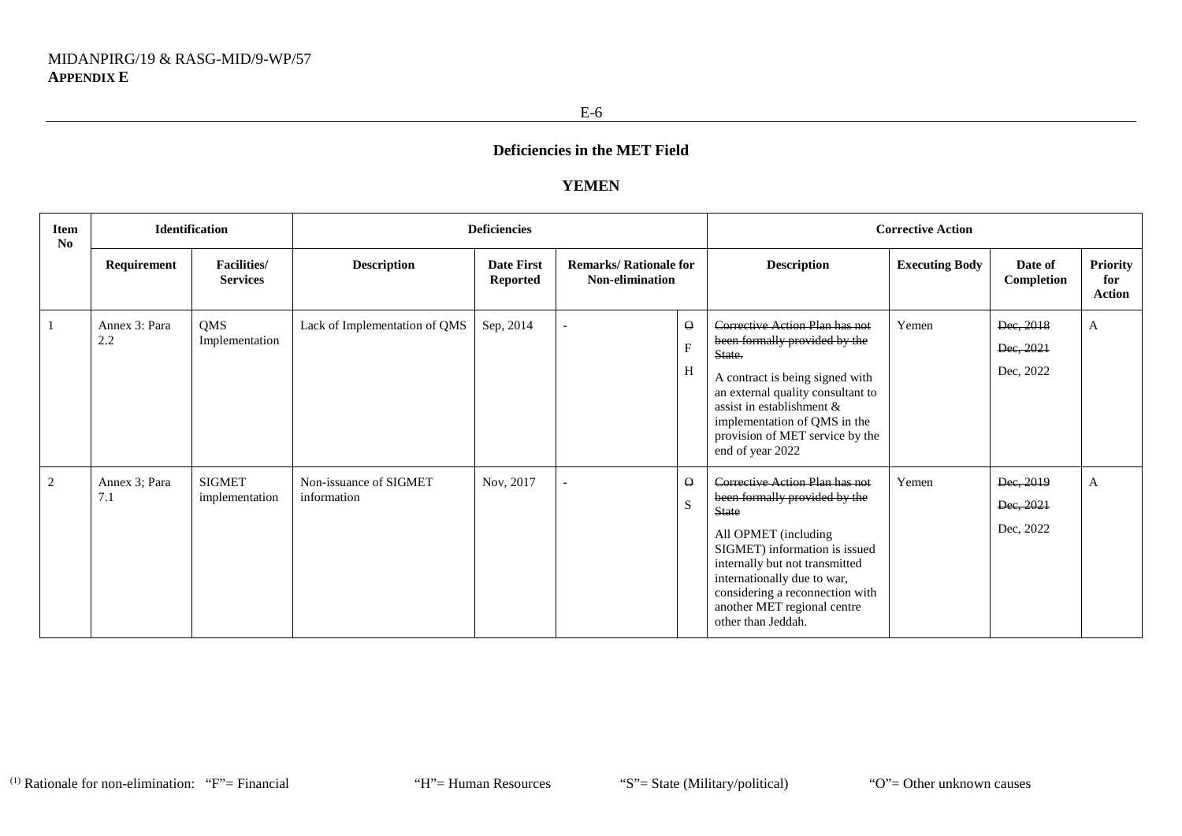MIDANPIRG/19 & RASG-MID/9-WP/57
**APPENDIX E**

## Deficiencies in the MET Field

### YEMEN

| Item No | Identification | | Deficiencies | | | | Corrective Action | | | |
|---|---|---|---|---|---|---|---|---|---|---|
| | Requirement | Facilities/ Services | Description | Date First Reported | Remarks/ Rationale for Non-elimination | | Description | Executing Body | Date of Completion | Priority for Action |
| 1 | Annex 3: Para 2.2 | QMS Implementation | Lack of Implementation of QMS | Sep, 2014 | - | ~~O~~ F H | ~~Corrective Action Plan has not been formally provided by the State.~~ A contract is being signed with an external quality consultant to assist in establishment & implementation of QMS in the provision of MET service by the end of year 2022 | Yemen | ~~Dec, 2018~~ ~~Dec, 2021~~ Dec, 2022 | A |
| 2 | Annex 3; Para 7.1 | SIGMET implementation | Non-issuance of SIGMET information | Nov, 2017 | - | ~~O~~ S | ~~Corrective Action Plan has not been formally provided by the State~~ All OPMET (including SIGMET) information is issued internally but not transmitted internationally due to war, considering a reconnection with another MET regional centre other than Jeddah. | Yemen | ~~Dec, 2019~~ ~~Dec, 2021~~ Dec, 2022 | A |

(1) Rationale for non-elimination: "F"= Financial "H"= Human Resources "S"= State (Military/political) "O"= Other unknown causes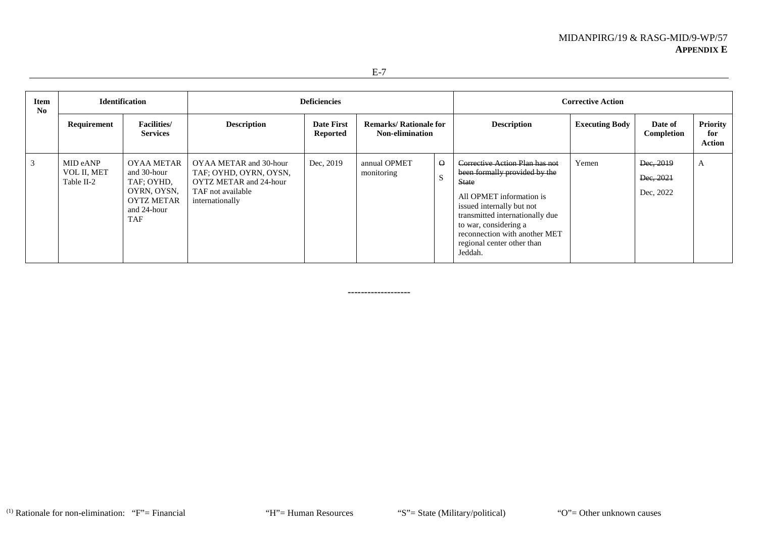| Item No | Identification | | Deficiencies | | | | Corrective Action | | | |
|---|---|---|---|---|---|---|---|---|---|---|
| | Requirement | Facilities/ Services | Description | Date First Reported | Remarks/ Rationale for Non-elimination | | Description | Executing Body | Date of Completion | Priority for Action |
| 3 | MID eANP VOL II, MET Table II-2 | OYAA METAR and 30-hour TAF; OYHD, OYRN, OYSN, OYTZ METAR and 24-hour TAF | OYAA METAR and 30-hour TAF; OYHD, OYRN, OYSN, OYTZ METAR and 24-hour TAF not available internationally | Dec, 2019 | annual OPMET monitoring | ~~O~~ S | ~~Corrective Action Plan has not been formally provided by the State~~ All OPMET information is issued internally but not transmitted internationally due to war, considering a reconnection with another MET regional center other than Jeddah. | Yemen | ~~Dec, 2019~~ ~~Dec, 2021~~ Dec, 2022 | A |

------------------

(1) Rationale for non-elimination: "F"= Financial "H"= Human Resources "S"= State (Military/political) "O"= Other unknown causes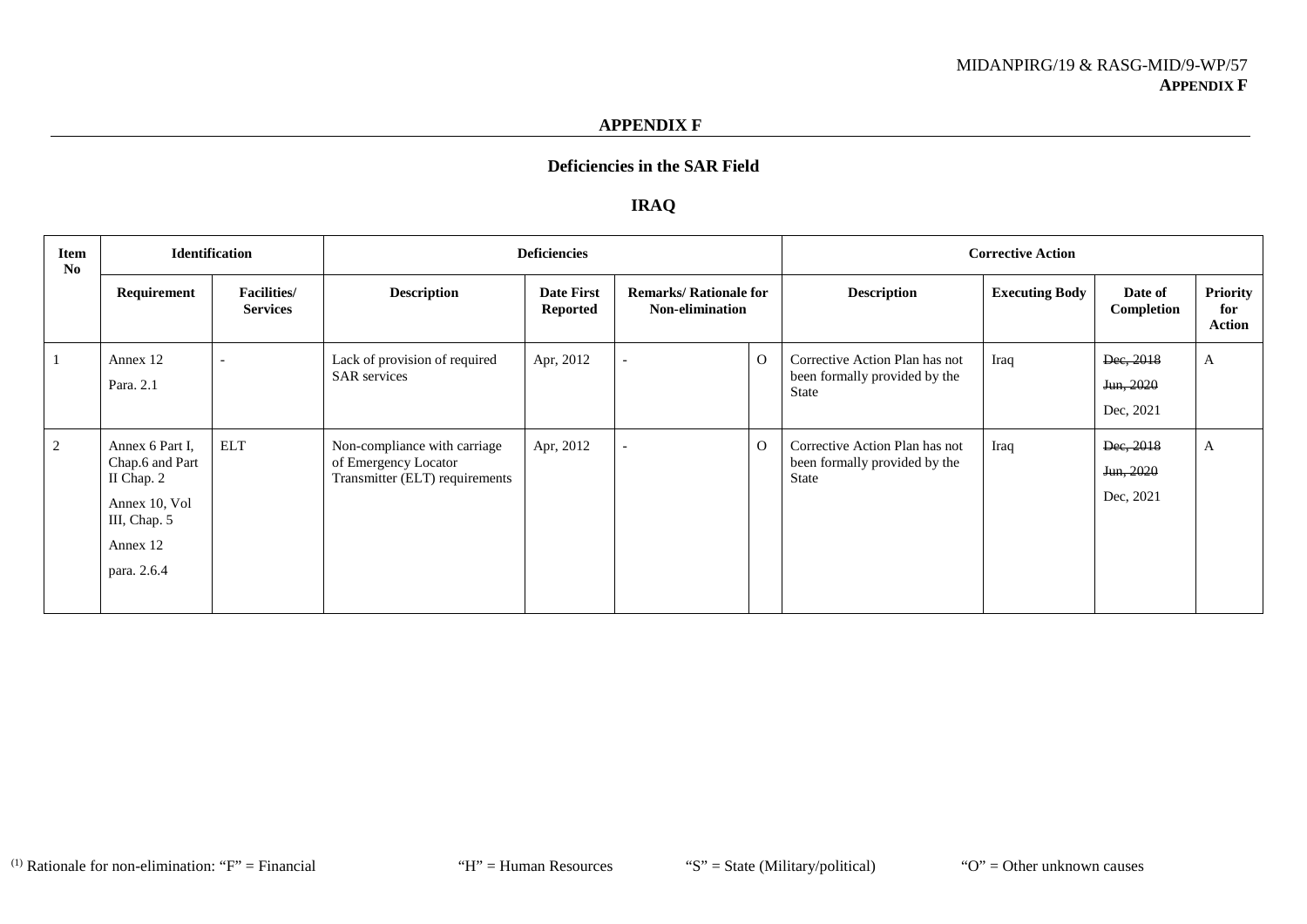## APPENDIX F

### Deficiencies in the SAR Field

### IRAQ

| Item No | Identification | | Deficiencies | | | | Corrective Action | | | |
|---|---|---|---|---|---|---|---|---|---|---|
| | Requirement | Facilities/ Services | Description | Date First Reported | Remarks/ Rationale for Non-elimination | | Description | Executing Body | Date of Completion | Priority for Action |
| 1 | Annex 12 Para. 2.1 | - | Lack of provision of required SAR services | Apr, 2012 | - | O | Corrective Action Plan has not been formally provided by the State | Iraq | ~~Dec, 2018~~ ~~Jun, 2020~~ Dec, 2021 | A |
| 2 | Annex 6 Part I, Chap.6 and Part II Chap. 2 Annex 10, Vol III, Chap. 5 Annex 12 para. 2.6.4 | ELT | Non-compliance with carriage of Emergency Locator Transmitter (ELT) requirements | Apr, 2012 | - | O | Corrective Action Plan has not been formally provided by the State | Iraq | ~~Dec, 2018~~ ~~Jun, 2020~~ Dec, 2021 | A |

(1) Rationale for non-elimination: "F" = Financial "H" = Human Resources "S" = State (Military/political) "O" = Other unknown causes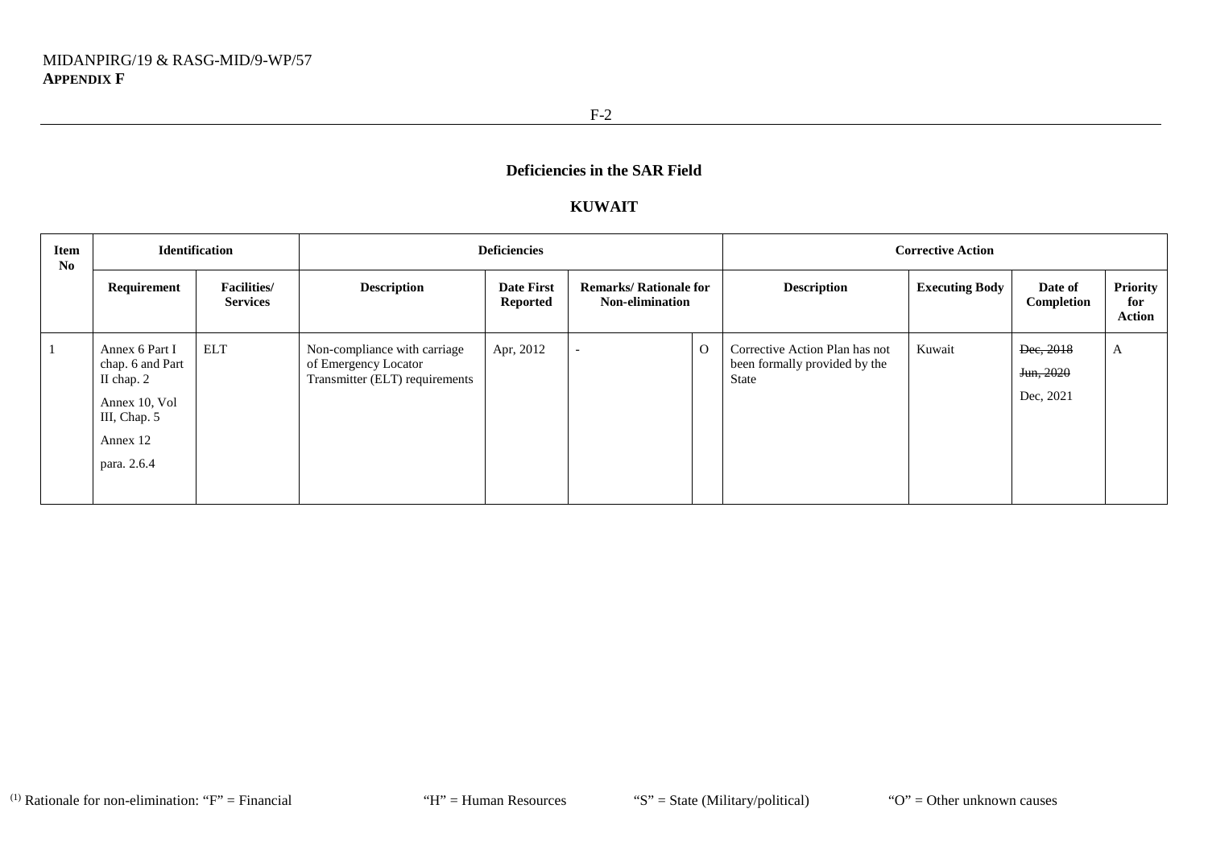## Deficiencies in the SAR Field

## KUWAIT

| Item No | Identification | | Deficiencies | | | | Corrective Action | | | |
|---|---|---|---|---|---|---|---|---|---|---|
| | Requirement | Facilities/ Services | Description | Date First Reported | Remarks/ Rationale for Non-elimination | | Description | Executing Body | Date of Completion | Priority for Action |
| 1 | Annex 6 Part I chap. 6 and Part II chap. 2<br>Annex 10, Vol III, Chap. 5<br>Annex 12<br>para. 2.6.4 | ELT | Non-compliance with carriage of Emergency Locator Transmitter (ELT) requirements | Apr, 2012 | - | O | Corrective Action Plan has not been formally provided by the State | Kuwait | ~~Dec, 2018~~<br>~~Jun, 2020~~<br>Dec, 2021 | A |

(1) Rationale for non-elimination: "F" = Financial "H" = Human Resources "S" = State (Military/political) "O" = Other unknown causes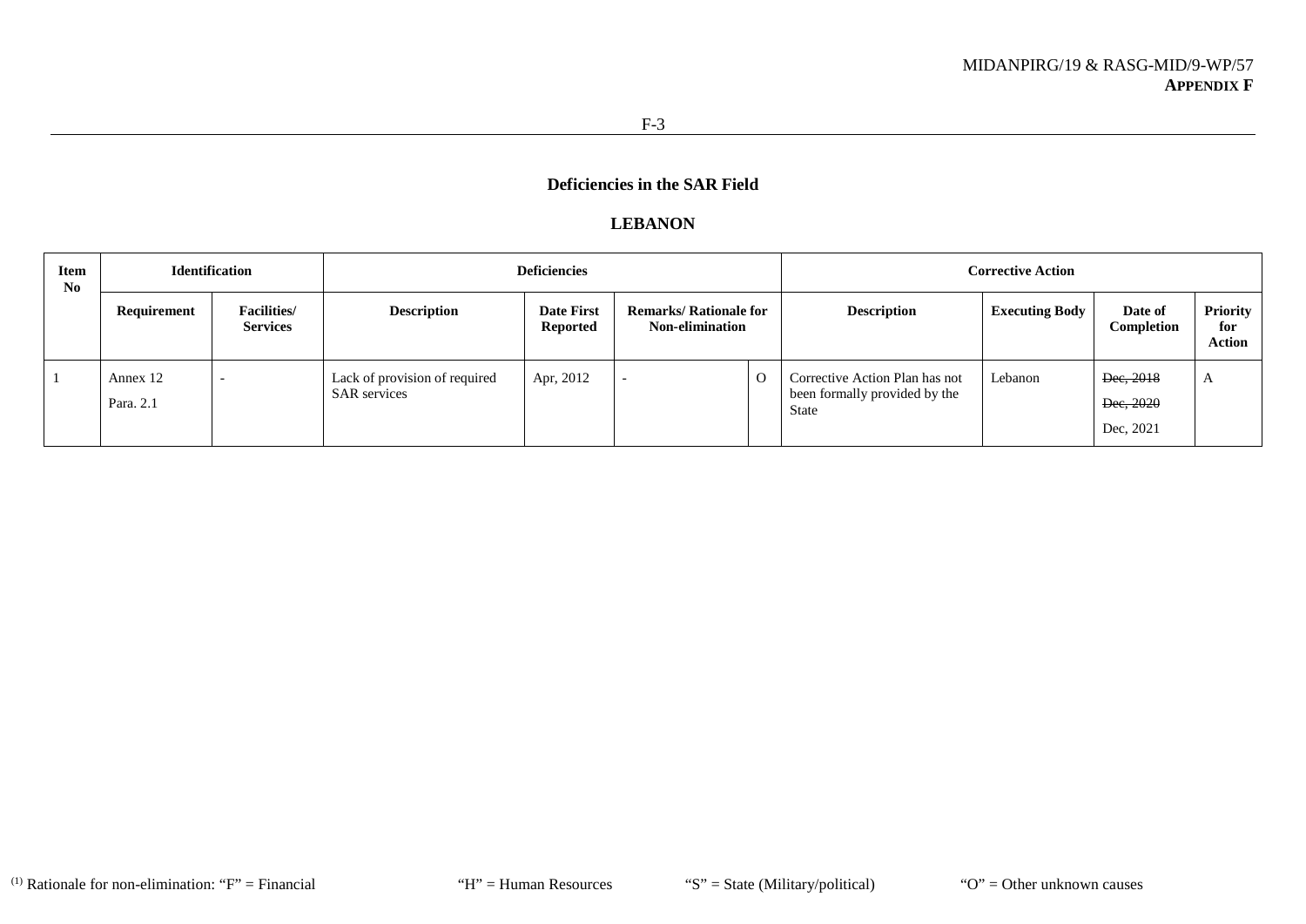## Deficiencies in the SAR Field

## LEBANON

| Item No | Identification | | Deficiencies | | | | Corrective Action | | | |
|---|---|---|---|---|---|---|---|---|---|---|
| | Requirement | Facilities/ Services | Description | Date First Reported | Remarks/ Rationale for Non-elimination | | Description | Executing Body | Date of Completion | Priority for Action |
| 1 | Annex 12 Para. 2.1 | - | Lack of provision of required SAR services | Apr, 2012 | - | O | Corrective Action Plan has not been formally provided by the State | Lebanon | ~~Dec, 2018~~ ~~Dec, 2020~~ Dec, 2021 | A |

[(1)] Rationale for non-elimination: "F" = Financial "H" = Human Resources "S" = State (Military/political) "O" = Other unknown causes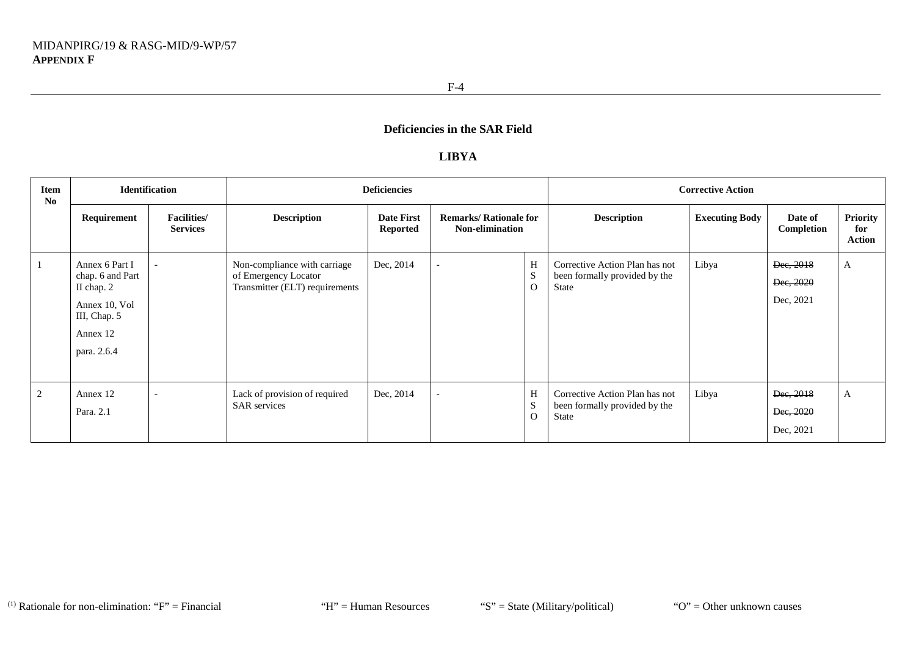## Deficiencies in the SAR Field

### LIBYA

| Item No | Identification | | Deficiencies | | | | Corrective Action | | | |
|---|---|---|---|---|---|---|---|---|---|---|
| | Requirement | Facilities/ Services | Description | Date First Reported | Remarks/ Rationale for Non-elimination | | Description | Executing Body | Date of Completion | Priority for Action |
| 1 | Annex 6 Part I chap. 6 and Part II chap. 2<br>Annex 10, Vol III, Chap. 5<br>Annex 12<br>para. 2.6.4 | - | Non-compliance with carriage of Emergency Locator Transmitter (ELT) requirements | Dec, 2014 | - | H S O | Corrective Action Plan has not been formally provided by the State | Libya | ~~Dec, 2018~~<br>~~Dec, 2020~~<br>Dec, 2021 | A |
| 2 | Annex 12<br>Para. 2.1 | - | Lack of provision of required SAR services | Dec, 2014 | - | H S O | Corrective Action Plan has not been formally provided by the State | Libya | ~~Dec, 2018~~<br>~~Dec, 2020~~<br>Dec, 2021 | A |

(1) Rationale for non-elimination: "F" = Financial "H" = Human Resources "S" = State (Military/political) "O" = Other unknown causes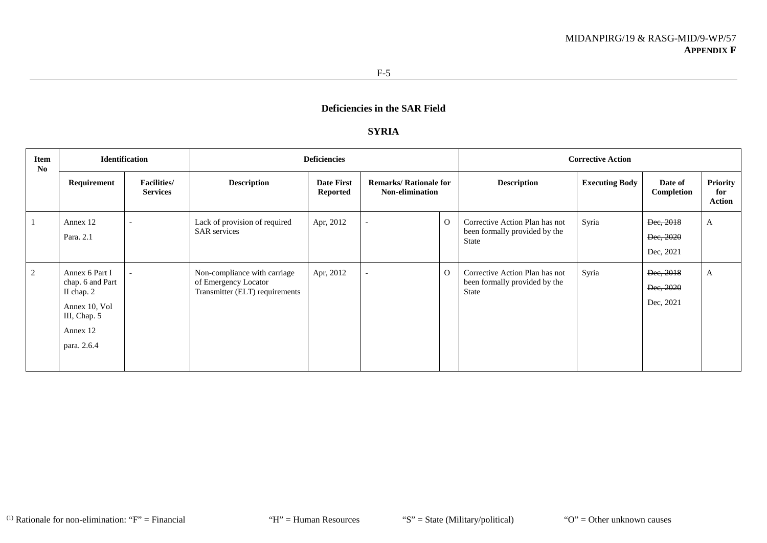## Deficiencies in the SAR Field

## SYRIA

| Item No | Identification | | Deficiencies | | | | Corrective Action | | | |
|---|---|---|---|---|---|---|---|---|---|---|
| | Requirement | Facilities/ Services | Description | Date First Reported | Remarks/ Rationale for Non-elimination | | Description | Executing Body | Date of Completion | Priority for Action |
| 1 | Annex 12 Para. 2.1 | - | Lack of provision of required SAR services | Apr, 2012 | - | O | Corrective Action Plan has not been formally provided by the State | Syria | ~~Dec, 2018~~ ~~Dec, 2020~~ Dec, 2021 | A |
| 2 | Annex 6 Part I chap. 6 and Part II chap. 2 Annex 10, Vol III, Chap. 5 Annex 12 para. 2.6.4 | - | Non-compliance with carriage of Emergency Locator Transmitter (ELT) requirements | Apr, 2012 | - | O | Corrective Action Plan has not been formally provided by the State | Syria | ~~Dec, 2018~~ ~~Dec, 2020~~ Dec, 2021 | A |

(1) Rationale for non-elimination: "F" = Financial "H" = Human Resources "S" = State (Military/political) "O" = Other unknown causes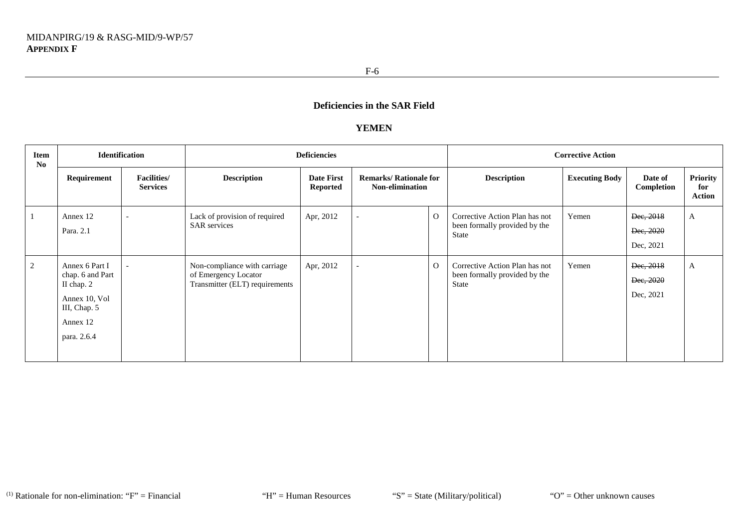## Deficiencies in the SAR Field

## YEMEN

| Item No | Identification | | Deficiencies | | | | Corrective Action | | | |
|---|---|---|---|---|---|---|---|---|---|---|
| | Requirement | Facilities/ Services | Description | Date First Reported | Remarks/ Rationale for Non-elimination | | Description | Executing Body | Date of Completion | Priority for Action |
| 1 | Annex 12 Para. 2.1 | - | Lack of provision of required SAR services | Apr, 2012 | - | O | Corrective Action Plan has not been formally provided by the State | Yemen | ~~Dec, 2018~~ ~~Dec, 2020~~ Dec, 2021 | A |
| 2 | Annex 6 Part I chap. 6 and Part II chap. 2 Annex 10, Vol III, Chap. 5 Annex 12 para. 2.6.4 | - | Non-compliance with carriage of Emergency Locator Transmitter (ELT) requirements | Apr, 2012 | - | O | Corrective Action Plan has not been formally provided by the State | Yemen | ~~Dec, 2018~~ ~~Dec, 2020~~ Dec, 2021 | A |

(1) Rationale for non-elimination: "F" = Financial "H" = Human Resources "S" = State (Military/political) "O" = Other unknown causes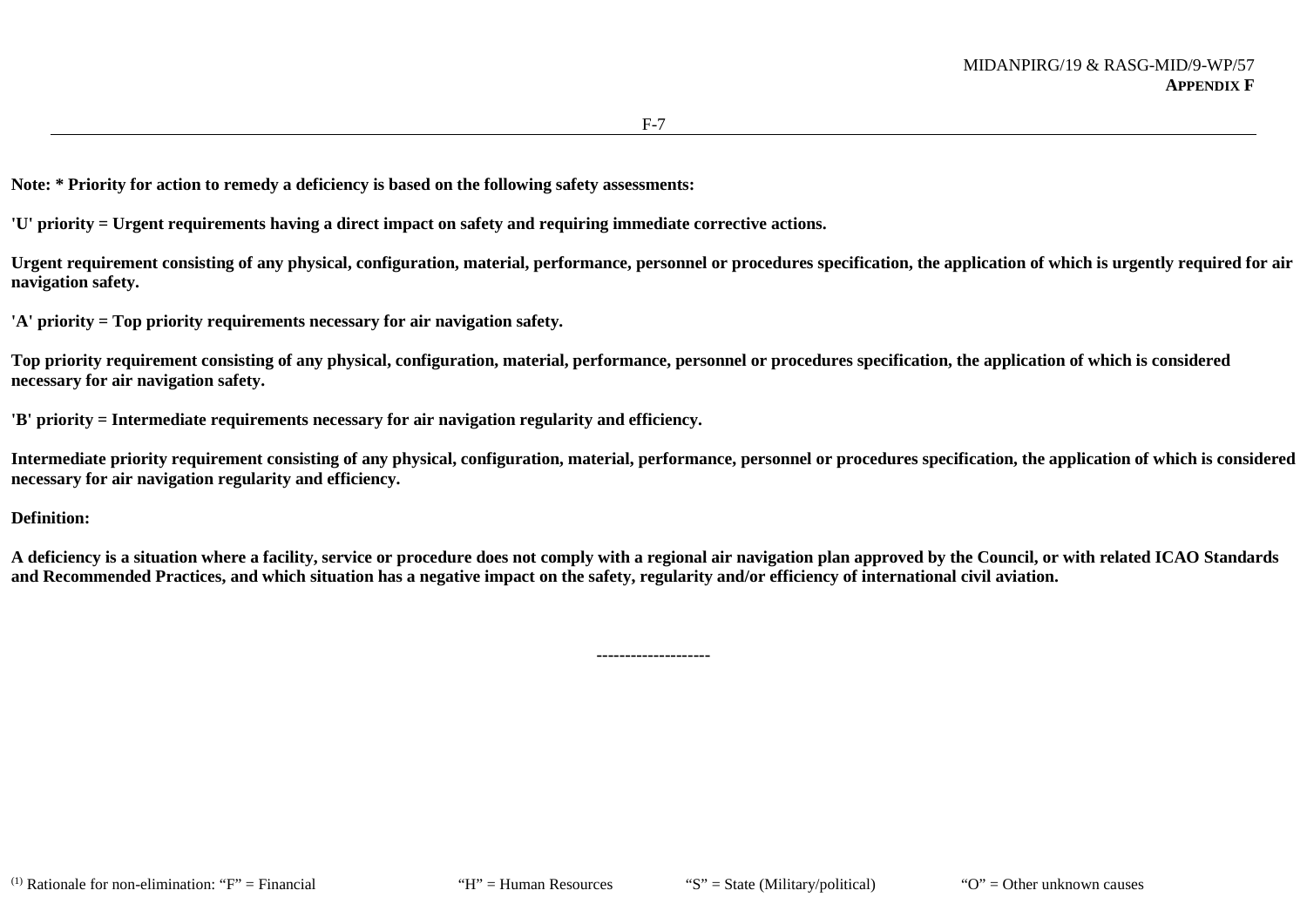**Note: * Priority for action to remedy a deficiency is based on the following safety assessments:**

**'U' priority = Urgent requirements having a direct impact on safety and requiring immediate corrective actions.**

**Urgent requirement consisting of any physical, configuration, material, performance, personnel or procedures specification, the application of which is urgently required for air navigation safety.**

**'A' priority = Top priority requirements necessary for air navigation safety.**

**Top priority requirement consisting of any physical, configuration, material, performance, personnel or procedures specification, the application of which is considered necessary for air navigation safety.**

**'B' priority = Intermediate requirements necessary for air navigation regularity and efficiency.**

**Intermediate priority requirement consisting of any physical, configuration, material, performance, personnel or procedures specification, the application of which is considered necessary for air navigation regularity and efficiency.**

**Definition:**

**A deficiency is a situation where a facility, service or procedure does not comply with a regional air navigation plan approved by the Council, or with related ICAO Standards and Recommended Practices, and which situation has a negative impact on the safety, regularity and/or efficiency of international civil aviation.**

--------------------

(1) Rationale for non-elimination: "F" = Financial "H" = Human Resources "S" = State (Military/political) "O" = Other unknown causes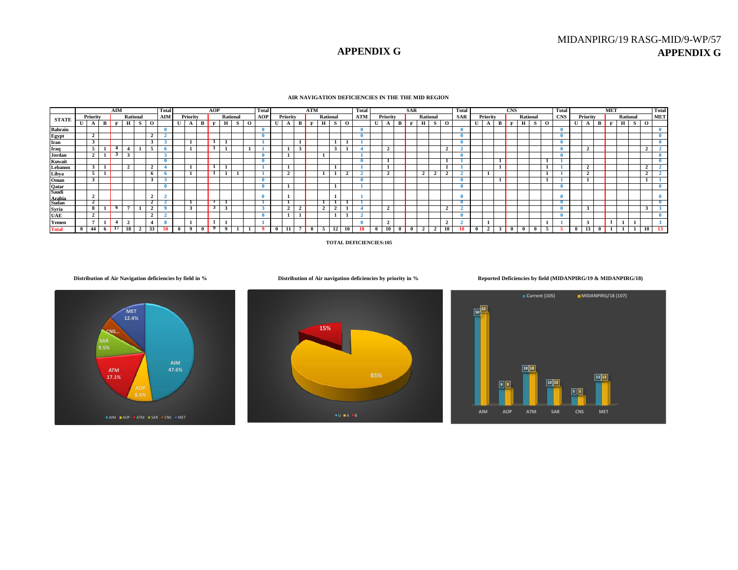# APPENDIX G

**AIR NAVIGATION DEFICIENCIES IN THE THE MID REGION**

| STATE | AIM | | | | | | | Total | AOP | | | | | | | Total | ATM | | | | | | | Total | SAR | | | | | | | Total | CNS | | | | | | | Total | MET | | | | | | | Total |
|---|---|---|---|---|---|---|---|---|---|---|---|---|---|---|---|---|---|---|---|---|---|---|---|---|---|---|---|---|---|---|---|---|---|---|---|---|---|---|---|---|---|---|---|---|---|---|---|---|
| | Priority | | | Rational | | | | AIM | Priority | | | Rational | | | | AOP | Priority | | | Rational | | | | ATM | Priority | | | Rational | | | | SAR | Priority | | | Rational | | | | CNS | Priority | | | Rational | | | | MET |
| | U | A | B | F | H | S | O | | U | A | B | F | H | S | O | | U | A | B | F | H | S | O | | U | A | B | F | H | S | O | | U | A | B | F | H | S | O | | U | A | B | F | H | S | O | |
| Bahrain | | | | | | | | 0 | | | | | | | | 0 | | | | | | | | 0 | | | | | | | | 0 | | | | | | | | 0 | | | | | | | | 0 |
| Egypt | | 2 | | | | | 2 | 2 | | | | | | | | 0 | | | | | | | | 0 | | | | | | | | 0 | | | | | | | | 0 | | | | | | | | 0 |
| Iran | | 3 | | | | | 3 | 3 | | 1 | | 1 | 1 | | | 1 | | | | | | 1 | 1 | 1 | | | | | | | | 0 | | | | | | | | 0 | | | | | | | | 0 |
| Iraq | | 5 | 1 | 4 | 4 | 1 | 5 | 6 | | 1 | | 1 | 1 | | 1 | 1 | | 1 | 3 | | | 3 | 1 | 4 | | 2 | | | | | 2 | 2 | | | | | | | | 0 | | 2 | | | | | 2 | 2 |
| Jordan | | 2 | 1 | 3 | 3 | | | 3 | | | | | | | | 0 | | 1 | | | 1 | | | 1 | | | | | | | | 0 | | | | | | | | 0 | | | | | | | | 0 |
| Kuwait | | | | | | | | 0 | | | | | | | | 0 | | | | | | | | 0 | | 1 | | | | | 1 | 1 | | | 1 | | | | 1 | 1 | | | | | | | | 0 |
| Lebanon | | 3 | 1 | | 2 | | 2 | 4 | | 1 | | 1 | 1 | | | 1 | | 1 | | | | 1 | | 1 | | 1 | | | | | 1 | 1 | | | 1 | | | | 1 | 1 | | 2 | | | | | 2 | 2 |
| Libya | | 5 | 1 | | | | 6 | 6 | | 1 | | 1 | 1 | 1 | | 1 | | 2 | | | 1 | 1 | 2 | 2 | | 2 | | | 2 | 2 | 2 | 2 | | 1 | | | | | 1 | 1 | | 2 | | | | | 2 | 2 |
| Oman | | 3 | | | | | 3 | 3 | | | | | | | | 0 | | | | | | | | 0 | | | | | | | | 0 | | | 1 | | | | 1 | 1 | | 1 | | | | | 1 | 1 |
| Qatar | | | | | | | | 0 | | | | | | | | 0 | | 1 | | | | 1 | | 1 | | | | | | | | 0 | | | | | | | | 0 | | | | | | | | 0 |
| Saudi Arabia | | 2 | | | | | 2 | 2 | | | | | | | | 0 | | 1 | | | | 1 | | 1 | | | | | | | | 0 | | | | | | | | 0 | | | | | | | | 0 |
| Sudan | | 2 | | | | | 2 | 2 | | 1 | | 1 | 1 | | | 1 | | 1 | | | 1 | 1 | 1 | 1 | | | | | | | | 0 | | | | | | | | 0 | | | | | | | | 0 |
| Syria | | 8 | 1 | 6 | 7 | 1 | 2 | 9 | | 3 | | 3 | 3 | | | 3 | | 2 | 2 | | 2 | 2 | 1 | 4 | | 2 | | | | | 2 | 2 | | | | | | | | 0 | | 3 | | | | | 3 | 3 |
| UAE | | 2 | | | | | 2 | 2 | | | | | | | | 0 | | 1 | 1 | | | 1 | 1 | 2 | | | | | | | | 0 | | | | | | | | 0 | | | | | | | | 0 |
| Yemen | | 7 | 1 | 4 | 2 | | 4 | 8 | | 1 | | 1 | 1 | | | 1 | | | | | | | | 0 | | 2 | | | | | 2 | 2 | | 1 | | | | | 1 | 1 | | 3 | | 1 | 1 | 1 | | 3 |
| Total | 0 | 44 | 6 | 17 | 18 | 2 | 33 | 50 | 0 | 9 | 0 | 9 | 9 | 1 | 1 | 9 | 0 | 11 | 7 | 0 | 5 | 12 | 10 | 18 | 0 | 10 | 0 | 0 | 2 | 2 | 10 | 10 | 0 | 2 | 3 | 0 | 0 | 0 | 5 | 5 | 0 | 13 | 0 | 1 | 1 | 1 | 10 | 13 |

**TOTAL DEFICIENCIES:105**

**Distribution of Air Navigation deficiencies by field in %**

MET 12.4%
CNS...
SAR 9.5%
ATM 17.1%
AOP 8.6%
AIM 47.6%
AIM AOP ATM SAR CNS MET

**Distribution of Air navigation deficiencies by priority in %**

15%
85%
U A B

**Reported Deficiencies by field (MIDANPIRG/19 & MIDANPIRG/18)**

Current (105) MIDANPIRG/18 (107)
50 52
9 9
18 18
10 10
5 5
13 13
AIM AOP ATM SAR CNS MET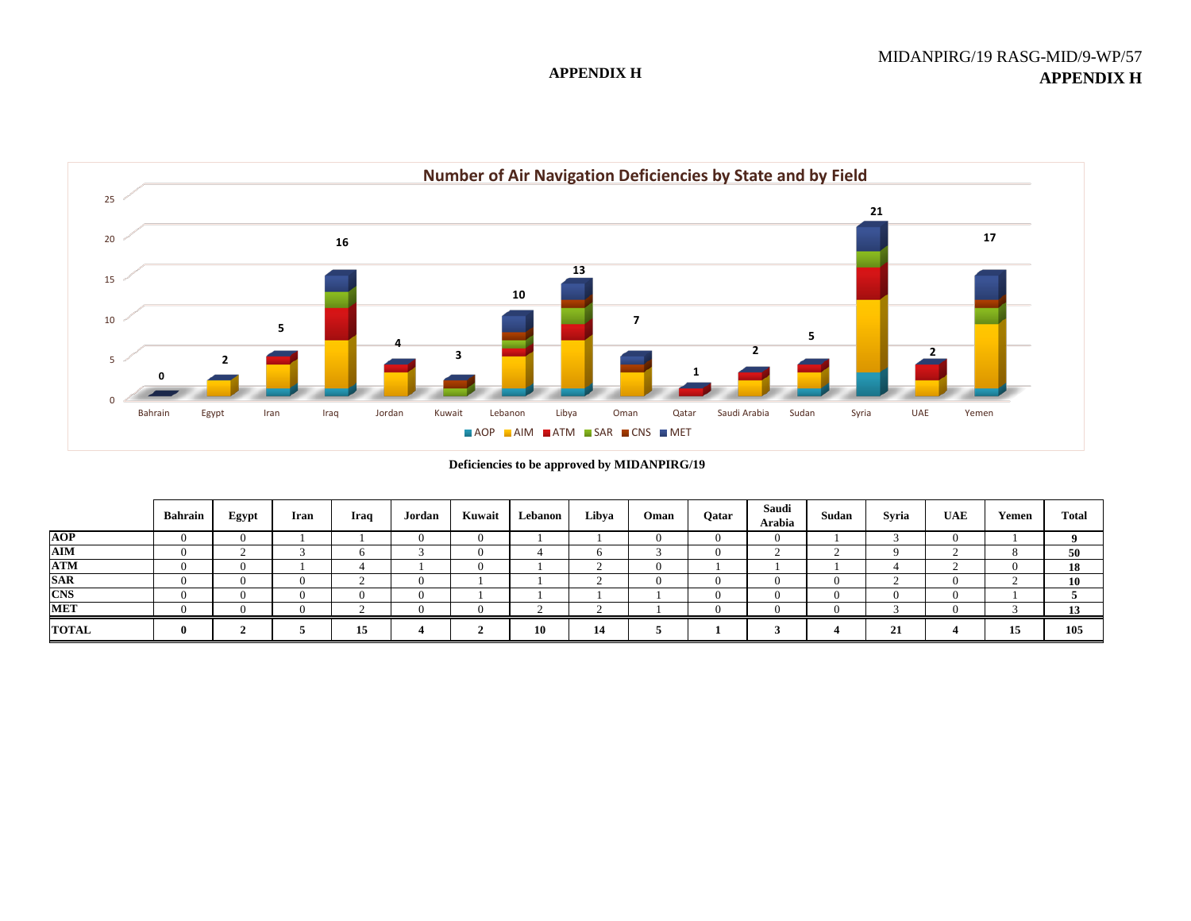**APPENDIX H**

MIDANPIRG/19 RASG-MID/9-WP/57
**APPENDIX H**

Number of Air Navigation Deficiencies by State and by Field

25
20
15
10
5
0

0 2 5 16 4 3 10 13 7 1 2 5 21 2 17

Bahrain Egypt Iran Iraq Jordan Kuwait Lebanon Libya Oman Qatar Saudi Arabia Sudan Syria UAE Yemen

AOP AIM ATM SAR CNS MET

**Deficiencies to be approved by MIDANPIRG/19**

| | Bahrain | Egypt | Iran | Iraq | Jordan | Kuwait | Lebanon | Libya | Oman | Qatar | Saudi Arabia | Sudan | Syria | UAE | Yemen | Total |
|---|---|---|---|---|---|---|---|---|---|---|---|---|---|---|---|---|
| **AOP** | 0 | 0 | 1 | 1 | 0 | 0 | 1 | 1 | 0 | 0 | 0 | 1 | 3 | 0 | 1 | **9** |
| **AIM** | 0 | 2 | 3 | 6 | 3 | 0 | 4 | 6 | 3 | 0 | 2 | 2 | 9 | 2 | 8 | **50** |
| **ATM** | 0 | 0 | 1 | 4 | 1 | 0 | 1 | 2 | 0 | 1 | 1 | 1 | 4 | 2 | 0 | **18** |
| **SAR** | 0 | 0 | 0 | 2 | 0 | 1 | 1 | 2 | 0 | 0 | 0 | 0 | 2 | 0 | 2 | **10** |
| **CNS** | 0 | 0 | 0 | 0 | 0 | 1 | 1 | 1 | 1 | 0 | 0 | 0 | 0 | 0 | 1 | **5** |
| **MET** | 0 | 0 | 0 | 2 | 0 | 0 | 2 | 2 | 1 | 0 | 0 | 0 | 3 | 0 | 3 | **13** |
| **TOTAL** | **0** | **2** | **5** | **15** | **4** | **2** | **10** | **14** | **5** | **1** | **3** | **4** | **21** | **4** | **15** | **105** |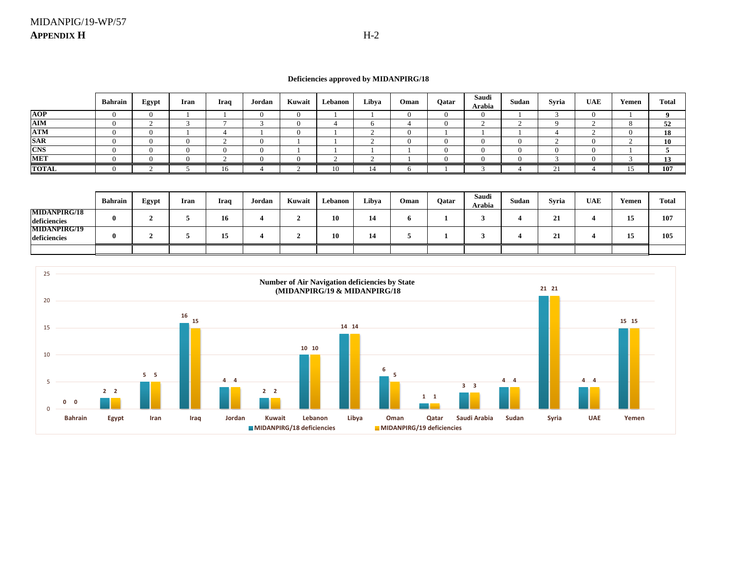MIDANPIG/19-WP/57

**APPENDIX H**

**Deficiencies approved by MIDANPIRG/18**

| | Bahrain | Egypt | Iran | Iraq | Jordan | Kuwait | Lebanon | Libya | Oman | Qatar | Saudi Arabia | Sudan | Syria | UAE | Yemen | Total |
|---|---|---|---|---|---|---|---|---|---|---|---|---|---|---|---|---|
| **AOP** | 0 | 0 | 1 | 1 | 0 | 0 | 1 | 1 | 0 | 0 | 0 | 1 | 3 | 0 | 1 | **9** |
| **AIM** | 0 | 2 | 3 | 7 | 3 | 0 | 4 | 6 | 4 | 0 | 2 | 2 | 9 | 2 | 8 | **52** |
| **ATM** | 0 | 0 | 1 | 4 | 1 | 0 | 1 | 2 | 0 | 1 | 1 | 1 | 4 | 2 | 0 | **18** |
| **SAR** | 0 | 0 | 0 | 2 | 0 | 1 | 1 | 2 | 0 | 0 | 0 | 0 | 2 | 0 | 2 | **10** |
| **CNS** | 0 | 0 | 0 | 0 | 0 | 1 | 1 | 1 | 1 | 0 | 0 | 0 | 0 | 0 | 1 | **5** |
| **MET** | 0 | 0 | 0 | 2 | 0 | 0 | 2 | 2 | 1 | 0 | 0 | 0 | 3 | 0 | 3 | **13** |
| **TOTAL** | 0 | 2 | 5 | 16 | 4 | 2 | 10 | 14 | 6 | 1 | 3 | 4 | 21 | 4 | 15 | **107** |

| | Bahrain | Egypt | Iran | Iraq | Jordan | Kuwait | Lebanon | Libya | Oman | Qatar | Saudi Arabia | Sudan | Syria | UAE | Yemen | Total |
|---|---|---|---|---|---|---|---|---|---|---|---|---|---|---|---|---|
| **MIDANPIRG/18 deficiencies** | **0** | **2** | **5** | **16** | **4** | **2** | **10** | **14** | **6** | **1** | **3** | **4** | **21** | **4** | **15** | **107** |
| **MIDANPIRG/19 deficiencies** | **0** | **2** | **5** | **15** | **4** | **2** | **10** | **14** | **5** | **1** | **3** | **4** | **21** | **4** | **15** | **105** |
| | | | | | | | | | | | | | | | | |

**Number of Air Navigation deficiencies by State (MIDANPIRG/19 & MIDANPIRG/18**

0 5 10 15 20 25

0 0 Bahrain
2 2 Egypt
5 5 Iran
16 15 Iraq
4 4 Jordan
2 2 Kuwait
10 10 Lebanon
14 14 Libya
6 5 Oman
1 1 Qatar
3 3 Saudi Arabia
4 4 Sudan
21 21 Syria
4 4 UAE
15 15 Yemen

MIDANPIRG/18 deficiencies

MIDANPIRG/19 deficiencies